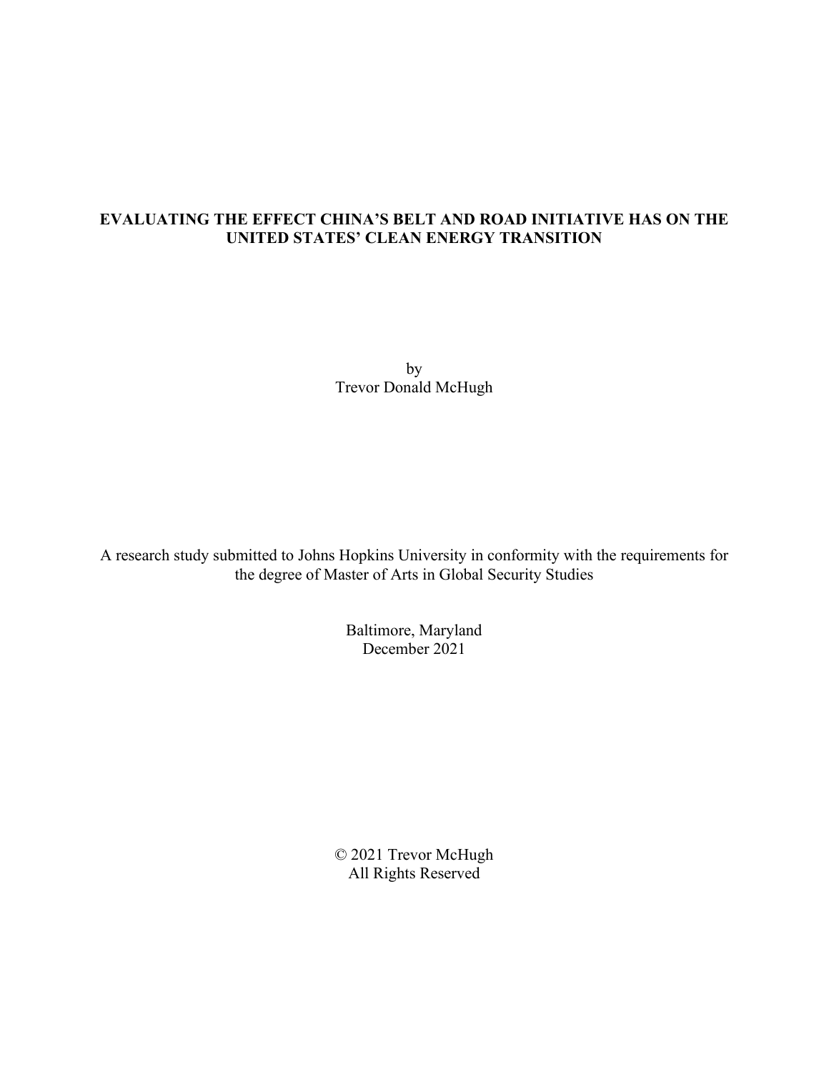# EVALUATING THE EFFECT CHINA'S BELT AND ROAD INITIATIVE HAS ON THE UNITED STATES' CLEAN ENERGY TRANSITION

by
Trevor Donald McHugh

A research study submitted to Johns Hopkins University in conformity with the requirements for the degree of Master of Arts in Global Security Studies

Baltimore, Maryland
December 2021

© 2021 Trevor McHugh
All Rights Reserved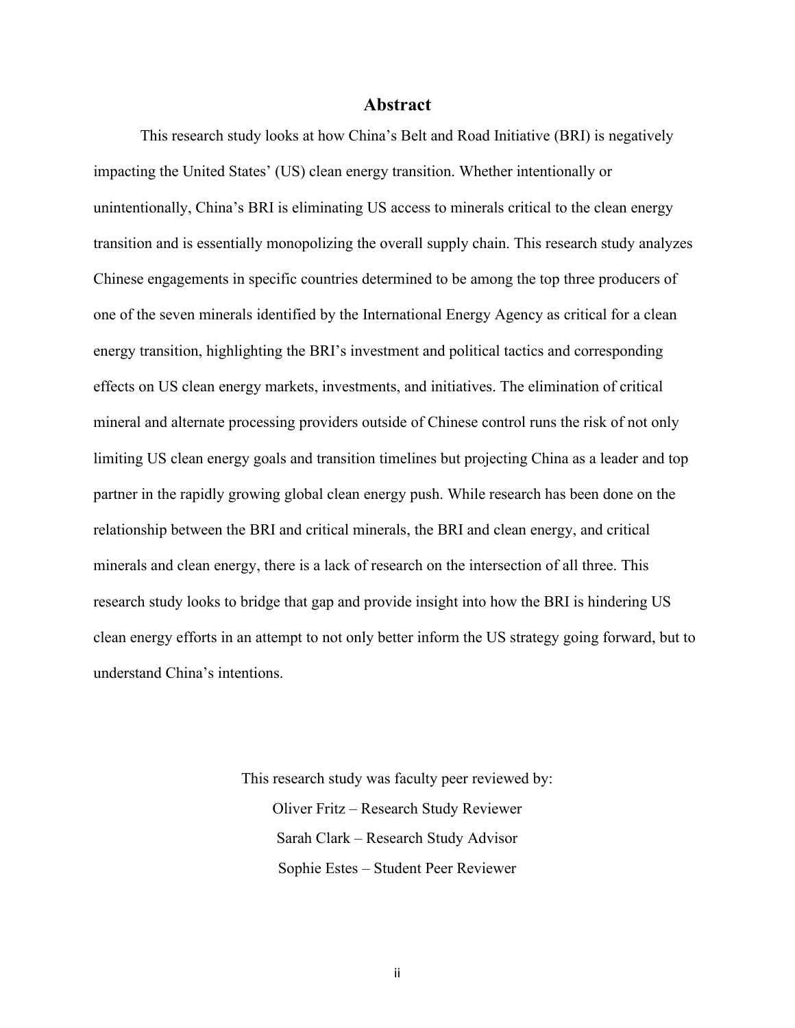## Abstract

This research study looks at how China's Belt and Road Initiative (BRI) is negatively impacting the United States' (US) clean energy transition. Whether intentionally or unintentionally, China's BRI is eliminating US access to minerals critical to the clean energy transition and is essentially monopolizing the overall supply chain. This research study analyzes Chinese engagements in specific countries determined to be among the top three producers of one of the seven minerals identified by the International Energy Agency as critical for a clean energy transition, highlighting the BRI's investment and political tactics and corresponding effects on US clean energy markets, investments, and initiatives. The elimination of critical mineral and alternate processing providers outside of Chinese control runs the risk of not only limiting US clean energy goals and transition timelines but projecting China as a leader and top partner in the rapidly growing global clean energy push. While research has been done on the relationship between the BRI and critical minerals, the BRI and clean energy, and critical minerals and clean energy, there is a lack of research on the intersection of all three. This research study looks to bridge that gap and provide insight into how the BRI is hindering US clean energy efforts in an attempt to not only better inform the US strategy going forward, but to understand China's intentions.

This research study was faculty peer reviewed by:

Oliver Fritz – Research Study Reviewer

Sarah Clark – Research Study Advisor

Sophie Estes – Student Peer Reviewer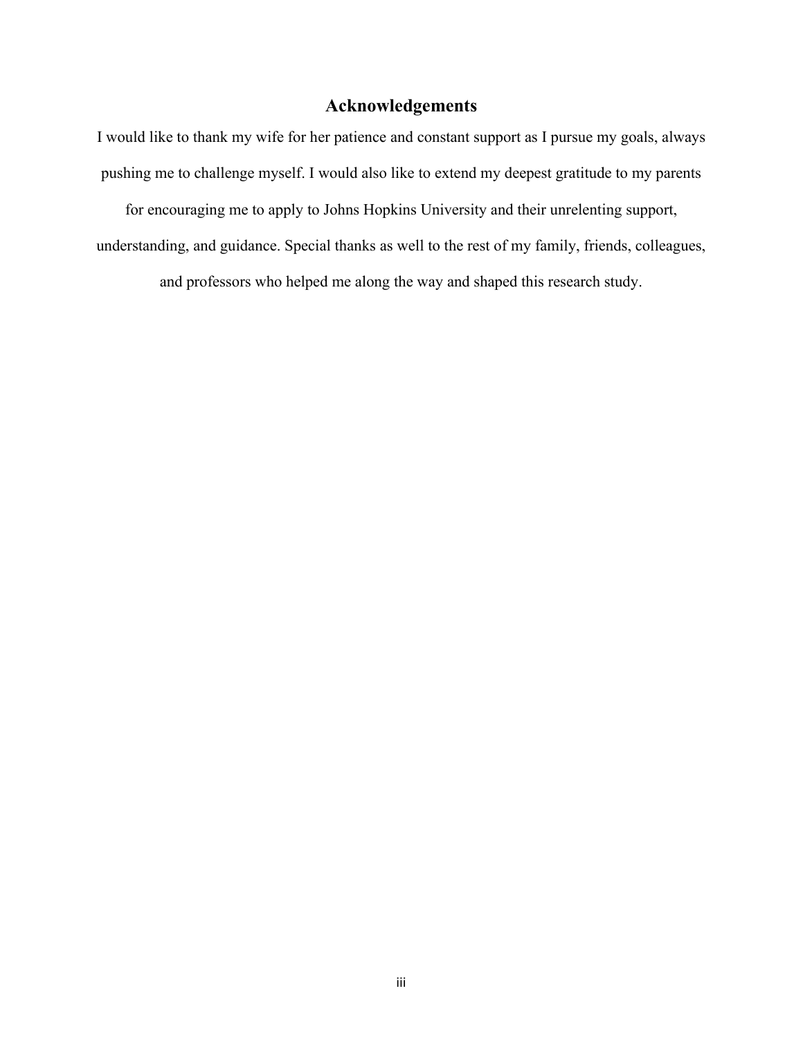## Acknowledgements

I would like to thank my wife for her patience and constant support as I pursue my goals, always pushing me to challenge myself. I would also like to extend my deepest gratitude to my parents for encouraging me to apply to Johns Hopkins University and their unrelenting support, understanding, and guidance. Special thanks as well to the rest of my family, friends, colleagues, and professors who helped me along the way and shaped this research study.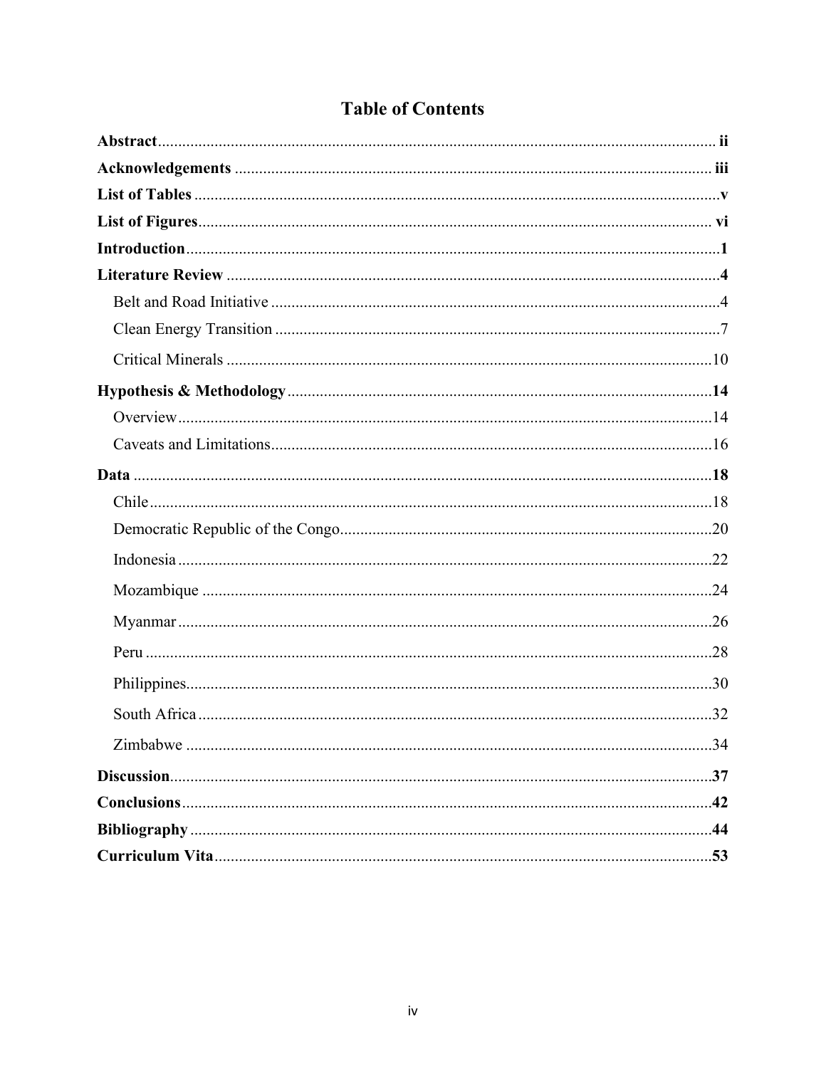# Table of Contents

**Abstract** ..... **ii**

**Acknowledgements** ..... **iii**

**List of Tables** ..... **v**

**List of Figures** ..... **vi**

**Introduction** ..... **1**

**Literature Review** ..... **4**

- Belt and Road Initiative ..... 4
- Clean Energy Transition ..... 7
- Critical Minerals ..... 10

**Hypothesis & Methodology** ..... **14**

- Overview ..... 14
- Caveats and Limitations ..... 16

**Data** ..... **18**

- Chile ..... 18
- Democratic Republic of the Congo ..... 20
- Indonesia ..... 22
- Mozambique ..... 24
- Myanmar ..... 26
- Peru ..... 28
- Philippines ..... 30
- South Africa ..... 32
- Zimbabwe ..... 34

**Discussion** ..... **37**

**Conclusions** ..... **42**

**Bibliography** ..... **44**

**Curriculum Vita** ..... **53**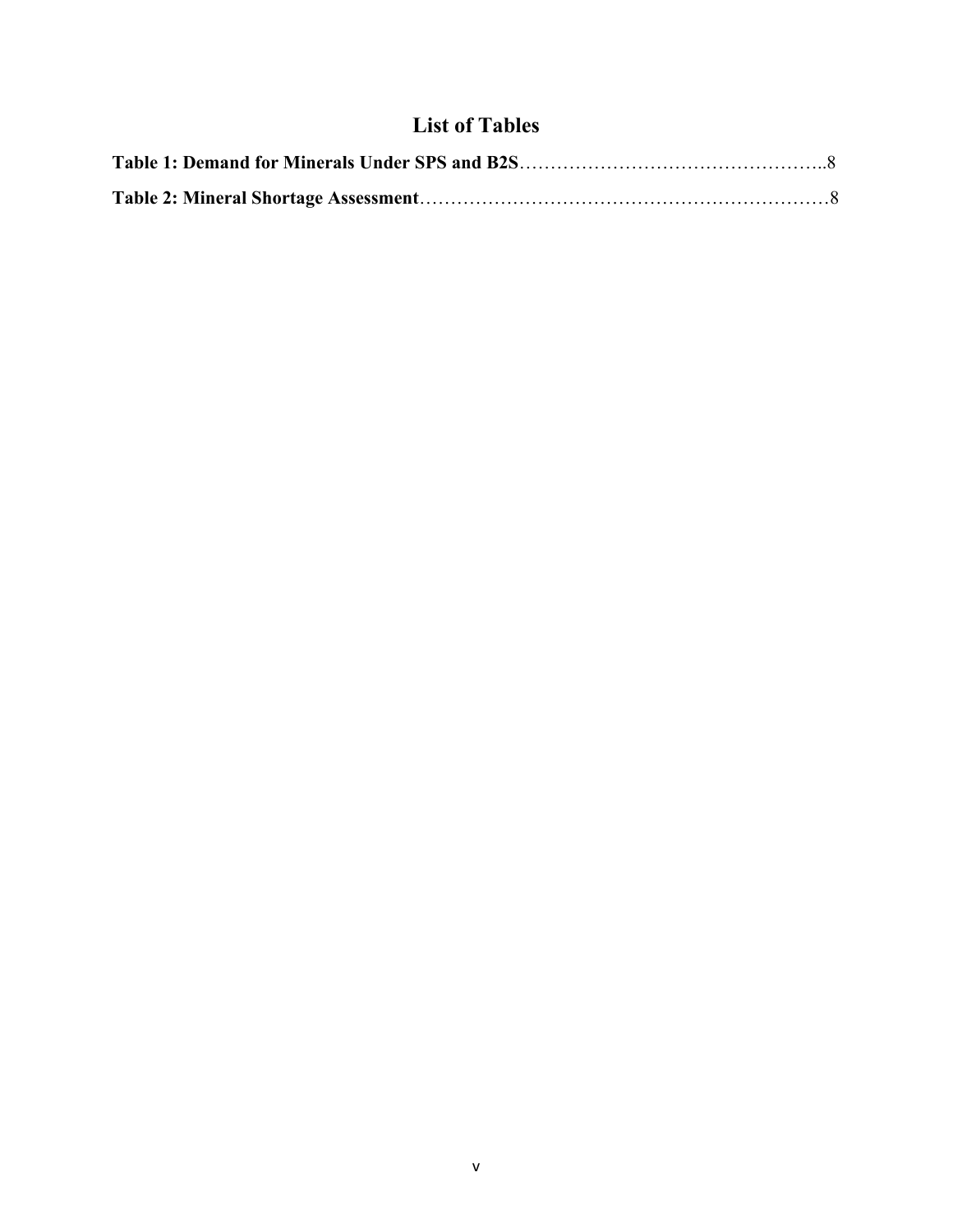# List of Tables

**Table 1: Demand for Minerals Under SPS and B2S**…………………………………………..8

**Table 2: Mineral Shortage Assessment**…………………………………………………………8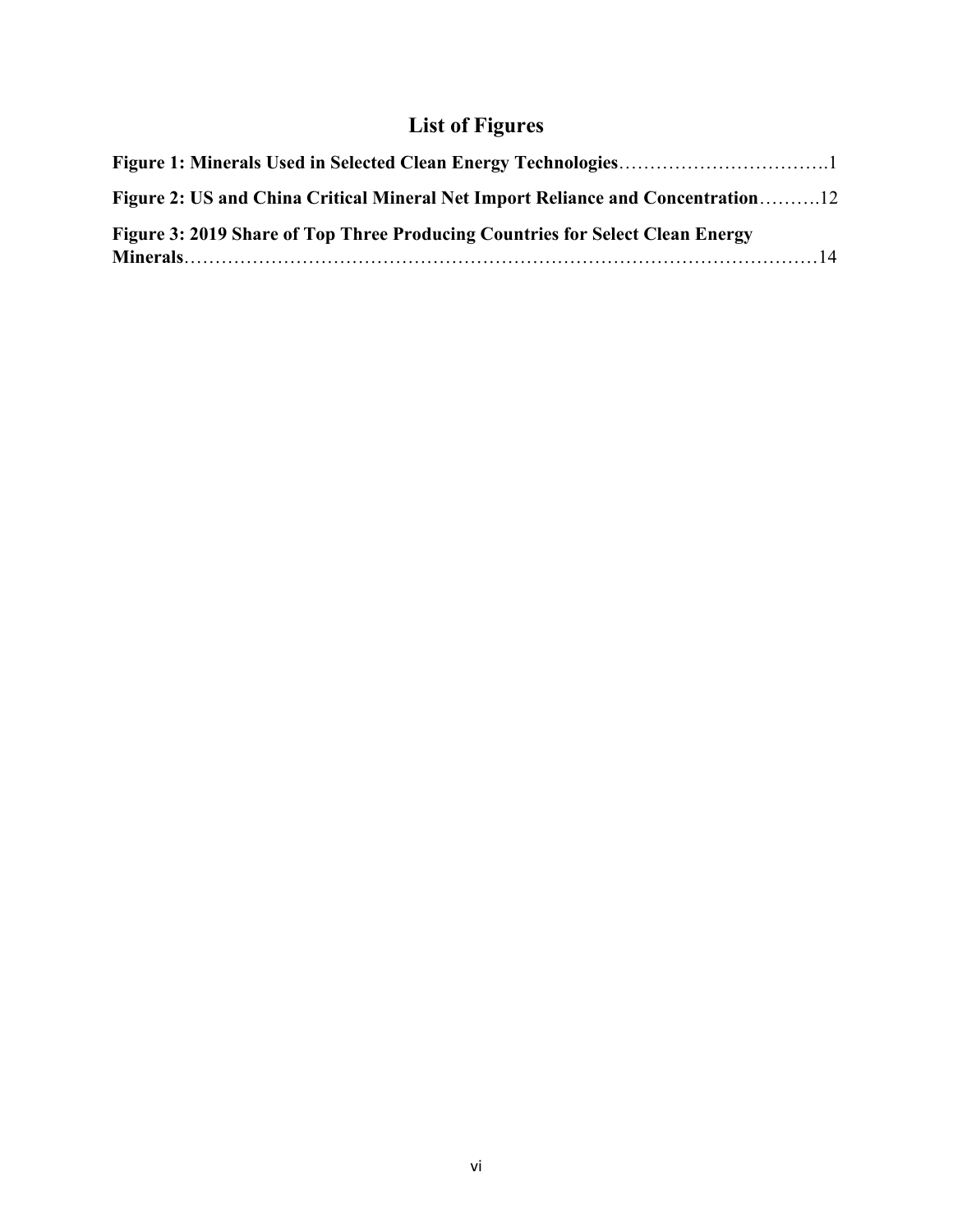# List of Figures

**Figure 1: Minerals Used in Selected Clean Energy Technologies**……………………………1

**Figure 2: US and China Critical Mineral Net Import Reliance and Concentration**……….12

**Figure 3: 2019 Share of Top Three Producing Countries for Select Clean Energy Minerals**……………………………………………………………………………………14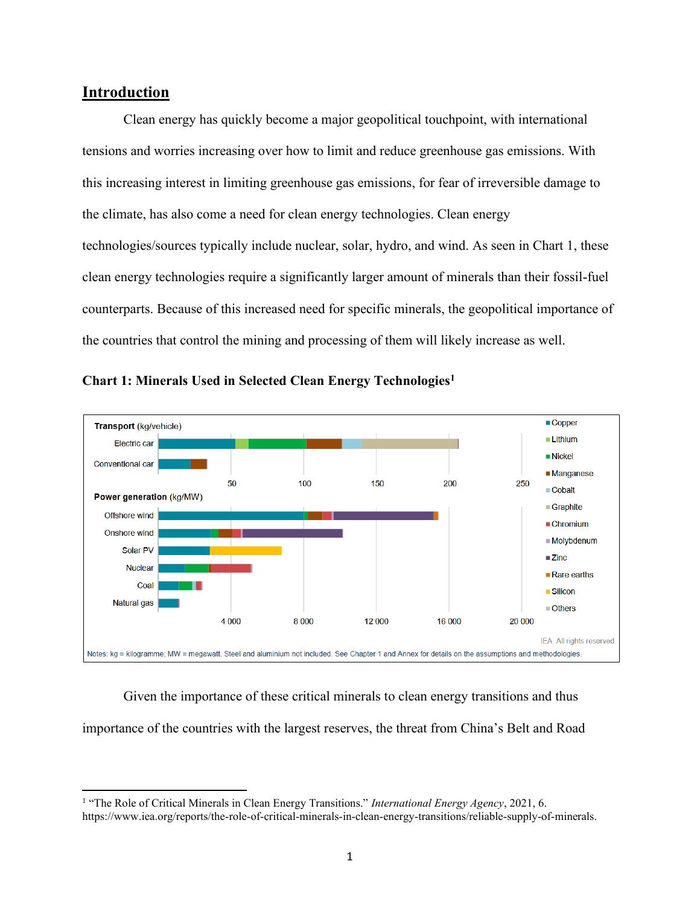## Introduction

Clean energy has quickly become a major geopolitical touchpoint, with international tensions and worries increasing over how to limit and reduce greenhouse gas emissions. With this increasing interest in limiting greenhouse gas emissions, for fear of irreversible damage to the climate, has also come a need for clean energy technologies. Clean energy technologies/sources typically include nuclear, solar, hydro, and wind. As seen in Chart 1, these clean energy technologies require a significantly larger amount of minerals than their fossil-fuel counterparts. Because of this increased need for specific minerals, the geopolitical importance of the countries that control the mining and processing of them will likely increase as well.

**Chart 1: Minerals Used in Selected Clean Energy Technologies**[1]

Given the importance of these critical minerals to clean energy transitions and thus importance of the countries with the largest reserves, the threat from China's Belt and Road

---

[1] "The Role of Critical Minerals in Clean Energy Transitions." *International Energy Agency*, 2021, 6. https://www.iea.org/reports/the-role-of-critical-minerals-in-clean-energy-transitions/reliable-supply-of-minerals.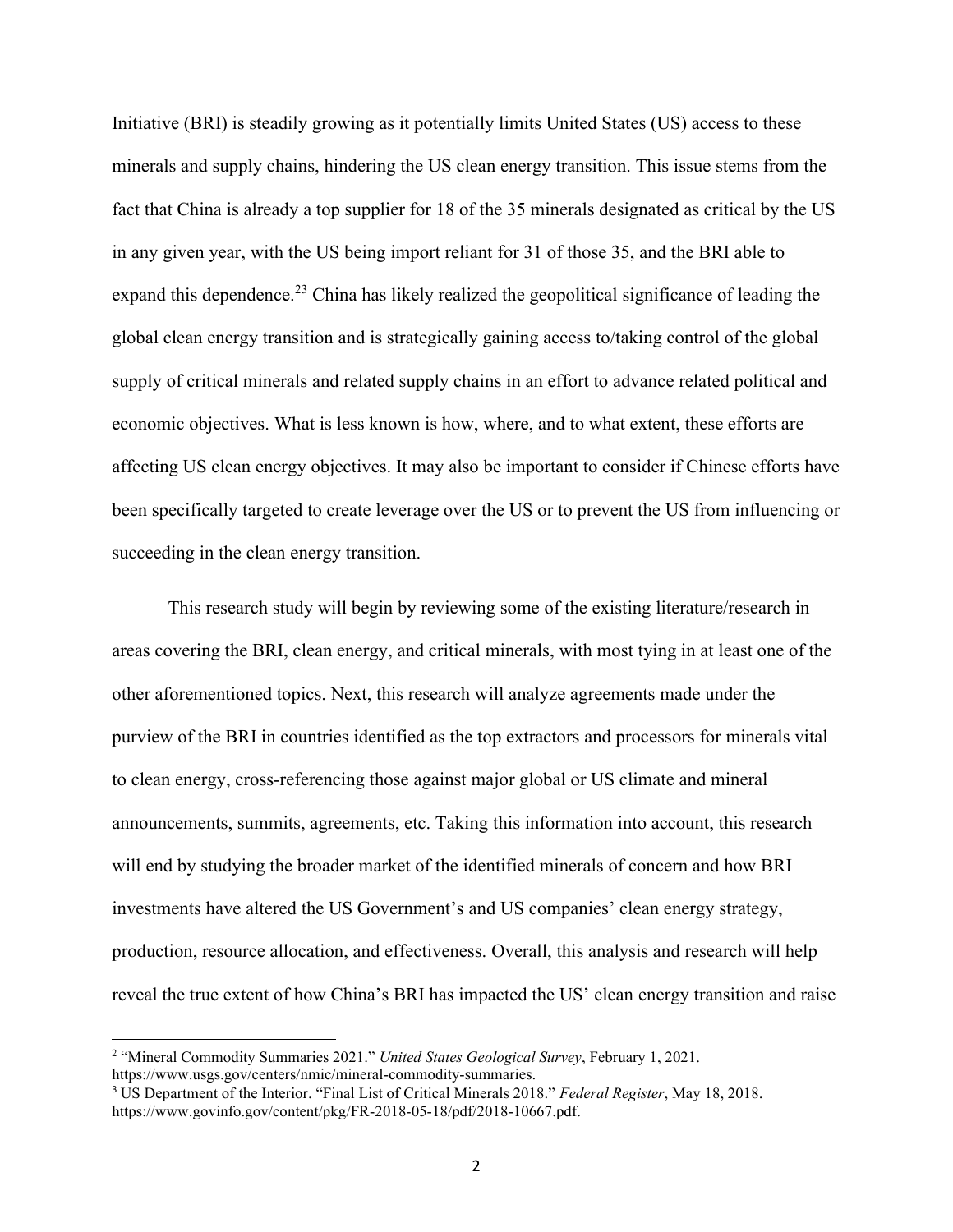Initiative (BRI) is steadily growing as it potentially limits United States (US) access to these minerals and supply chains, hindering the US clean energy transition. This issue stems from the fact that China is already a top supplier for 18 of the 35 minerals designated as critical by the US in any given year, with the US being import reliant for 31 of those 35, and the BRI able to expand this dependence.[23] China has likely realized the geopolitical significance of leading the global clean energy transition and is strategically gaining access to/taking control of the global supply of critical minerals and related supply chains in an effort to advance related political and economic objectives. What is less known is how, where, and to what extent, these efforts are affecting US clean energy objectives. It may also be important to consider if Chinese efforts have been specifically targeted to create leverage over the US or to prevent the US from influencing or succeeding in the clean energy transition.

This research study will begin by reviewing some of the existing literature/research in areas covering the BRI, clean energy, and critical minerals, with most tying in at least one of the other aforementioned topics. Next, this research will analyze agreements made under the purview of the BRI in countries identified as the top extractors and processors for minerals vital to clean energy, cross-referencing those against major global or US climate and mineral announcements, summits, agreements, etc. Taking this information into account, this research will end by studying the broader market of the identified minerals of concern and how BRI investments have altered the US Government's and US companies' clean energy strategy, production, resource allocation, and effectiveness. Overall, this analysis and research will help reveal the true extent of how China's BRI has impacted the US' clean energy transition and raise

---

[2] "Mineral Commodity Summaries 2021." *United States Geological Survey*, February 1, 2021. https://www.usgs.gov/centers/nmic/mineral-commodity-summaries.

[3] US Department of the Interior. "Final List of Critical Minerals 2018." *Federal Register*, May 18, 2018. https://www.govinfo.gov/content/pkg/FR-2018-05-18/pdf/2018-10667.pdf.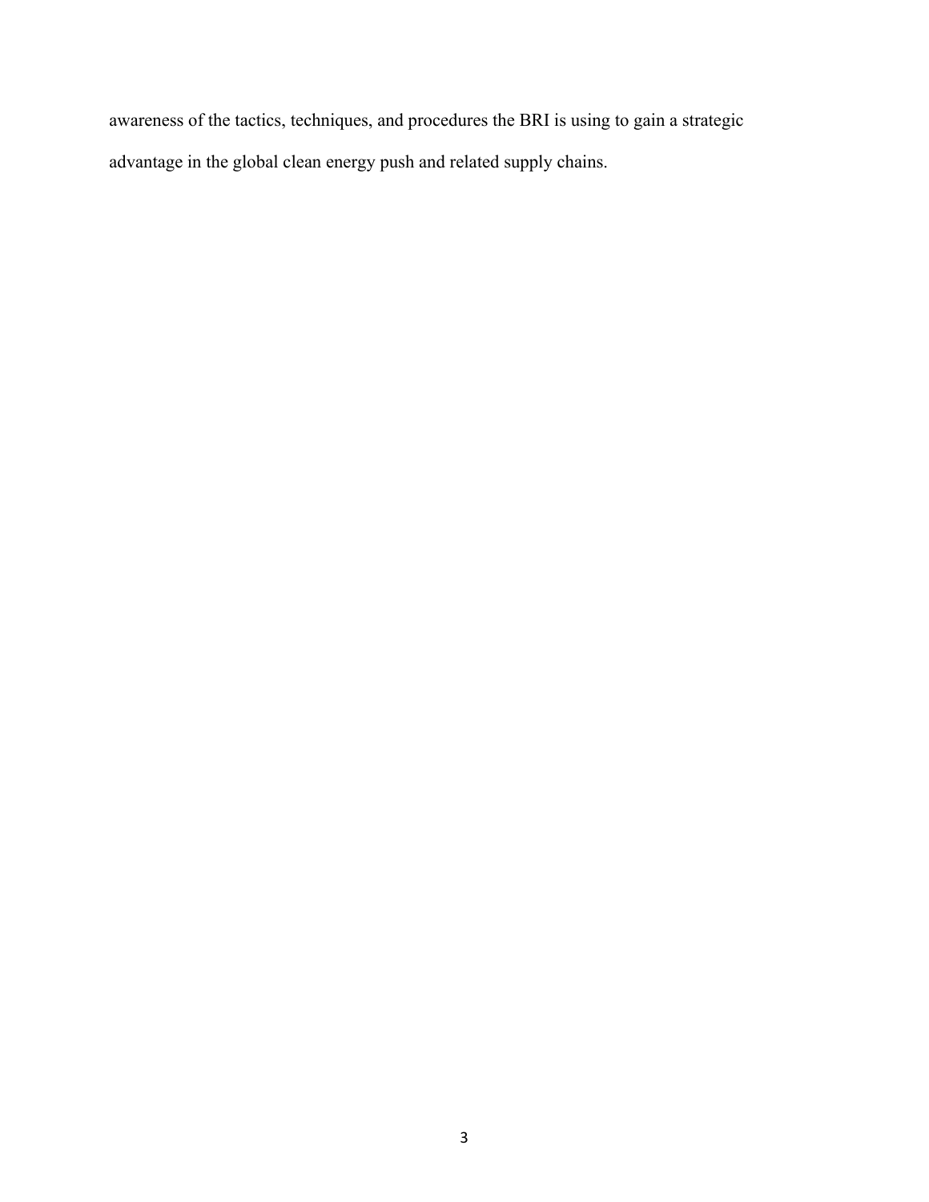awareness of the tactics, techniques, and procedures the BRI is using to gain a strategic advantage in the global clean energy push and related supply chains.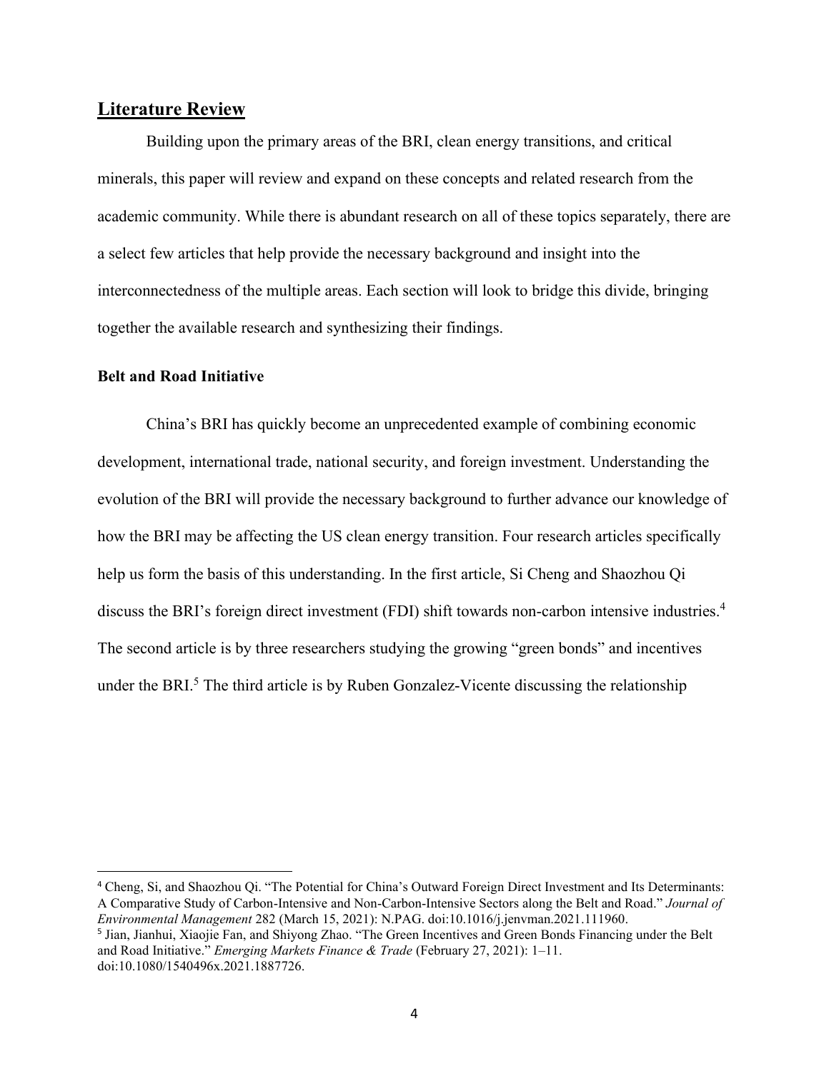## Literature Review

Building upon the primary areas of the BRI, clean energy transitions, and critical minerals, this paper will review and expand on these concepts and related research from the academic community. While there is abundant research on all of these topics separately, there are a select few articles that help provide the necessary background and insight into the interconnectedness of the multiple areas. Each section will look to bridge this divide, bringing together the available research and synthesizing their findings.

### Belt and Road Initiative

China's BRI has quickly become an unprecedented example of combining economic development, international trade, national security, and foreign investment. Understanding the evolution of the BRI will provide the necessary background to further advance our knowledge of how the BRI may be affecting the US clean energy transition. Four research articles specifically help us form the basis of this understanding. In the first article, Si Cheng and Shaozhou Qi discuss the BRI's foreign direct investment (FDI) shift towards non-carbon intensive industries.[4] The second article is by three researchers studying the growing "green bonds" and incentives under the BRI.[5] The third article is by Ruben Gonzalez-Vicente discussing the relationship

---

[4] Cheng, Si, and Shaozhou Qi. "The Potential for China's Outward Foreign Direct Investment and Its Determinants: A Comparative Study of Carbon-Intensive and Non-Carbon-Intensive Sectors along the Belt and Road." *Journal of Environmental Management* 282 (March 15, 2021): N.PAG. doi:10.1016/j.jenvman.2021.111960.

[5] Jian, Jianhui, Xiaojie Fan, and Shiyong Zhao. "The Green Incentives and Green Bonds Financing under the Belt and Road Initiative." *Emerging Markets Finance & Trade* (February 27, 2021): 1–11. doi:10.1080/1540496x.2021.1887726.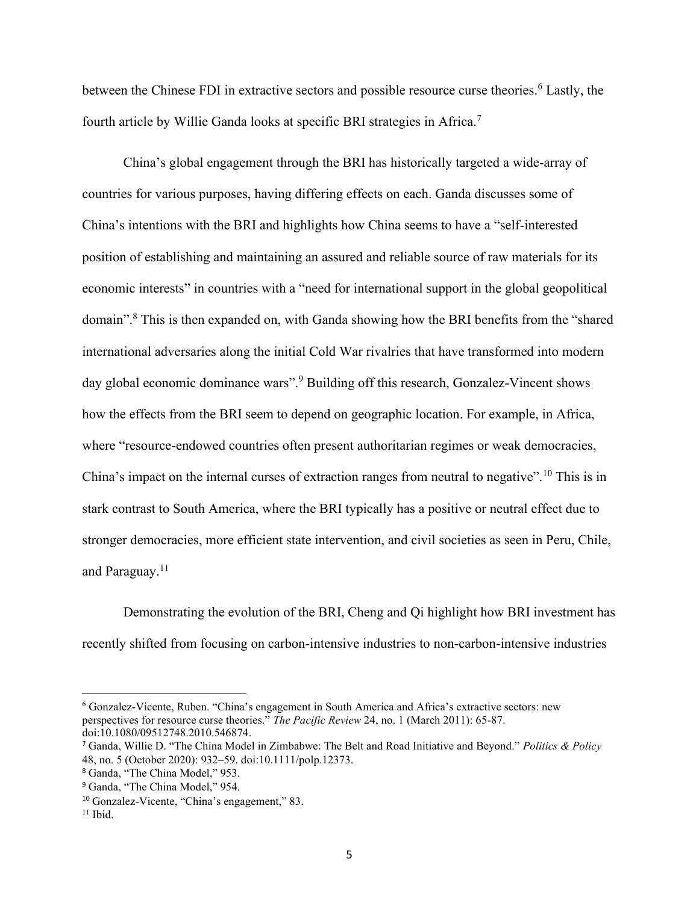between the Chinese FDI in extractive sectors and possible resource curse theories.[6] Lastly, the fourth article by Willie Ganda looks at specific BRI strategies in Africa.[7]

China's global engagement through the BRI has historically targeted a wide-array of countries for various purposes, having differing effects on each. Ganda discusses some of China's intentions with the BRI and highlights how China seems to have a "self-interested position of establishing and maintaining an assured and reliable source of raw materials for its economic interests" in countries with a "need for international support in the global geopolitical domain".[8] This is then expanded on, with Ganda showing how the BRI benefits from the "shared international adversaries along the initial Cold War rivalries that have transformed into modern day global economic dominance wars".[9] Building off this research, Gonzalez-Vincent shows how the effects from the BRI seem to depend on geographic location. For example, in Africa, where "resource-endowed countries often present authoritarian regimes or weak democracies, China's impact on the internal curses of extraction ranges from neutral to negative".[10] This is in stark contrast to South America, where the BRI typically has a positive or neutral effect due to stronger democracies, more efficient state intervention, and civil societies as seen in Peru, Chile, and Paraguay.[11]

Demonstrating the evolution of the BRI, Cheng and Qi highlight how BRI investment has recently shifted from focusing on carbon-intensive industries to non-carbon-intensive industries

---

[6] Gonzalez-Vicente, Ruben. "China's engagement in South America and Africa's extractive sectors: new perspectives for resource curse theories." *The Pacific Review* 24, no. 1 (March 2011): 65-87. doi:10.1080/09512748.2010.546874.

[7] Ganda, Willie D. "The China Model in Zimbabwe: The Belt and Road Initiative and Beyond." *Politics & Policy* 48, no. 5 (October 2020): 932–59. doi:10.1111/polp.12373.

[8] Ganda, "The China Model," 953.

[9] Ganda, "The China Model," 954.

[10] Gonzalez-Vicente, "China's engagement," 83.

[11] Ibid.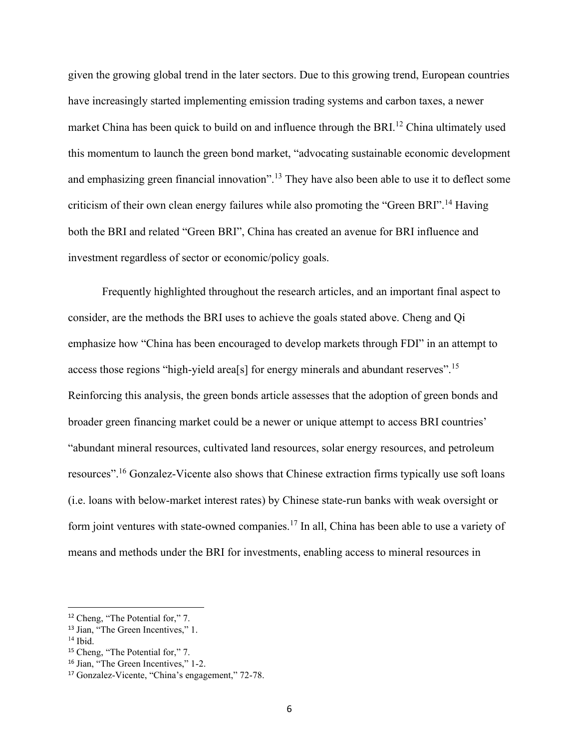given the growing global trend in the later sectors. Due to this growing trend, European countries have increasingly started implementing emission trading systems and carbon taxes, a newer market China has been quick to build on and influence through the BRI.[12] China ultimately used this momentum to launch the green bond market, "advocating sustainable economic development and emphasizing green financial innovation".[13] They have also been able to use it to deflect some criticism of their own clean energy failures while also promoting the "Green BRI".[14] Having both the BRI and related "Green BRI", China has created an avenue for BRI influence and investment regardless of sector or economic/policy goals.

Frequently highlighted throughout the research articles, and an important final aspect to consider, are the methods the BRI uses to achieve the goals stated above. Cheng and Qi emphasize how "China has been encouraged to develop markets through FDI" in an attempt to access those regions "high-yield area[s] for energy minerals and abundant reserves".[15] Reinforcing this analysis, the green bonds article assesses that the adoption of green bonds and broader green financing market could be a newer or unique attempt to access BRI countries' "abundant mineral resources, cultivated land resources, solar energy resources, and petroleum resources".[16] Gonzalez-Vicente also shows that Chinese extraction firms typically use soft loans (i.e. loans with below-market interest rates) by Chinese state-run banks with weak oversight or form joint ventures with state-owned companies.[17] In all, China has been able to use a variety of means and methods under the BRI for investments, enabling access to mineral resources in

---

[12] Cheng, "The Potential for," 7.

[13] Jian, "The Green Incentives," 1.

[14] Ibid.

[15] Cheng, "The Potential for," 7.

[16] Jian, "The Green Incentives," 1-2.

[17] Gonzalez-Vicente, "China's engagement," 72-78.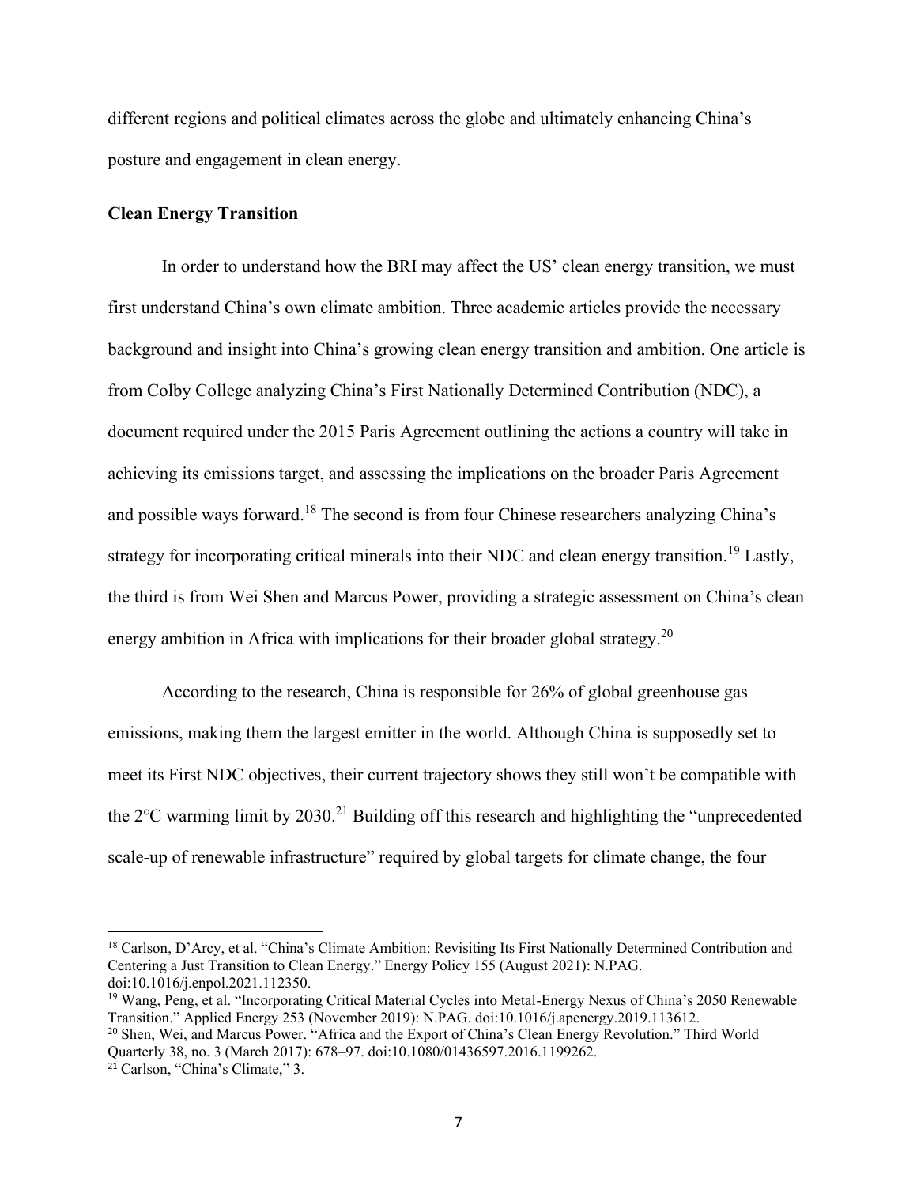different regions and political climates across the globe and ultimately enhancing China's posture and engagement in clean energy.

**Clean Energy Transition**

In order to understand how the BRI may affect the US' clean energy transition, we must first understand China's own climate ambition. Three academic articles provide the necessary background and insight into China's growing clean energy transition and ambition. One article is from Colby College analyzing China's First Nationally Determined Contribution (NDC), a document required under the 2015 Paris Agreement outlining the actions a country will take in achieving its emissions target, and assessing the implications on the broader Paris Agreement and possible ways forward.[18] The second is from four Chinese researchers analyzing China's strategy for incorporating critical minerals into their NDC and clean energy transition.[19] Lastly, the third is from Wei Shen and Marcus Power, providing a strategic assessment on China's clean energy ambition in Africa with implications for their broader global strategy.[20]

According to the research, China is responsible for 26% of global greenhouse gas emissions, making them the largest emitter in the world. Although China is supposedly set to meet its First NDC objectives, their current trajectory shows they still won't be compatible with the 2°C warming limit by 2030.[21] Building off this research and highlighting the "unprecedented scale-up of renewable infrastructure" required by global targets for climate change, the four

---

[18] Carlson, D'Arcy, et al. "China's Climate Ambition: Revisiting Its First Nationally Determined Contribution and Centering a Just Transition to Clean Energy." Energy Policy 155 (August 2021): N.PAG. doi:10.1016/j.enpol.2021.112350.

[19] Wang, Peng, et al. "Incorporating Critical Material Cycles into Metal-Energy Nexus of China's 2050 Renewable Transition." Applied Energy 253 (November 2019): N.PAG. doi:10.1016/j.apenergy.2019.113612.

[20] Shen, Wei, and Marcus Power. "Africa and the Export of China's Clean Energy Revolution." Third World Quarterly 38, no. 3 (March 2017): 678–97. doi:10.1080/01436597.2016.1199262.

[21] Carlson, "China's Climate," 3.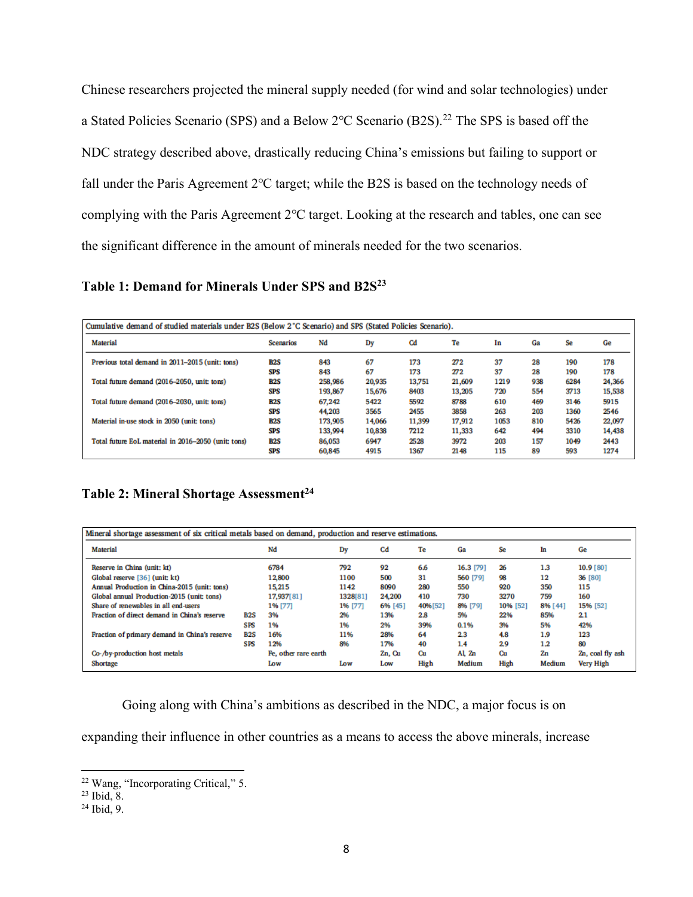Chinese researchers projected the mineral supply needed (for wind and solar technologies) under a Stated Policies Scenario (SPS) and a Below 2°C Scenario (B2S).[22] The SPS is based off the NDC strategy described above, drastically reducing China's emissions but failing to support or fall under the Paris Agreement 2°C target; while the B2S is based on the technology needs of complying with the Paris Agreement 2°C target. Looking at the research and tables, one can see the significant difference in the amount of minerals needed for the two scenarios.

**Table 1: Demand for Minerals Under SPS and B2S[23]**

Cumulative demand of studied materials under B2S (Below 2 °C Scenario) and SPS (Stated Policies Scenario).

| Material | Scenarios | Nd | Dy | Cd | Te | In | Ga | Se | Ge |
|---|---|---|---|---|---|---|---|---|---|
| Previous total demand in 2011–2015 (unit: tons) | B2S | 843 | 67 | 173 | 272 | 37 | 28 | 190 | 178 |
| | SPS | 843 | 67 | 173 | 272 | 37 | 28 | 190 | 178 |
| Total future demand (2016–2050, unit: tons) | B2S | 258,986 | 20,935 | 13,751 | 21,609 | 1219 | 938 | 6284 | 24,366 |
| | SPS | 193,867 | 15,676 | 8403 | 13,205 | 720 | 554 | 3713 | 15,538 |
| Total future demand (2016–2030, unit: tons) | B2S | 67,242 | 5422 | 5592 | 8788 | 610 | 469 | 3146 | 5915 |
| | SPS | 44,203 | 3565 | 2455 | 3858 | 263 | 203 | 1360 | 2546 |
| Material in-use stock in 2050 (unit: tons) | B2S | 173,905 | 14,066 | 11,399 | 17,912 | 1053 | 810 | 5426 | 22,097 |
| | SPS | 133,994 | 10,838 | 7212 | 11,333 | 642 | 494 | 3310 | 14,438 |
| Total future EoL material in 2016–2050 (unit: tons) | B2S | 86,053 | 6947 | 2528 | 3972 | 203 | 157 | 1049 | 2443 |
| | SPS | 60,845 | 4915 | 1367 | 2148 | 115 | 89 | 593 | 1274 |

**Table 2: Mineral Shortage Assessment[24]**

Mineral shortage assessment of six critical metals based on demand, production and reserve estimations.

| Material | | Nd | Dy | Cd | Te | Ga | Se | In | Ge |
|---|---|---|---|---|---|---|---|---|---|
| Reserve in China (unit: kt) | | 6784 | 792 | 92 | 6.6 | 16.3 [79] | 26 | 1.3 | 10.9 [80] |
| Global reserve [36] (unit: kt) | | 12,800 | 1100 | 500 | 31 | 560 [79] | 98 | 12 | 36 [80] |
| Annual Production in China-2015 (unit: tons) | | 15,215 | 1142 | 8090 | 280 | 550 | 920 | 350 | 115 |
| Global annual Production-2015 (unit: tons) | | 17,937 [81] | 1328 [81] | 24,200 | 410 | 730 | 3270 | 759 | 160 |
| Share of renewables in all end-users | | 1% [77] | 1% [77] | 6% [45] | 40% [52] | 8% [79] | 10% [52] | 8% [44] | 15% [52] |
| Fraction of direct demand in China's reserve | B2S | 3% | 2% | 13% | 2.8 | 5% | 22% | 85% | 2.1 |
| | SPS | 1% | 1% | 2% | 39% | 0.1% | 3% | 5% | 42% |
| Fraction of primary demand in China's reserve | B2S | 16% | 11% | 28% | 64 | 2.3 | 4.8 | 1.9 | 123 |
| | SPS | 12% | 8% | 17% | 40 | 1.4 | 2.9 | 1.2 | 80 |
| Co-/by-production host metals | | Fe, other rare earth | | Zn, Cu | Cu | Al, Zn | Cu | Zn | Zn, coal fly ash |
| Shortage | | Low | Low | Low | High | Medium | High | Medium | Very High |

Going along with China's ambitions as described in the NDC, a major focus is on expanding their influence in other countries as a means to access the above minerals, increase

[22] Wang, "Incorporating Critical," 5.
[23] Ibid, 8.
[24] Ibid, 9.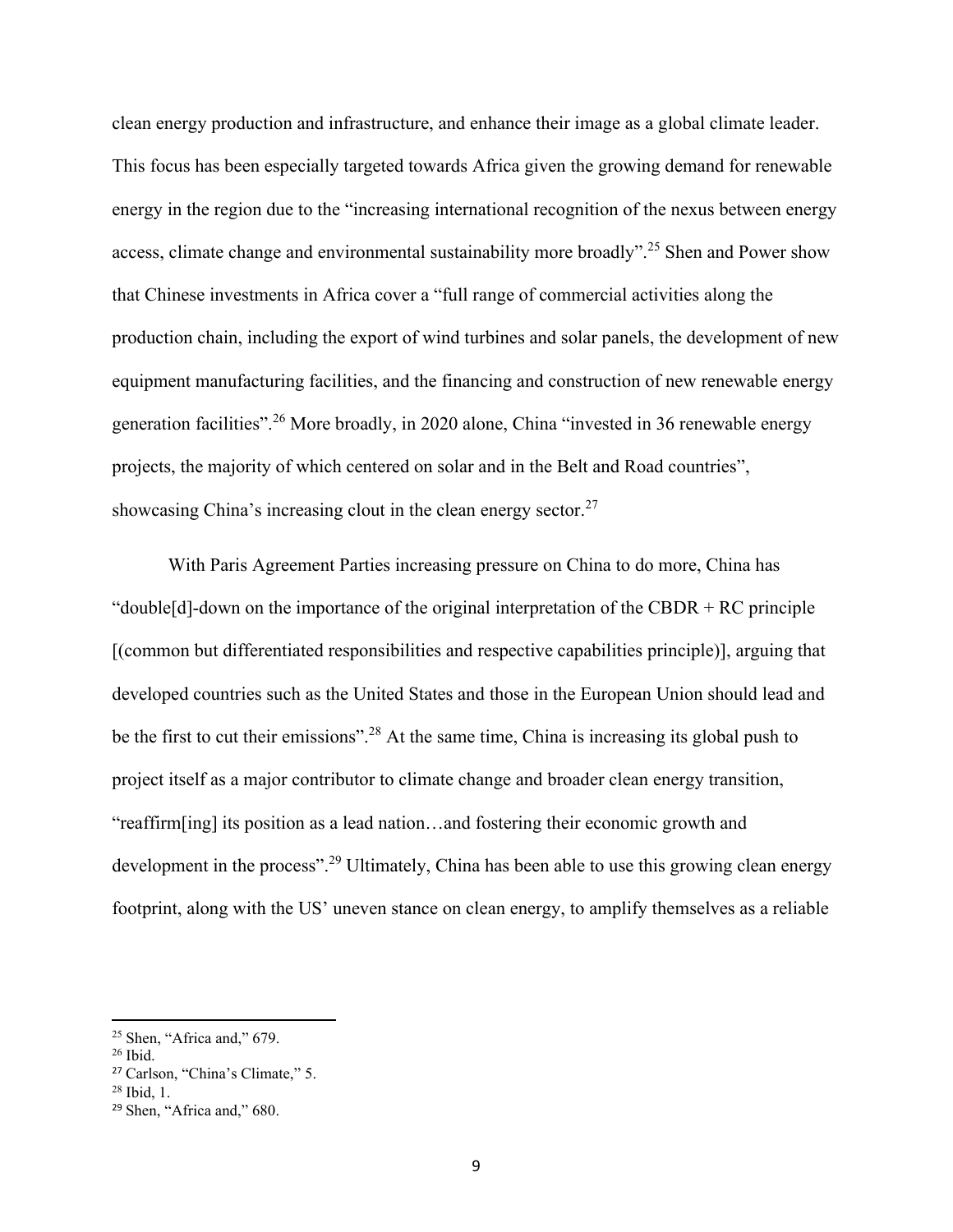clean energy production and infrastructure, and enhance their image as a global climate leader. This focus has been especially targeted towards Africa given the growing demand for renewable energy in the region due to the "increasing international recognition of the nexus between energy access, climate change and environmental sustainability more broadly".[25] Shen and Power show that Chinese investments in Africa cover a "full range of commercial activities along the production chain, including the export of wind turbines and solar panels, the development of new equipment manufacturing facilities, and the financing and construction of new renewable energy generation facilities".[26] More broadly, in 2020 alone, China "invested in 36 renewable energy projects, the majority of which centered on solar and in the Belt and Road countries", showcasing China's increasing clout in the clean energy sector.[27]

With Paris Agreement Parties increasing pressure on China to do more, China has "double[d]-down on the importance of the original interpretation of the CBDR + RC principle [(common but differentiated responsibilities and respective capabilities principle)], arguing that developed countries such as the United States and those in the European Union should lead and be the first to cut their emissions".[28] At the same time, China is increasing its global push to project itself as a major contributor to climate change and broader clean energy transition, "reaffirm[ing] its position as a lead nation…and fostering their economic growth and development in the process".[29] Ultimately, China has been able to use this growing clean energy footprint, along with the US' uneven stance on clean energy, to amplify themselves as a reliable

---

[25] Shen, "Africa and," 679.
[26] Ibid.
[27] Carlson, "China's Climate," 5.
[28] Ibid, 1.
[29] Shen, "Africa and," 680.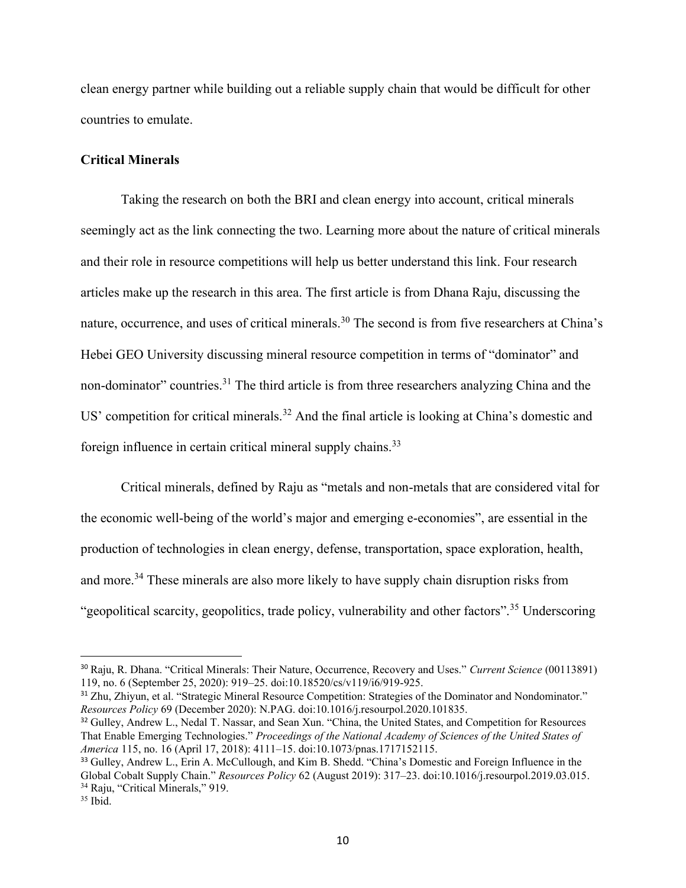clean energy partner while building out a reliable supply chain that would be difficult for other countries to emulate.

**Critical Minerals**

Taking the research on both the BRI and clean energy into account, critical minerals seemingly act as the link connecting the two. Learning more about the nature of critical minerals and their role in resource competitions will help us better understand this link. Four research articles make up the research in this area. The first article is from Dhana Raju, discussing the nature, occurrence, and uses of critical minerals.[30] The second is from five researchers at China's Hebei GEO University discussing mineral resource competition in terms of "dominator" and non-dominator" countries.[31] The third article is from three researchers analyzing China and the US' competition for critical minerals.[32] And the final article is looking at China's domestic and foreign influence in certain critical mineral supply chains.[33]

Critical minerals, defined by Raju as "metals and non-metals that are considered vital for the economic well-being of the world's major and emerging e-economies", are essential in the production of technologies in clean energy, defense, transportation, space exploration, health, and more.[34] These minerals are also more likely to have supply chain disruption risks from "geopolitical scarcity, geopolitics, trade policy, vulnerability and other factors".[35] Underscoring

---

[30] Raju, R. Dhana. "Critical Minerals: Their Nature, Occurrence, Recovery and Uses." *Current Science* (00113891) 119, no. 6 (September 25, 2020): 919–25. doi:10.18520/cs/v119/i6/919-925.

[31] Zhu, Zhiyun, et al. "Strategic Mineral Resource Competition: Strategies of the Dominator and Nondominator." *Resources Policy* 69 (December 2020): N.PAG. doi:10.1016/j.resourpol.2020.101835.

[32] Gulley, Andrew L., Nedal T. Nassar, and Sean Xun. "China, the United States, and Competition for Resources That Enable Emerging Technologies." *Proceedings of the National Academy of Sciences of the United States of America* 115, no. 16 (April 17, 2018): 4111–15. doi:10.1073/pnas.1717152115.

[33] Gulley, Andrew L., Erin A. McCullough, and Kim B. Shedd. "China's Domestic and Foreign Influence in the Global Cobalt Supply Chain." *Resources Policy* 62 (August 2019): 317–23. doi:10.1016/j.resourpol.2019.03.015.

[34] Raju, "Critical Minerals," 919.

[35] Ibid.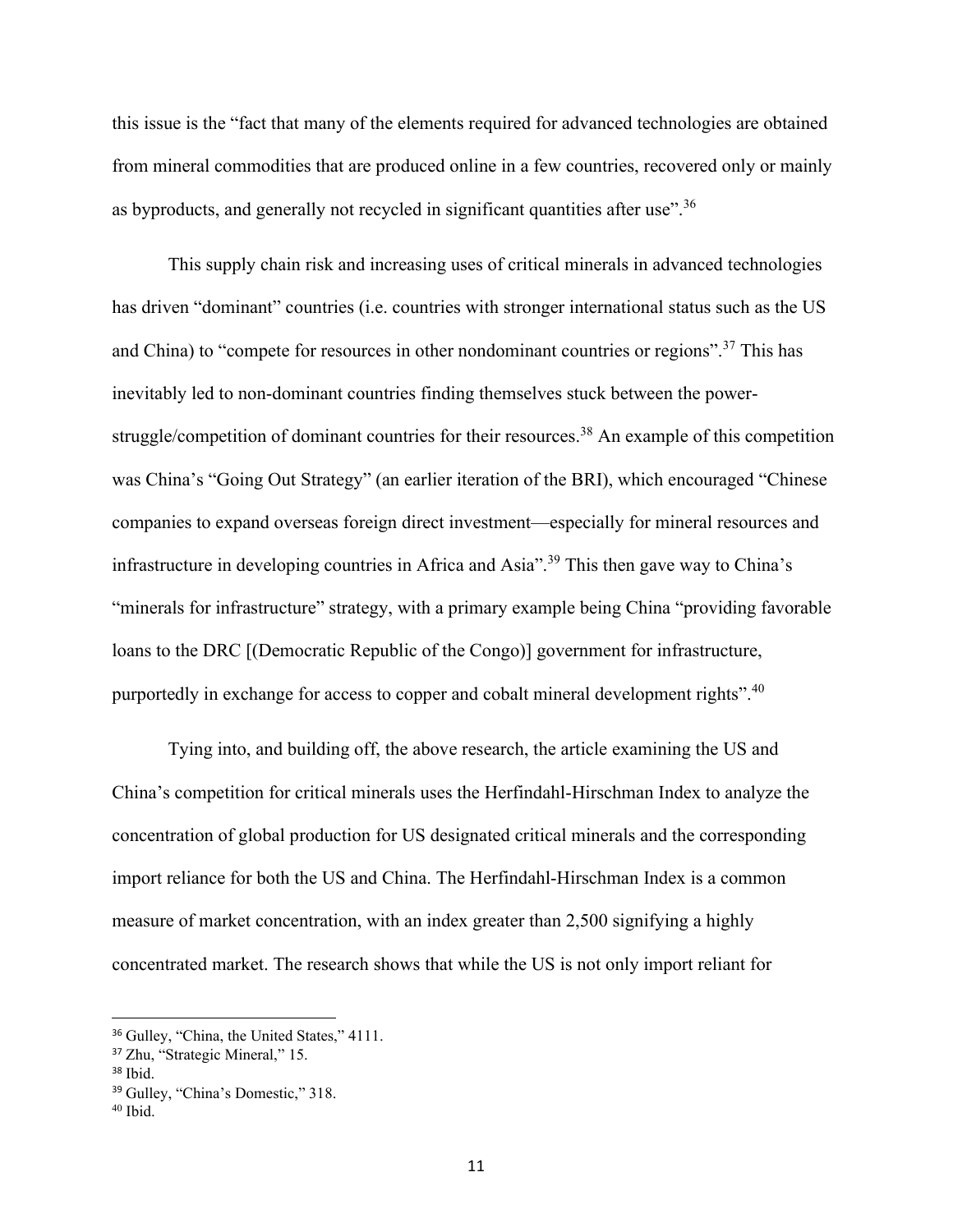this issue is the "fact that many of the elements required for advanced technologies are obtained from mineral commodities that are produced online in a few countries, recovered only or mainly as byproducts, and generally not recycled in significant quantities after use".[36]

This supply chain risk and increasing uses of critical minerals in advanced technologies has driven "dominant" countries (i.e. countries with stronger international status such as the US and China) to "compete for resources in other nondominant countries or regions".[37] This has inevitably led to non-dominant countries finding themselves stuck between the power-struggle/competition of dominant countries for their resources.[38] An example of this competition was China's "Going Out Strategy" (an earlier iteration of the BRI), which encouraged "Chinese companies to expand overseas foreign direct investment—especially for mineral resources and infrastructure in developing countries in Africa and Asia".[39] This then gave way to China's "minerals for infrastructure" strategy, with a primary example being China "providing favorable loans to the DRC [(Democratic Republic of the Congo)] government for infrastructure, purportedly in exchange for access to copper and cobalt mineral development rights".[40]

Tying into, and building off, the above research, the article examining the US and China's competition for critical minerals uses the Herfindahl-Hirschman Index to analyze the concentration of global production for US designated critical minerals and the corresponding import reliance for both the US and China. The Herfindahl-Hirschman Index is a common measure of market concentration, with an index greater than 2,500 signifying a highly concentrated market. The research shows that while the US is not only import reliant for

---

[36] Gulley, "China, the United States," 4111.
[37] Zhu, "Strategic Mineral," 15.
[38] Ibid.
[39] Gulley, "China's Domestic," 318.
[40] Ibid.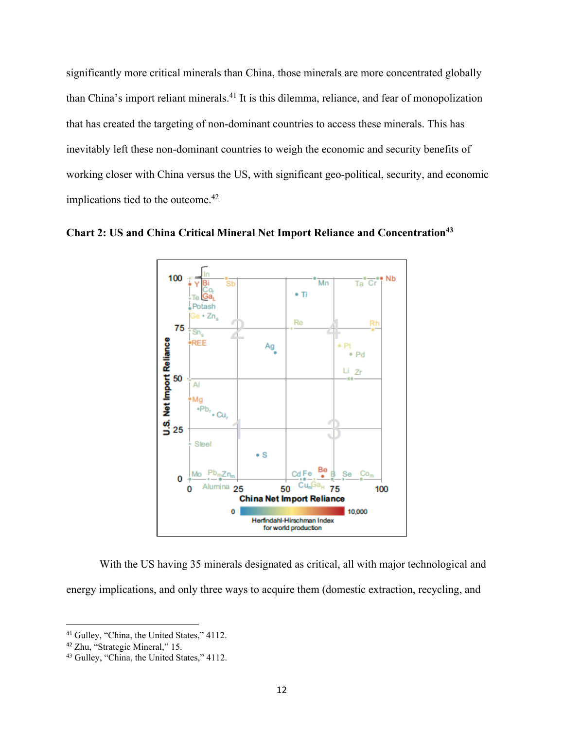significantly more critical minerals than China, those minerals are more concentrated globally than China's import reliant minerals.[41] It is this dilemma, reliance, and fear of monopolization that has created the targeting of non-dominant countries to access these minerals. This has inevitably left these non-dominant countries to weigh the economic and security benefits of working closer with China versus the US, with significant geo-political, security, and economic implications tied to the outcome.[42]

**Chart 2: US and China Critical Mineral Net Import Reliance and Concentration[43]**

With the US having 35 minerals designated as critical, all with major technological and energy implications, and only three ways to acquire them (domestic extraction, recycling, and

---

[41] Gulley, "China, the United States," 4112.
[42] Zhu, "Strategic Mineral," 15.
[43] Gulley, "China, the United States," 4112.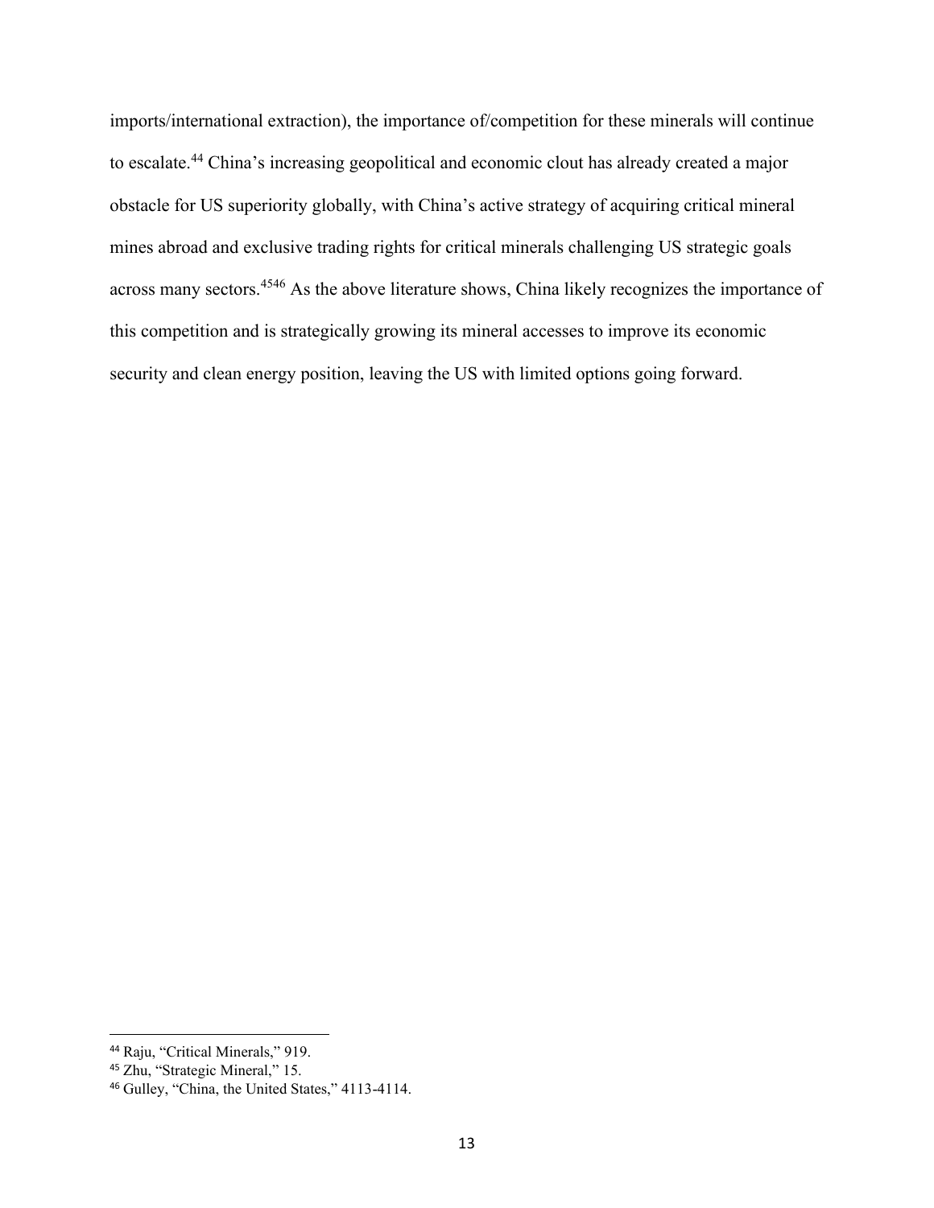imports/international extraction), the importance of/competition for these minerals will continue to escalate.[44] China's increasing geopolitical and economic clout has already created a major obstacle for US superiority globally, with China's active strategy of acquiring critical mineral mines abroad and exclusive trading rights for critical minerals challenging US strategic goals across many sectors.[45][46] As the above literature shows, China likely recognizes the importance of this competition and is strategically growing its mineral accesses to improve its economic security and clean energy position, leaving the US with limited options going forward.

---

[44] Raju, "Critical Minerals," 919.

[45] Zhu, "Strategic Mineral," 15.

[46] Gulley, "China, the United States," 4113-4114.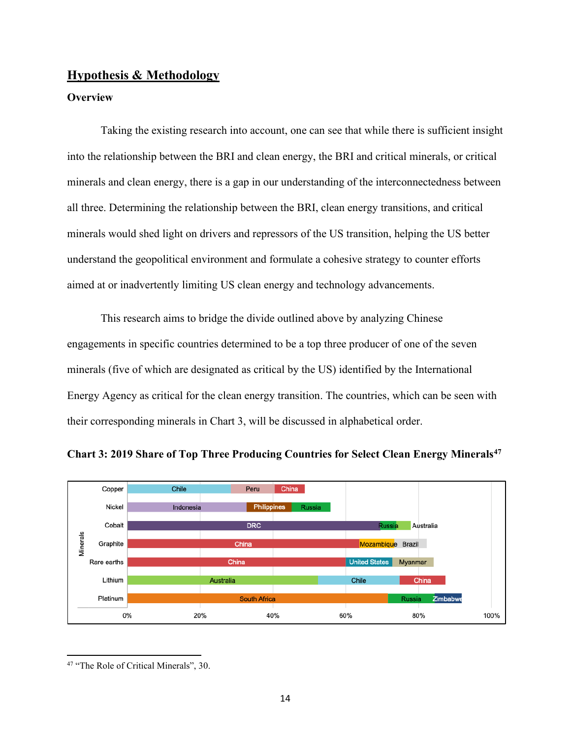## Hypothesis & Methodology

### Overview

Taking the existing research into account, one can see that while there is sufficient insight into the relationship between the BRI and clean energy, the BRI and critical minerals, or critical minerals and clean energy, there is a gap in our understanding of the interconnectedness between all three. Determining the relationship between the BRI, clean energy transitions, and critical minerals would shed light on drivers and repressors of the US transition, helping the US better understand the geopolitical environment and formulate a cohesive strategy to counter efforts aimed at or inadvertently limiting US clean energy and technology advancements.

This research aims to bridge the divide outlined above by analyzing Chinese engagements in specific countries determined to be a top three producer of one of the seven minerals (five of which are designated as critical by the US) identified by the International Energy Agency as critical for the clean energy transition. The countries, which can be seen with their corresponding minerals in Chart 3, will be discussed in alphabetical order.

**Chart 3: 2019 Share of Top Three Producing Countries for Select Clean Energy Minerals**[47]

| Minerals | Top three producing countries |
|---|---|
| Copper | Chile, Peru, China |
| Nickel | Indonesia, Philippines, Russia |
| Cobalt | DRC, Russia, Australia |
| Graphite | China, Mozambique, Brazil |
| Rare earths | China, United States, Myanmar |
| Lithium | Australia, Chile, China |
| Platinum | South Africa, Russia, Zimbabwe |

[47] "The Role of Critical Minerals", 30.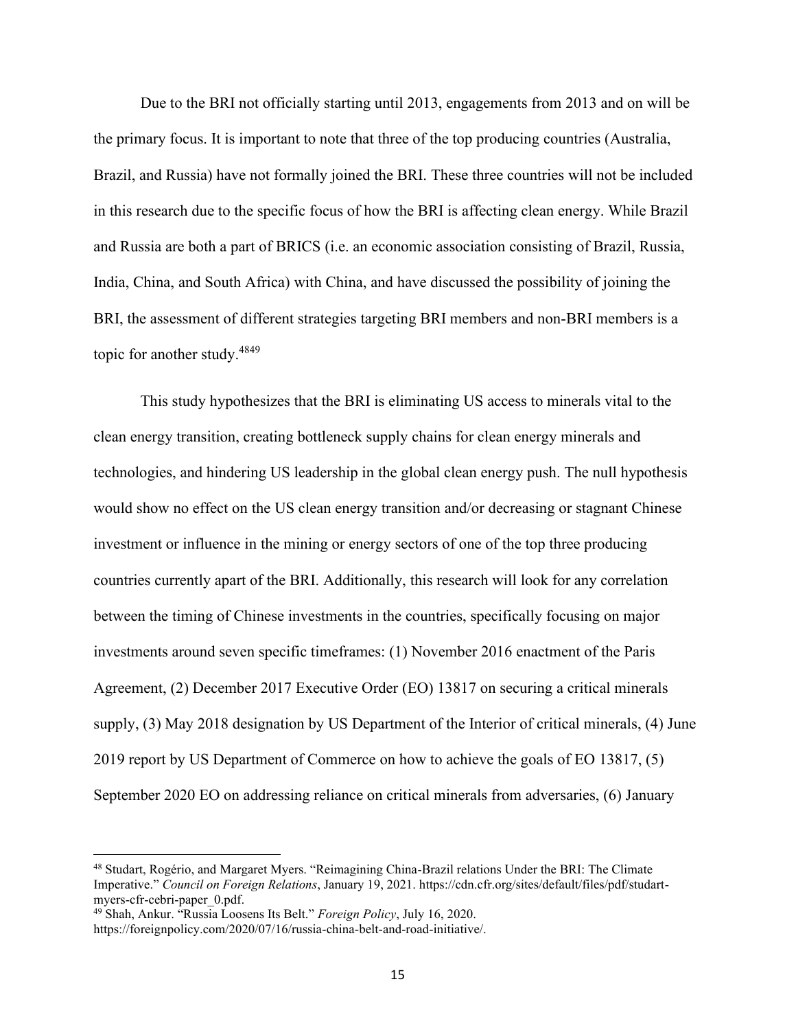Due to the BRI not officially starting until 2013, engagements from 2013 and on will be the primary focus. It is important to note that three of the top producing countries (Australia, Brazil, and Russia) have not formally joined the BRI. These three countries will not be included in this research due to the specific focus of how the BRI is affecting clean energy. While Brazil and Russia are both a part of BRICS (i.e. an economic association consisting of Brazil, Russia, India, China, and South Africa) with China, and have discussed the possibility of joining the BRI, the assessment of different strategies targeting BRI members and non-BRI members is a topic for another study.[48][49]

This study hypothesizes that the BRI is eliminating US access to minerals vital to the clean energy transition, creating bottleneck supply chains for clean energy minerals and technologies, and hindering US leadership in the global clean energy push. The null hypothesis would show no effect on the US clean energy transition and/or decreasing or stagnant Chinese investment or influence in the mining or energy sectors of one of the top three producing countries currently apart of the BRI. Additionally, this research will look for any correlation between the timing of Chinese investments in the countries, specifically focusing on major investments around seven specific timeframes: (1) November 2016 enactment of the Paris Agreement, (2) December 2017 Executive Order (EO) 13817 on securing a critical minerals supply, (3) May 2018 designation by US Department of the Interior of critical minerals, (4) June 2019 report by US Department of Commerce on how to achieve the goals of EO 13817, (5) September 2020 EO on addressing reliance on critical minerals from adversaries, (6) January

[48] Studart, Rogério, and Margaret Myers. "Reimagining China-Brazil relations Under the BRI: The Climate Imperative." *Council on Foreign Relations*, January 19, 2021. https://cdn.cfr.org/sites/default/files/pdf/studart-myers-cfr-cebri-paper_0.pdf.

[49] Shah, Ankur. "Russia Loosens Its Belt." *Foreign Policy*, July 16, 2020. https://foreignpolicy.com/2020/07/16/russia-china-belt-and-road-initiative/.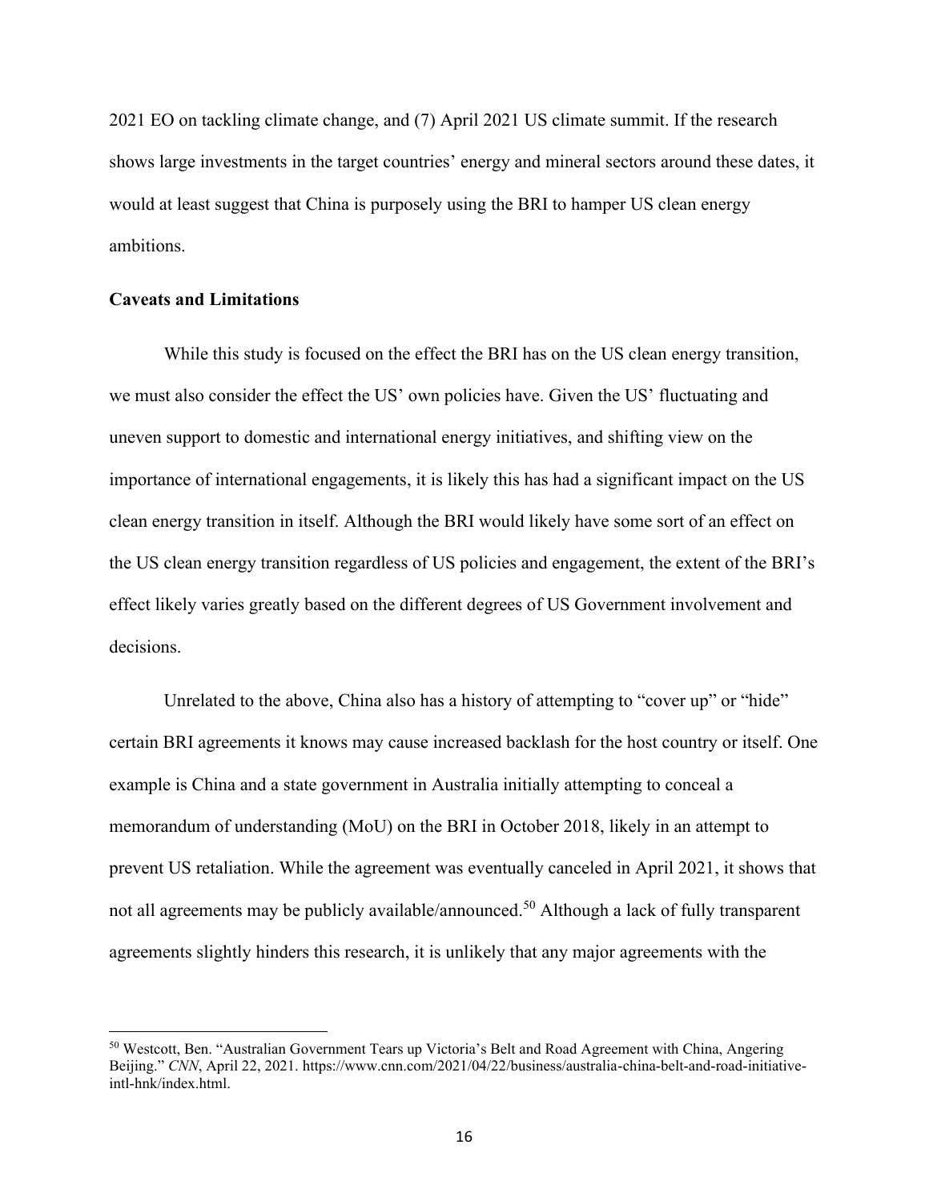2021 EO on tackling climate change, and (7) April 2021 US climate summit. If the research shows large investments in the target countries' energy and mineral sectors around these dates, it would at least suggest that China is purposely using the BRI to hamper US clean energy ambitions.

**Caveats and Limitations**

While this study is focused on the effect the BRI has on the US clean energy transition, we must also consider the effect the US' own policies have. Given the US' fluctuating and uneven support to domestic and international energy initiatives, and shifting view on the importance of international engagements, it is likely this has had a significant impact on the US clean energy transition in itself. Although the BRI would likely have some sort of an effect on the US clean energy transition regardless of US policies and engagement, the extent of the BRI's effect likely varies greatly based on the different degrees of US Government involvement and decisions.

Unrelated to the above, China also has a history of attempting to "cover up" or "hide" certain BRI agreements it knows may cause increased backlash for the host country or itself. One example is China and a state government in Australia initially attempting to conceal a memorandum of understanding (MoU) on the BRI in October 2018, likely in an attempt to prevent US retaliation. While the agreement was eventually canceled in April 2021, it shows that not all agreements may be publicly available/announced.[50] Although a lack of fully transparent agreements slightly hinders this research, it is unlikely that any major agreements with the

[50] Westcott, Ben. "Australian Government Tears up Victoria's Belt and Road Agreement with China, Angering Beijing." *CNN*, April 22, 2021. https://www.cnn.com/2021/04/22/business/australia-china-belt-and-road-initiative-intl-hnk/index.html.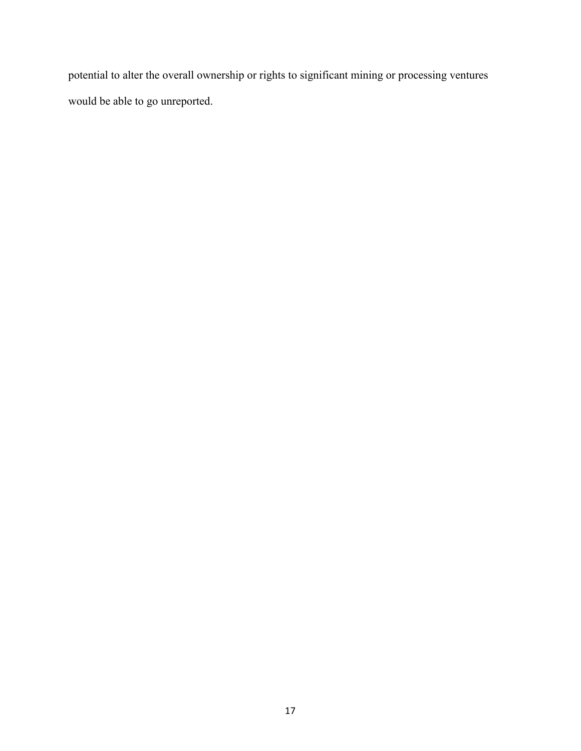potential to alter the overall ownership or rights to significant mining or processing ventures would be able to go unreported.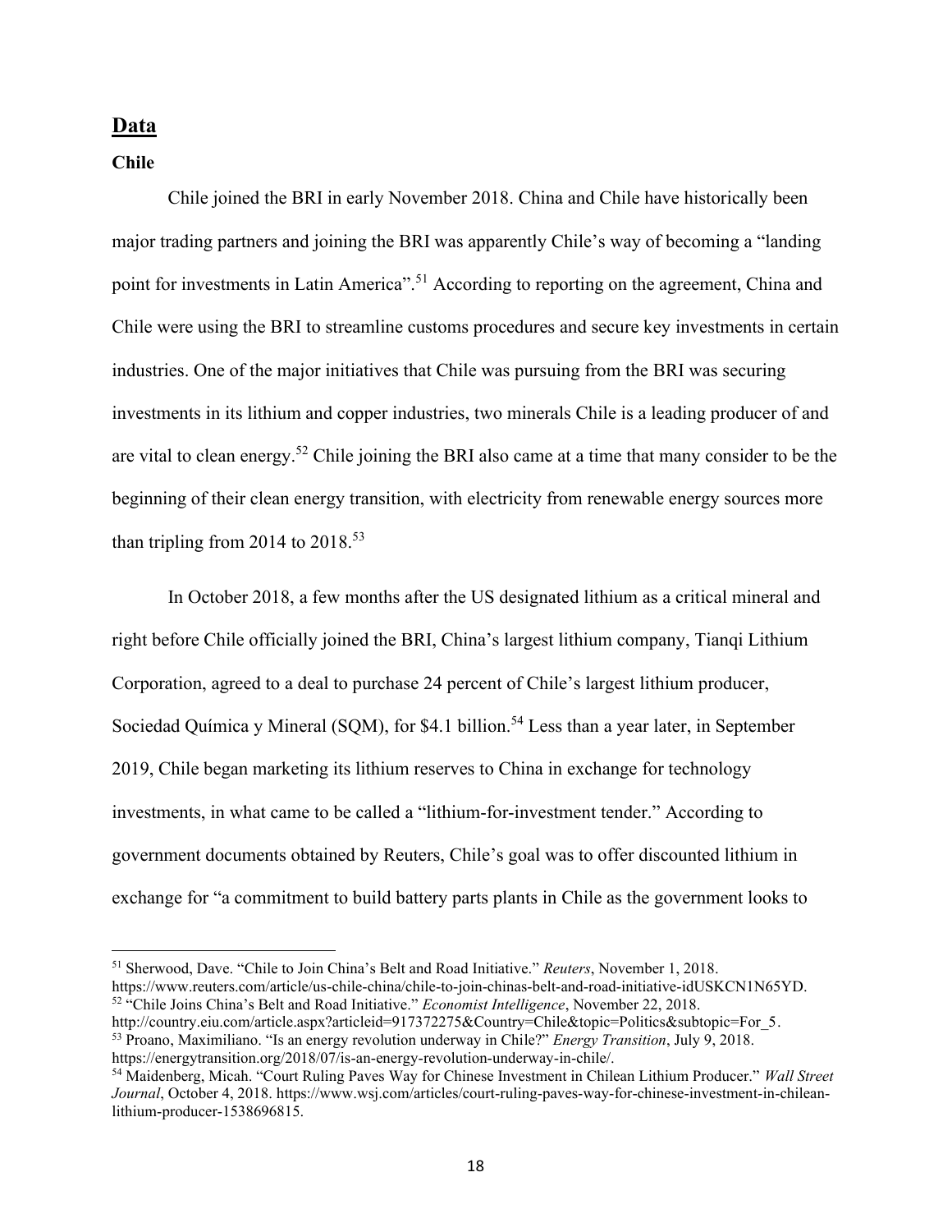## Data

### Chile

Chile joined the BRI in early November 2018. China and Chile have historically been major trading partners and joining the BRI was apparently Chile's way of becoming a "landing point for investments in Latin America".[51] According to reporting on the agreement, China and Chile were using the BRI to streamline customs procedures and secure key investments in certain industries. One of the major initiatives that Chile was pursuing from the BRI was securing investments in its lithium and copper industries, two minerals Chile is a leading producer of and are vital to clean energy.[52] Chile joining the BRI also came at a time that many consider to be the beginning of their clean energy transition, with electricity from renewable energy sources more than tripling from 2014 to 2018.[53]

In October 2018, a few months after the US designated lithium as a critical mineral and right before Chile officially joined the BRI, China's largest lithium company, Tianqi Lithium Corporation, agreed to a deal to purchase 24 percent of Chile's largest lithium producer, Sociedad Química y Mineral (SQM), for $4.1 billion.[54] Less than a year later, in September 2019, Chile began marketing its lithium reserves to China in exchange for technology investments, in what came to be called a "lithium-for-investment tender." According to government documents obtained by Reuters, Chile's goal was to offer discounted lithium in exchange for "a commitment to build battery parts plants in Chile as the government looks to

---

[51] Sherwood, Dave. "Chile to Join China's Belt and Road Initiative." *Reuters*, November 1, 2018. https://www.reuters.com/article/us-chile-china/chile-to-join-chinas-belt-and-road-initiative-idUSKCN1N65YD.

[52] "Chile Joins China's Belt and Road Initiative." *Economist Intelligence*, November 22, 2018. http://country.eiu.com/article.aspx?articleid=917372275&Country=Chile&topic=Politics&subtopic=For_5.

[53] Proano, Maximiliano. "Is an energy revolution underway in Chile?" *Energy Transition*, July 9, 2018. https://energytransition.org/2018/07/is-an-energy-revolution-underway-in-chile/.

[54] Maidenberg, Micah. "Court Ruling Paves Way for Chinese Investment in Chilean Lithium Producer." *Wall Street Journal*, October 4, 2018. https://www.wsj.com/articles/court-ruling-paves-way-for-chinese-investment-in-chilean-lithium-producer-1538696815.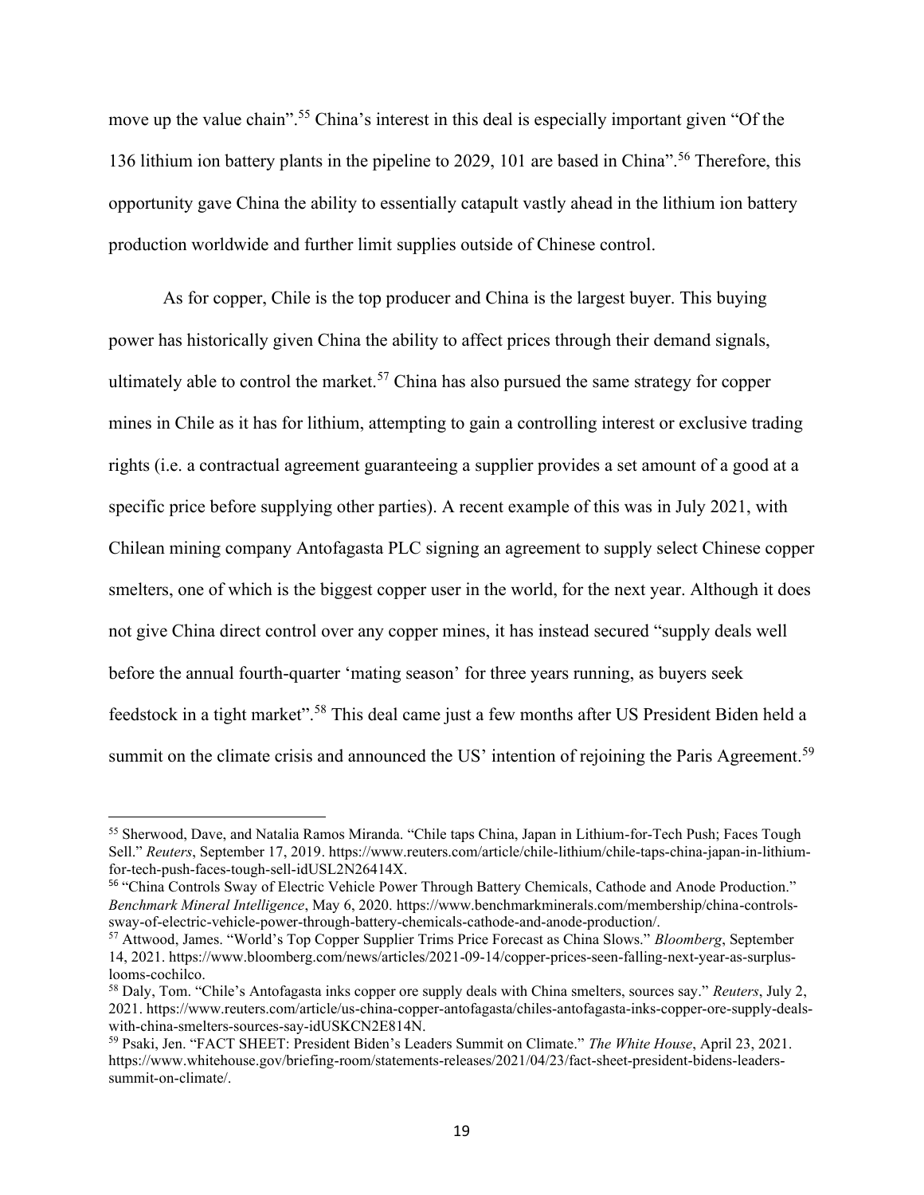move up the value chain".[55] China's interest in this deal is especially important given "Of the 136 lithium ion battery plants in the pipeline to 2029, 101 are based in China".[56] Therefore, this opportunity gave China the ability to essentially catapult vastly ahead in the lithium ion battery production worldwide and further limit supplies outside of Chinese control.

As for copper, Chile is the top producer and China is the largest buyer. This buying power has historically given China the ability to affect prices through their demand signals, ultimately able to control the market.[57] China has also pursued the same strategy for copper mines in Chile as it has for lithium, attempting to gain a controlling interest or exclusive trading rights (i.e. a contractual agreement guaranteeing a supplier provides a set amount of a good at a specific price before supplying other parties). A recent example of this was in July 2021, with Chilean mining company Antofagasta PLC signing an agreement to supply select Chinese copper smelters, one of which is the biggest copper user in the world, for the next year. Although it does not give China direct control over any copper mines, it has instead secured "supply deals well before the annual fourth-quarter 'mating season' for three years running, as buyers seek feedstock in a tight market".[58] This deal came just a few months after US President Biden held a summit on the climate crisis and announced the US' intention of rejoining the Paris Agreement.[59]

---

[55] Sherwood, Dave, and Natalia Ramos Miranda. "Chile taps China, Japan in Lithium-for-Tech Push; Faces Tough Sell." *Reuters*, September 17, 2019. https://www.reuters.com/article/chile-lithium/chile-taps-china-japan-in-lithium-for-tech-push-faces-tough-sell-idUSL2N26414X.

[56] "China Controls Sway of Electric Vehicle Power Through Battery Chemicals, Cathode and Anode Production." *Benchmark Mineral Intelligence*, May 6, 2020. https://www.benchmarkminerals.com/membership/china-controls-sway-of-electric-vehicle-power-through-battery-chemicals-cathode-and-anode-production/.

[57] Attwood, James. "World's Top Copper Supplier Trims Price Forecast as China Slows." *Bloomberg*, September 14, 2021. https://www.bloomberg.com/news/articles/2021-09-14/copper-prices-seen-falling-next-year-as-surplus-looms-cochilco.

[58] Daly, Tom. "Chile's Antofagasta inks copper ore supply deals with China smelters, sources say." *Reuters*, July 2, 2021. https://www.reuters.com/article/us-china-copper-antofagasta/chiles-antofagasta-inks-copper-ore-supply-deals-with-china-smelters-sources-say-idUSKCN2E814N.

[59] Psaki, Jen. "FACT SHEET: President Biden's Leaders Summit on Climate." *The White House*, April 23, 2021. https://www.whitehouse.gov/briefing-room/statements-releases/2021/04/23/fact-sheet-president-bidens-leaders-summit-on-climate/.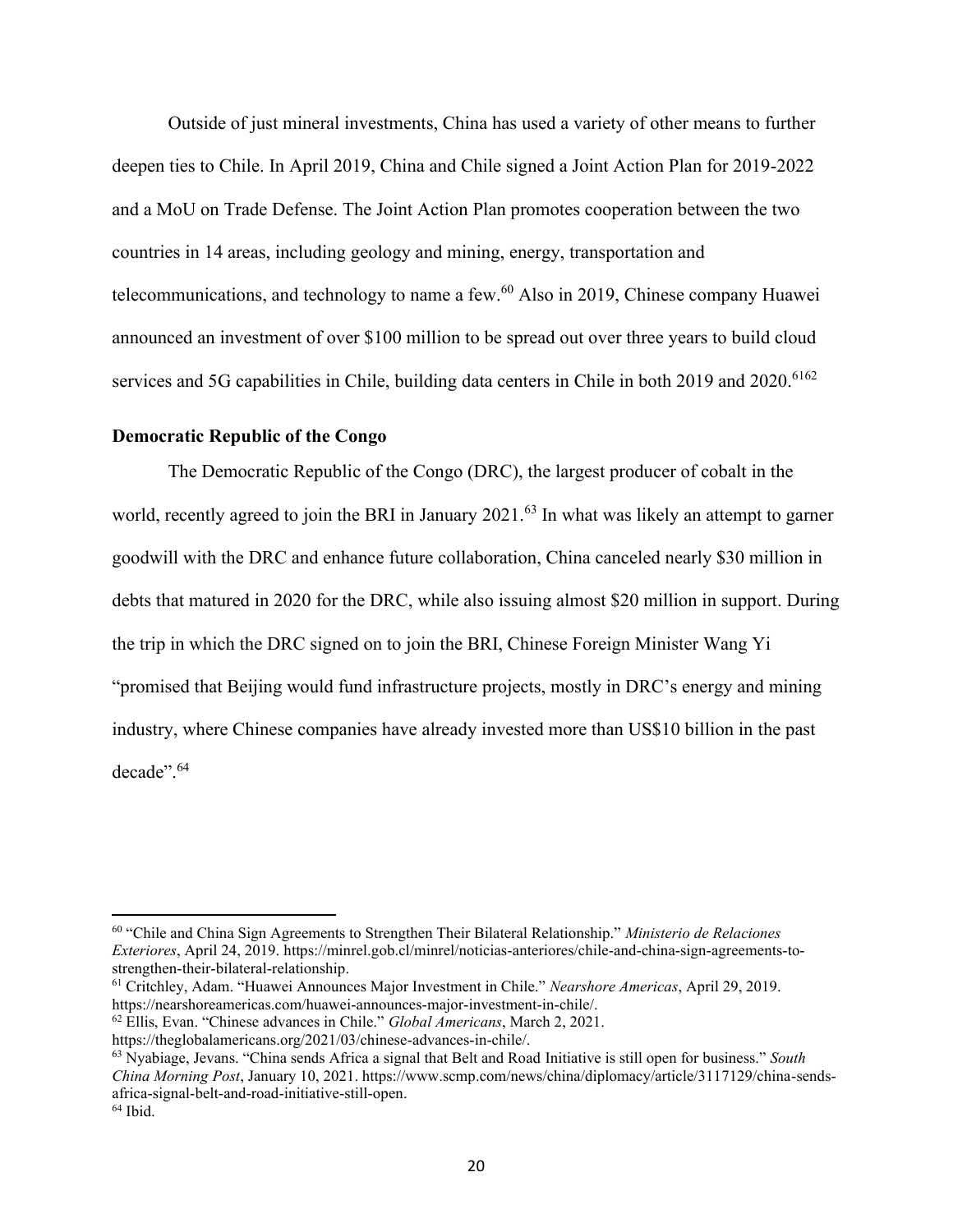Outside of just mineral investments, China has used a variety of other means to further deepen ties to Chile. In April 2019, China and Chile signed a Joint Action Plan for 2019-2022 and a MoU on Trade Defense. The Joint Action Plan promotes cooperation between the two countries in 14 areas, including geology and mining, energy, transportation and telecommunications, and technology to name a few.[60] Also in 2019, Chinese company Huawei announced an investment of over $100 million to be spread out over three years to build cloud services and 5G capabilities in Chile, building data centers in Chile in both 2019 and 2020.[61][62]

**Democratic Republic of the Congo**

The Democratic Republic of the Congo (DRC), the largest producer of cobalt in the world, recently agreed to join the BRI in January 2021.[63] In what was likely an attempt to garner goodwill with the DRC and enhance future collaboration, China canceled nearly $30 million in debts that matured in 2020 for the DRC, while also issuing almost $20 million in support. During the trip in which the DRC signed on to join the BRI, Chinese Foreign Minister Wang Yi "promised that Beijing would fund infrastructure projects, mostly in DRC's energy and mining industry, where Chinese companies have already invested more than US$10 billion in the past decade".[64]

---

[60] "Chile and China Sign Agreements to Strengthen Their Bilateral Relationship." *Ministerio de Relaciones Exteriores*, April 24, 2019. https://minrel.gob.cl/minrel/noticias-anteriores/chile-and-china-sign-agreements-to-strengthen-their-bilateral-relationship.

[61] Critchley, Adam. "Huawei Announces Major Investment in Chile." *Nearshore Americas*, April 29, 2019. https://nearshoreamericas.com/huawei-announces-major-investment-in-chile/.

[62] Ellis, Evan. "Chinese advances in Chile." *Global Americans*, March 2, 2021. https://theglobalamericans.org/2021/03/chinese-advances-in-chile/.

[63] Nyabiage, Jevans. "China sends Africa a signal that Belt and Road Initiative is still open for business." *South China Morning Post*, January 10, 2021. https://www.scmp.com/news/china/diplomacy/article/3117129/china-sends-africa-signal-belt-and-road-initiative-still-open.

[64] Ibid.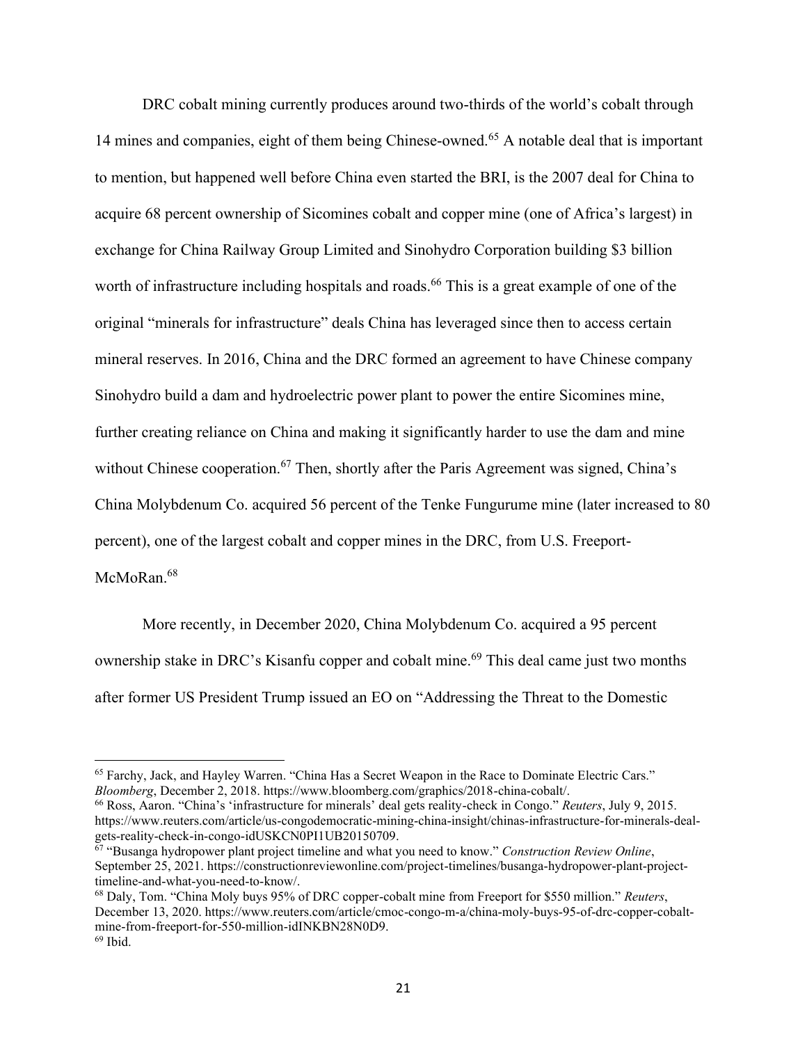DRC cobalt mining currently produces around two-thirds of the world's cobalt through 14 mines and companies, eight of them being Chinese-owned.[65] A notable deal that is important to mention, but happened well before China even started the BRI, is the 2007 deal for China to acquire 68 percent ownership of Sicomines cobalt and copper mine (one of Africa's largest) in exchange for China Railway Group Limited and Sinohydro Corporation building $3 billion worth of infrastructure including hospitals and roads.[66] This is a great example of one of the original "minerals for infrastructure" deals China has leveraged since then to access certain mineral reserves. In 2016, China and the DRC formed an agreement to have Chinese company Sinohydro build a dam and hydroelectric power plant to power the entire Sicomines mine, further creating reliance on China and making it significantly harder to use the dam and mine without Chinese cooperation.[67] Then, shortly after the Paris Agreement was signed, China's China Molybdenum Co. acquired 56 percent of the Tenke Fungurume mine (later increased to 80 percent), one of the largest cobalt and copper mines in the DRC, from U.S. Freeport-McMoRan.[68]

More recently, in December 2020, China Molybdenum Co. acquired a 95 percent ownership stake in DRC's Kisanfu copper and cobalt mine.[69] This deal came just two months after former US President Trump issued an EO on "Addressing the Threat to the Domestic

---

[65] Farchy, Jack, and Hayley Warren. "China Has a Secret Weapon in the Race to Dominate Electric Cars." *Bloomberg*, December 2, 2018. https://www.bloomberg.com/graphics/2018-china-cobalt/.

[66] Ross, Aaron. "China's 'infrastructure for minerals' deal gets reality-check in Congo." *Reuters*, July 9, 2015. https://www.reuters.com/article/us-congodemocratic-mining-china-insight/chinas-infrastructure-for-minerals-deal-gets-reality-check-in-congo-idUSKCN0PI1UB20150709.

[67] "Busanga hydropower plant project timeline and what you need to know." *Construction Review Online*, September 25, 2021. https://constructionreviewonline.com/project-timelines/busanga-hydropower-plant-project-timeline-and-what-you-need-to-know/.

[68] Daly, Tom. "China Moly buys 95% of DRC copper-cobalt mine from Freeport for $550 million." *Reuters*, December 13, 2020. https://www.reuters.com/article/cmoc-congo-m-a/china-moly-buys-95-of-drc-copper-cobalt-mine-from-freeport-for-550-million-idINKBN28N0D9.

[69] Ibid.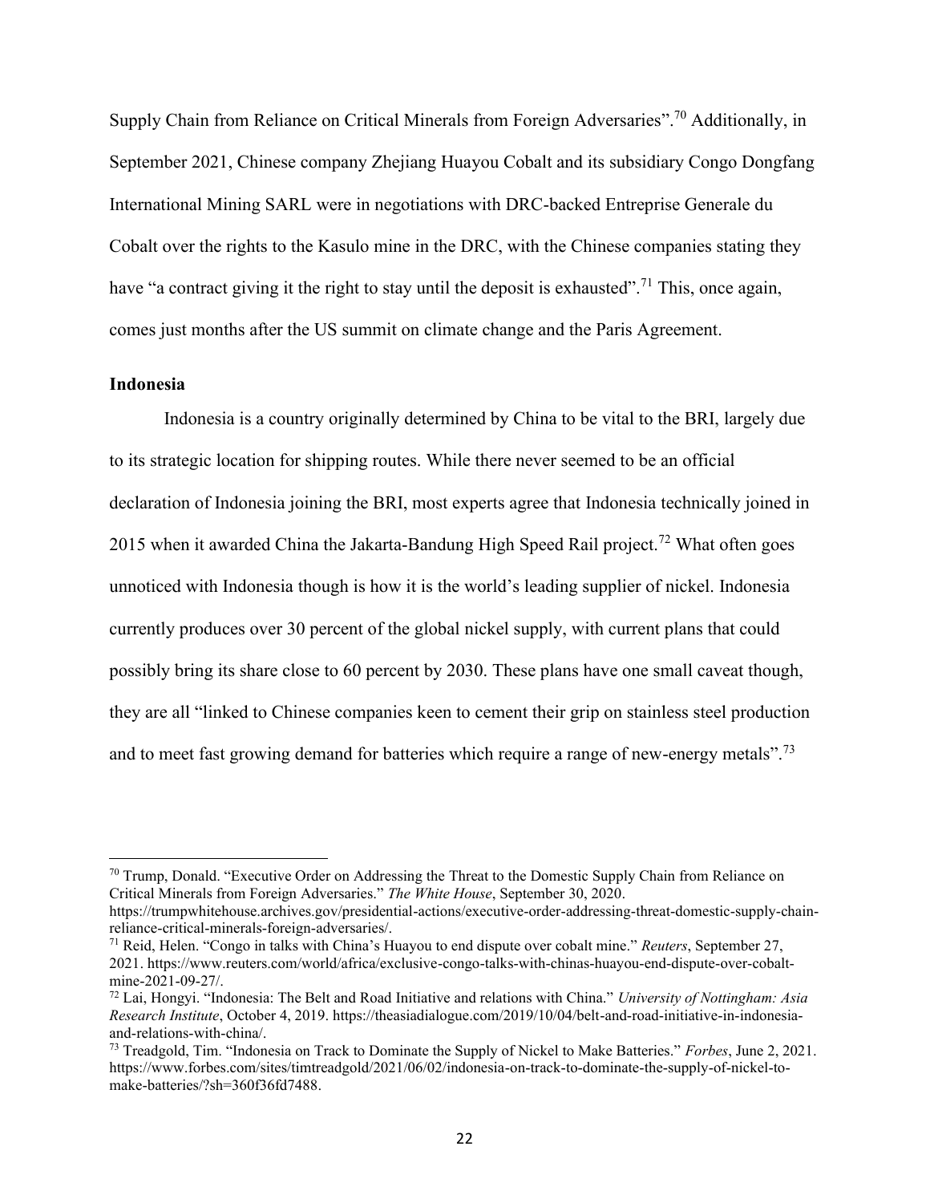Supply Chain from Reliance on Critical Minerals from Foreign Adversaries".[70] Additionally, in September 2021, Chinese company Zhejiang Huayou Cobalt and its subsidiary Congo Dongfang International Mining SARL were in negotiations with DRC-backed Entreprise Generale du Cobalt over the rights to the Kasulo mine in the DRC, with the Chinese companies stating they have "a contract giving it the right to stay until the deposit is exhausted".[71] This, once again, comes just months after the US summit on climate change and the Paris Agreement.

**Indonesia**

Indonesia is a country originally determined by China to be vital to the BRI, largely due to its strategic location for shipping routes. While there never seemed to be an official declaration of Indonesia joining the BRI, most experts agree that Indonesia technically joined in 2015 when it awarded China the Jakarta-Bandung High Speed Rail project.[72] What often goes unnoticed with Indonesia though is how it is the world's leading supplier of nickel. Indonesia currently produces over 30 percent of the global nickel supply, with current plans that could possibly bring its share close to 60 percent by 2030. These plans have one small caveat though, they are all "linked to Chinese companies keen to cement their grip on stainless steel production and to meet fast growing demand for batteries which require a range of new-energy metals".[73]

---

[70] Trump, Donald. "Executive Order on Addressing the Threat to the Domestic Supply Chain from Reliance on Critical Minerals from Foreign Adversaries." *The White House*, September 30, 2020. https://trumpwhitehouse.archives.gov/presidential-actions/executive-order-addressing-threat-domestic-supply-chain-reliance-critical-minerals-foreign-adversaries/.

[71] Reid, Helen. "Congo in talks with China's Huayou to end dispute over cobalt mine." *Reuters*, September 27, 2021. https://www.reuters.com/world/africa/exclusive-congo-talks-with-chinas-huayou-end-dispute-over-cobalt-mine-2021-09-27/.

[72] Lai, Hongyi. "Indonesia: The Belt and Road Initiative and relations with China." *University of Nottingham: Asia Research Institute*, October 4, 2019. https://theasiadialogue.com/2019/10/04/belt-and-road-initiative-in-indonesia-and-relations-with-china/.

[73] Treadgold, Tim. "Indonesia on Track to Dominate the Supply of Nickel to Make Batteries." *Forbes*, June 2, 2021. https://www.forbes.com/sites/timtreadgold/2021/06/02/indonesia-on-track-to-dominate-the-supply-of-nickel-to-make-batteries/?sh=360f36fd7488.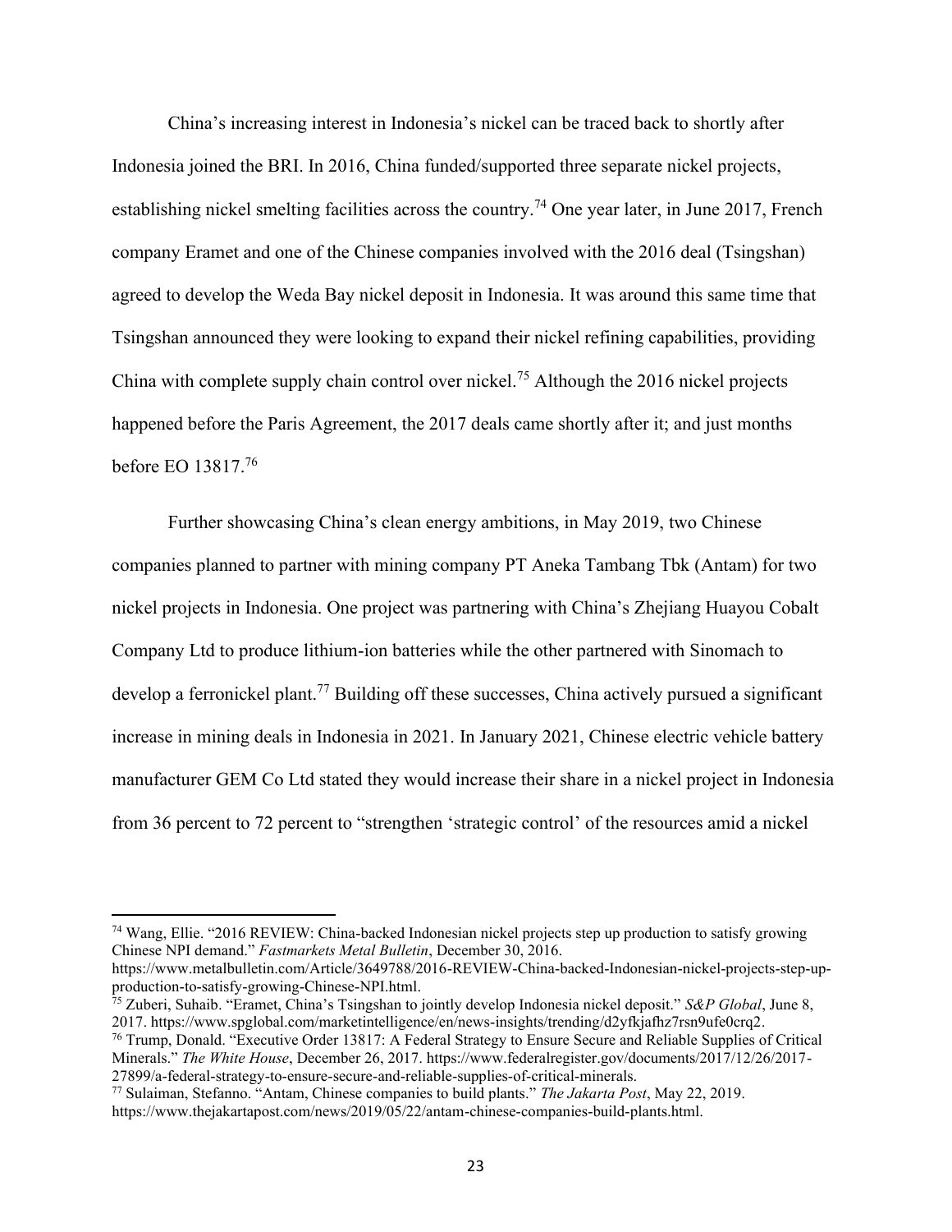China's increasing interest in Indonesia's nickel can be traced back to shortly after Indonesia joined the BRI. In 2016, China funded/supported three separate nickel projects, establishing nickel smelting facilities across the country.[74] One year later, in June 2017, French company Eramet and one of the Chinese companies involved with the 2016 deal (Tsingshan) agreed to develop the Weda Bay nickel deposit in Indonesia. It was around this same time that Tsingshan announced they were looking to expand their nickel refining capabilities, providing China with complete supply chain control over nickel.[75] Although the 2016 nickel projects happened before the Paris Agreement, the 2017 deals came shortly after it; and just months before EO 13817.[76]

Further showcasing China's clean energy ambitions, in May 2019, two Chinese companies planned to partner with mining company PT Aneka Tambang Tbk (Antam) for two nickel projects in Indonesia. One project was partnering with China's Zhejiang Huayou Cobalt Company Ltd to produce lithium-ion batteries while the other partnered with Sinomach to develop a ferronickel plant.[77] Building off these successes, China actively pursued a significant increase in mining deals in Indonesia in 2021. In January 2021, Chinese electric vehicle battery manufacturer GEM Co Ltd stated they would increase their share in a nickel project in Indonesia from 36 percent to 72 percent to "strengthen 'strategic control' of the resources amid a nickel

---

[74] Wang, Ellie. "2016 REVIEW: China-backed Indonesian nickel projects step up production to satisfy growing Chinese NPI demand." *Fastmarkets Metal Bulletin*, December 30, 2016. https://www.metalbulletin.com/Article/3649788/2016-REVIEW-China-backed-Indonesian-nickel-projects-step-up-production-to-satisfy-growing-Chinese-NPI.html.

[75] Zuberi, Suhaib. "Eramet, China's Tsingshan to jointly develop Indonesia nickel deposit." *S&P Global*, June 8, 2017. https://www.spglobal.com/marketintelligence/en/news-insights/trending/d2yfkjafhz7rsn9ufe0crq2.

[76] Trump, Donald. "Executive Order 13817: A Federal Strategy to Ensure Secure and Reliable Supplies of Critical Minerals." *The White House*, December 26, 2017. https://www.federalregister.gov/documents/2017/12/26/2017-27899/a-federal-strategy-to-ensure-secure-and-reliable-supplies-of-critical-minerals.

[77] Sulaiman, Stefanno. "Antam, Chinese companies to build plants." *The Jakarta Post*, May 22, 2019. https://www.thejakartapost.com/news/2019/05/22/antam-chinese-companies-build-plants.html.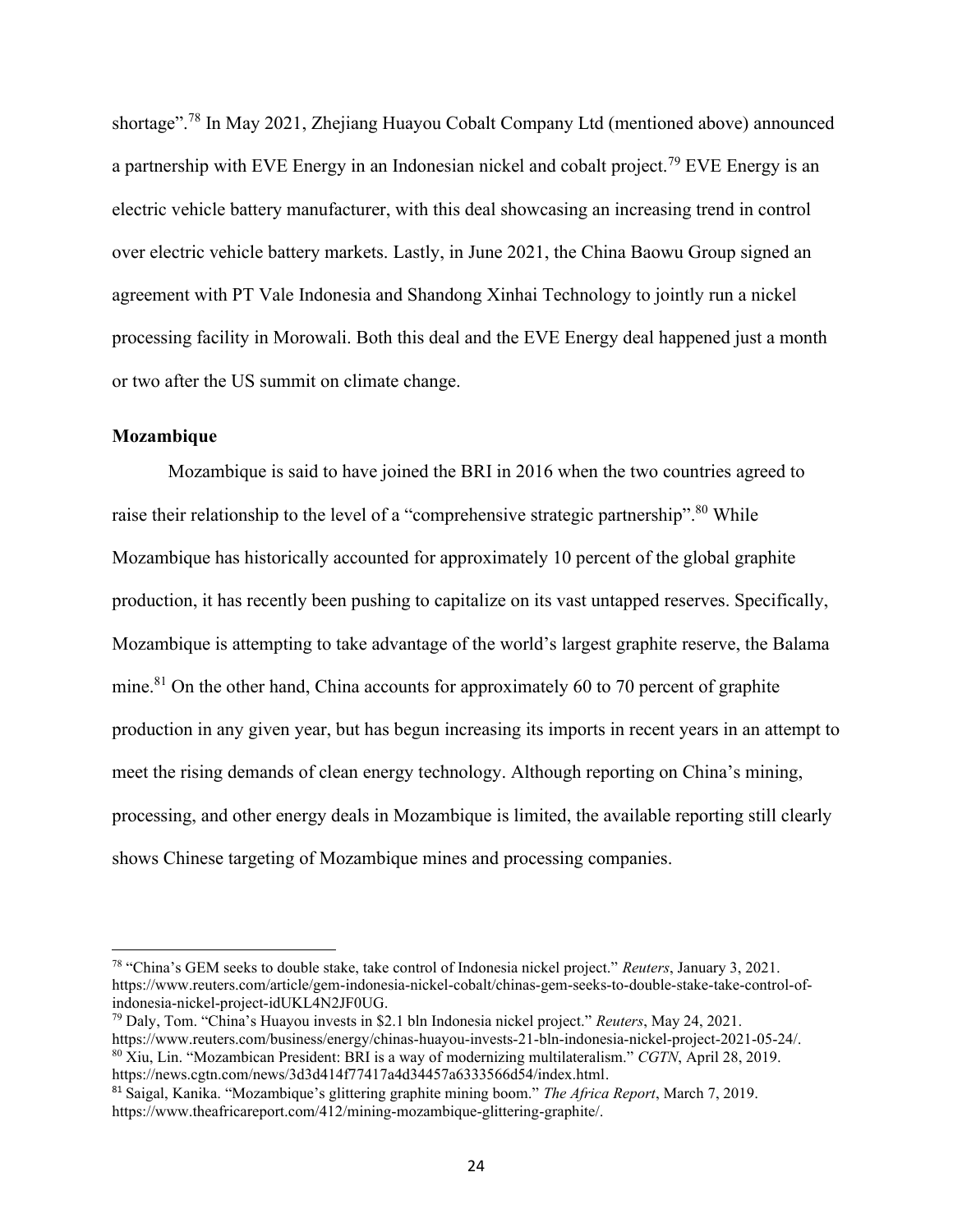shortage".[78] In May 2021, Zhejiang Huayou Cobalt Company Ltd (mentioned above) announced a partnership with EVE Energy in an Indonesian nickel and cobalt project.[79] EVE Energy is an electric vehicle battery manufacturer, with this deal showcasing an increasing trend in control over electric vehicle battery markets. Lastly, in June 2021, the China Baowu Group signed an agreement with PT Vale Indonesia and Shandong Xinhai Technology to jointly run a nickel processing facility in Morowali. Both this deal and the EVE Energy deal happened just a month or two after the US summit on climate change.

**Mozambique**

Mozambique is said to have joined the BRI in 2016 when the two countries agreed to raise their relationship to the level of a "comprehensive strategic partnership".[80] While Mozambique has historically accounted for approximately 10 percent of the global graphite production, it has recently been pushing to capitalize on its vast untapped reserves. Specifically, Mozambique is attempting to take advantage of the world's largest graphite reserve, the Balama mine.[81] On the other hand, China accounts for approximately 60 to 70 percent of graphite production in any given year, but has begun increasing its imports in recent years in an attempt to meet the rising demands of clean energy technology. Although reporting on China's mining, processing, and other energy deals in Mozambique is limited, the available reporting still clearly shows Chinese targeting of Mozambique mines and processing companies.

---

[78] "China's GEM seeks to double stake, take control of Indonesia nickel project." *Reuters*, January 3, 2021. https://www.reuters.com/article/gem-indonesia-nickel-cobalt/chinas-gem-seeks-to-double-stake-take-control-of-indonesia-nickel-project-idUKL4N2JF0UG.

[79] Daly, Tom. "China's Huayou invests in $2.1 bln Indonesia nickel project." *Reuters*, May 24, 2021. https://www.reuters.com/business/energy/chinas-huayou-invests-21-bln-indonesia-nickel-project-2021-05-24/.

[80] Xiu, Lin. "Mozambican President: BRI is a way of modernizing multilateralism." *CGTN*, April 28, 2019. https://news.cgtn.com/news/3d3d414f77417a4d34457a6333566d54/index.html.

[81] Saigal, Kanika. "Mozambique's glittering graphite mining boom." *The Africa Report*, March 7, 2019. https://www.theafricareport.com/412/mining-mozambique-glittering-graphite/.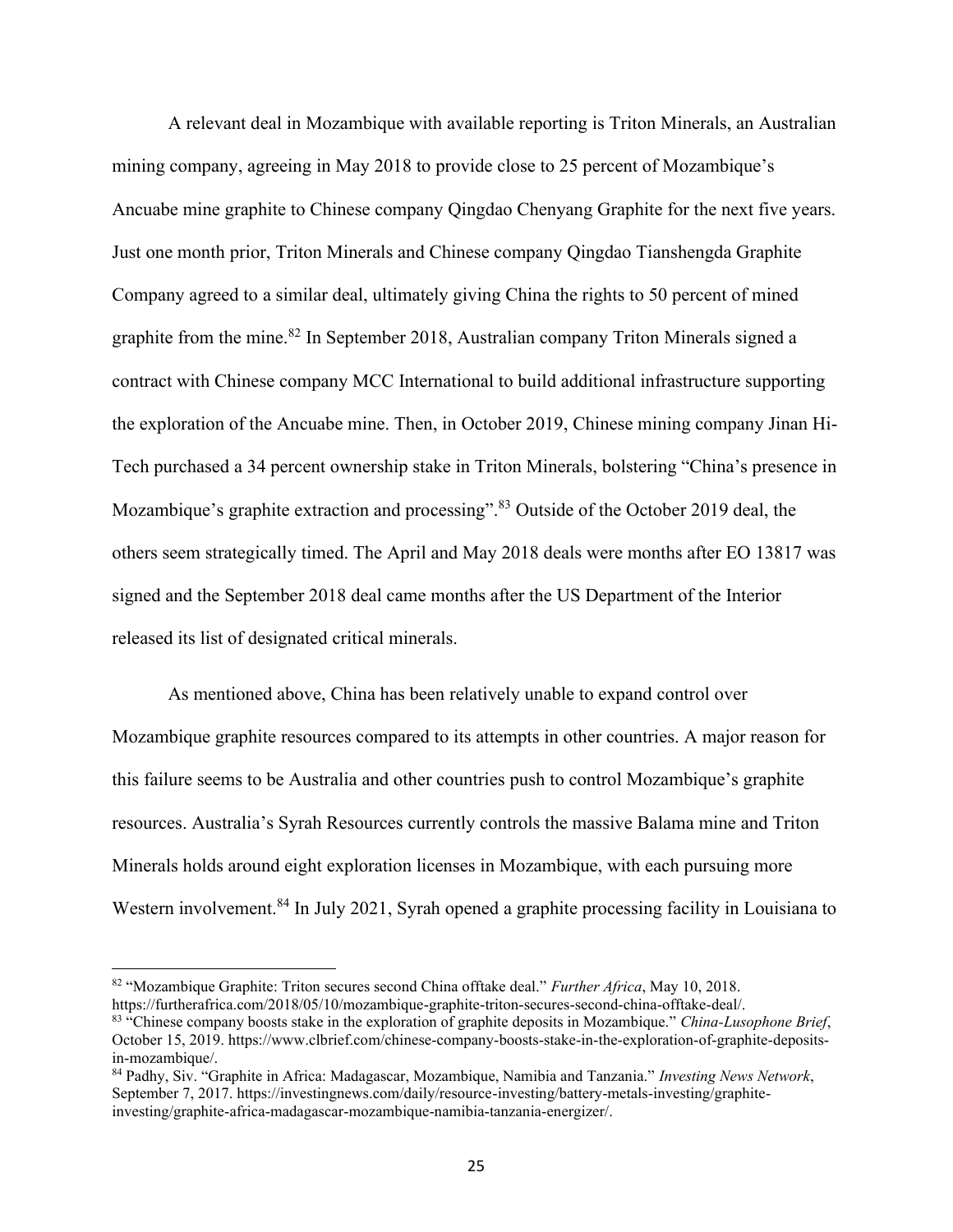A relevant deal in Mozambique with available reporting is Triton Minerals, an Australian mining company, agreeing in May 2018 to provide close to 25 percent of Mozambique's Ancuabe mine graphite to Chinese company Qingdao Chenyang Graphite for the next five years. Just one month prior, Triton Minerals and Chinese company Qingdao Tianshengda Graphite Company agreed to a similar deal, ultimately giving China the rights to 50 percent of mined graphite from the mine.[82] In September 2018, Australian company Triton Minerals signed a contract with Chinese company MCC International to build additional infrastructure supporting the exploration of the Ancuabe mine. Then, in October 2019, Chinese mining company Jinan Hi-Tech purchased a 34 percent ownership stake in Triton Minerals, bolstering "China's presence in Mozambique's graphite extraction and processing".[83] Outside of the October 2019 deal, the others seem strategically timed. The April and May 2018 deals were months after EO 13817 was signed and the September 2018 deal came months after the US Department of the Interior released its list of designated critical minerals.

As mentioned above, China has been relatively unable to expand control over Mozambique graphite resources compared to its attempts in other countries. A major reason for this failure seems to be Australia and other countries push to control Mozambique's graphite resources. Australia's Syrah Resources currently controls the massive Balama mine and Triton Minerals holds around eight exploration licenses in Mozambique, with each pursuing more Western involvement.[84] In July 2021, Syrah opened a graphite processing facility in Louisiana to

[82] "Mozambique Graphite: Triton secures second China offtake deal." *Further Africa*, May 10, 2018. https://furtherafrica.com/2018/05/10/mozambique-graphite-triton-secures-second-china-offtake-deal/.

[83] "Chinese company boosts stake in the exploration of graphite deposits in Mozambique." *China-Lusophone Brief*, October 15, 2019. https://www.clbrief.com/chinese-company-boosts-stake-in-the-exploration-of-graphite-deposits-in-mozambique/.

[84] Padhy, Siv. "Graphite in Africa: Madagascar, Mozambique, Namibia and Tanzania." *Investing News Network*, September 7, 2017. https://investingnews.com/daily/resource-investing/battery-metals-investing/graphite-investing/graphite-africa-madagascar-mozambique-namibia-tanzania-energizer/.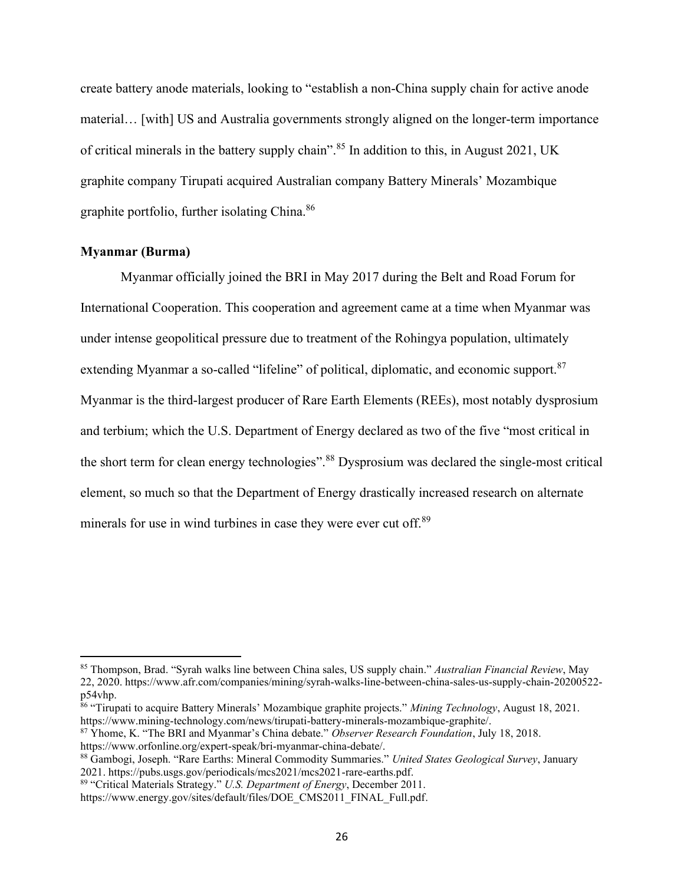create battery anode materials, looking to "establish a non-China supply chain for active anode material… [with] US and Australia governments strongly aligned on the longer-term importance of critical minerals in the battery supply chain".[85] In addition to this, in August 2021, UK graphite company Tirupati acquired Australian company Battery Minerals' Mozambique graphite portfolio, further isolating China.[86]

### Myanmar (Burma)

Myanmar officially joined the BRI in May 2017 during the Belt and Road Forum for International Cooperation. This cooperation and agreement came at a time when Myanmar was under intense geopolitical pressure due to treatment of the Rohingya population, ultimately extending Myanmar a so-called "lifeline" of political, diplomatic, and economic support.[87] Myanmar is the third-largest producer of Rare Earth Elements (REEs), most notably dysprosium and terbium; which the U.S. Department of Energy declared as two of the five "most critical in the short term for clean energy technologies".[88] Dysprosium was declared the single-most critical element, so much so that the Department of Energy drastically increased research on alternate minerals for use in wind turbines in case they were ever cut off.[89]

---

[85] Thompson, Brad. "Syrah walks line between China sales, US supply chain." *Australian Financial Review*, May 22, 2020. https://www.afr.com/companies/mining/syrah-walks-line-between-china-sales-us-supply-chain-20200522-p54vhp.

[86] "Tirupati to acquire Battery Minerals' Mozambique graphite projects." *Mining Technology*, August 18, 2021. https://www.mining-technology.com/news/tirupati-battery-minerals-mozambique-graphite/.

[87] Yhome, K. "The BRI and Myanmar's China debate." *Observer Research Foundation*, July 18, 2018. https://www.orfonline.org/expert-speak/bri-myanmar-china-debate/.

[88] Gambogi, Joseph. "Rare Earths: Mineral Commodity Summaries." *United States Geological Survey*, January 2021. https://pubs.usgs.gov/periodicals/mcs2021/mcs2021-rare-earths.pdf.

[89] "Critical Materials Strategy." *U.S. Department of Energy*, December 2011. https://www.energy.gov/sites/default/files/DOE_CMS2011_FINAL_Full.pdf.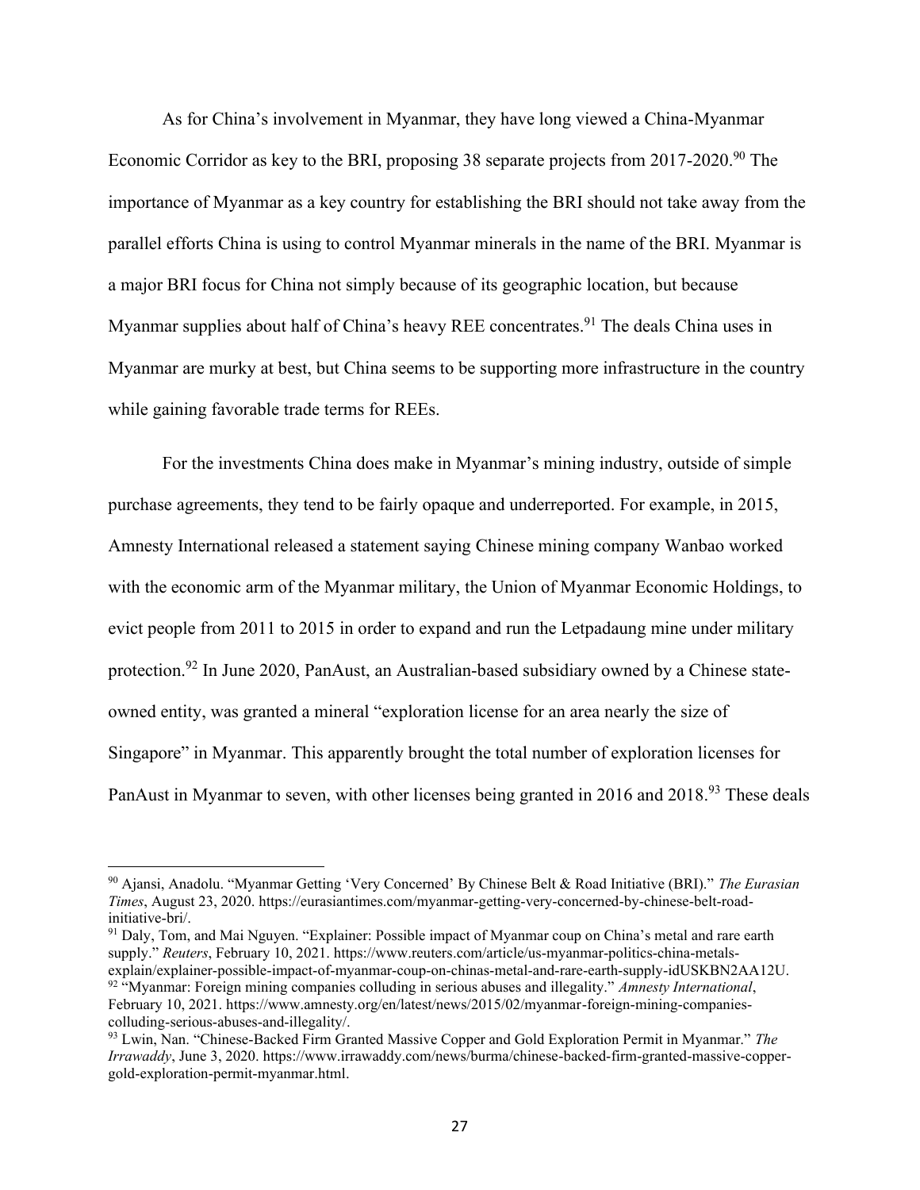As for China's involvement in Myanmar, they have long viewed a China-Myanmar Economic Corridor as key to the BRI, proposing 38 separate projects from 2017-2020.[90] The importance of Myanmar as a key country for establishing the BRI should not take away from the parallel efforts China is using to control Myanmar minerals in the name of the BRI. Myanmar is a major BRI focus for China not simply because of its geographic location, but because Myanmar supplies about half of China's heavy REE concentrates.[91] The deals China uses in Myanmar are murky at best, but China seems to be supporting more infrastructure in the country while gaining favorable trade terms for REEs.

For the investments China does make in Myanmar's mining industry, outside of simple purchase agreements, they tend to be fairly opaque and underreported. For example, in 2015, Amnesty International released a statement saying Chinese mining company Wanbao worked with the economic arm of the Myanmar military, the Union of Myanmar Economic Holdings, to evict people from 2011 to 2015 in order to expand and run the Letpadaung mine under military protection.[92] In June 2020, PanAust, an Australian-based subsidiary owned by a Chinese state-owned entity, was granted a mineral "exploration license for an area nearly the size of Singapore" in Myanmar. This apparently brought the total number of exploration licenses for PanAust in Myanmar to seven, with other licenses being granted in 2016 and 2018.[93] These deals

---

[90] Ajansi, Anadolu. "Myanmar Getting 'Very Concerned' By Chinese Belt & Road Initiative (BRI)." *The Eurasian Times*, August 23, 2020. https://eurasiantimes.com/myanmar-getting-very-concerned-by-chinese-belt-road-initiative-bri/.

[91] Daly, Tom, and Mai Nguyen. "Explainer: Possible impact of Myanmar coup on China's metal and rare earth supply." *Reuters*, February 10, 2021. https://www.reuters.com/article/us-myanmar-politics-china-metals-explain/explainer-possible-impact-of-myanmar-coup-on-chinas-metal-and-rare-earth-supply-idUSKBN2AA12U.

[92] "Myanmar: Foreign mining companies colluding in serious abuses and illegality." *Amnesty International*, February 10, 2021. https://www.amnesty.org/en/latest/news/2015/02/myanmar-foreign-mining-companies-colluding-serious-abuses-and-illegality/.

[93] Lwin, Nan. "Chinese-Backed Firm Granted Massive Copper and Gold Exploration Permit in Myanmar." *The Irrawaddy*, June 3, 2020. https://www.irrawaddy.com/news/burma/chinese-backed-firm-granted-massive-copper-gold-exploration-permit-myanmar.html.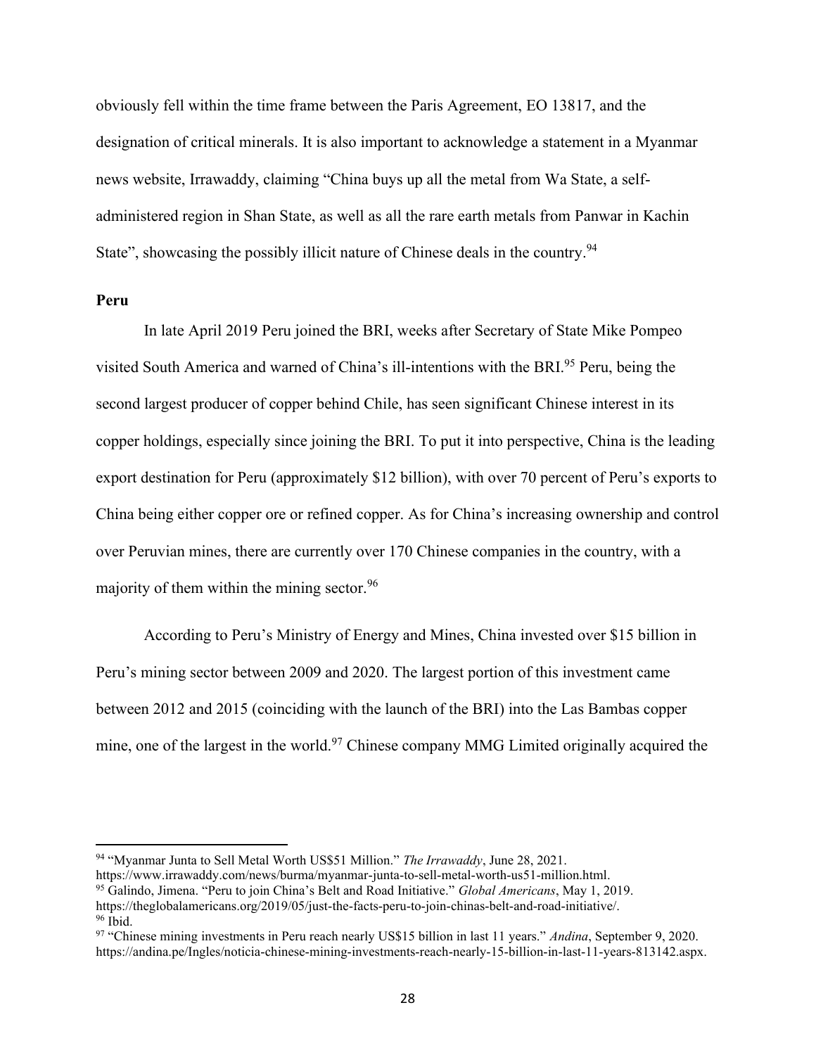obviously fell within the time frame between the Paris Agreement, EO 13817, and the designation of critical minerals. It is also important to acknowledge a statement in a Myanmar news website, Irrawaddy, claiming "China buys up all the metal from Wa State, a self-administered region in Shan State, as well as all the rare earth metals from Panwar in Kachin State", showcasing the possibly illicit nature of Chinese deals in the country.[94]

**Peru**

In late April 2019 Peru joined the BRI, weeks after Secretary of State Mike Pompeo visited South America and warned of China's ill-intentions with the BRI.[95] Peru, being the second largest producer of copper behind Chile, has seen significant Chinese interest in its copper holdings, especially since joining the BRI. To put it into perspective, China is the leading export destination for Peru (approximately $12 billion), with over 70 percent of Peru's exports to China being either copper ore or refined copper. As for China's increasing ownership and control over Peruvian mines, there are currently over 170 Chinese companies in the country, with a majority of them within the mining sector.[96]

According to Peru's Ministry of Energy and Mines, China invested over $15 billion in Peru's mining sector between 2009 and 2020. The largest portion of this investment came between 2012 and 2015 (coinciding with the launch of the BRI) into the Las Bambas copper mine, one of the largest in the world.[97] Chinese company MMG Limited originally acquired the

---

[94] "Myanmar Junta to Sell Metal Worth US$51 Million." *The Irrawaddy*, June 28, 2021. https://www.irrawaddy.com/news/burma/myanmar-junta-to-sell-metal-worth-us51-million.html.

[95] Galindo, Jimena. "Peru to join China's Belt and Road Initiative." *Global Americans*, May 1, 2019. https://theglobalamericans.org/2019/05/just-the-facts-peru-to-join-chinas-belt-and-road-initiative/.

[96] Ibid.

[97] "Chinese mining investments in Peru reach nearly US$15 billion in last 11 years." *Andina*, September 9, 2020. https://andina.pe/Ingles/noticia-chinese-mining-investments-reach-nearly-15-billion-in-last-11-years-813142.aspx.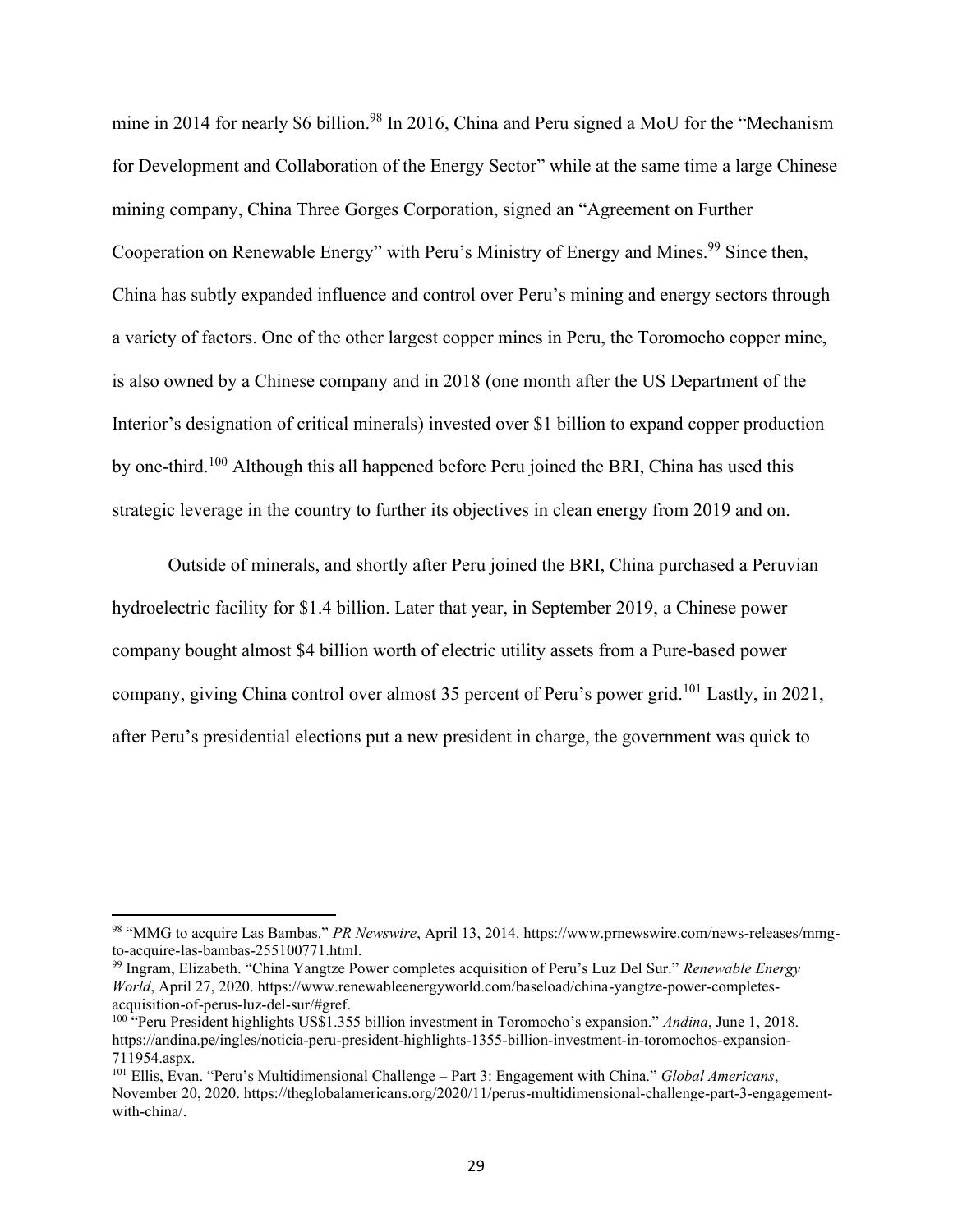mine in 2014 for nearly $6 billion.[98] In 2016, China and Peru signed a MoU for the "Mechanism for Development and Collaboration of the Energy Sector" while at the same time a large Chinese mining company, China Three Gorges Corporation, signed an "Agreement on Further Cooperation on Renewable Energy" with Peru's Ministry of Energy and Mines.[99] Since then, China has subtly expanded influence and control over Peru's mining and energy sectors through a variety of factors. One of the other largest copper mines in Peru, the Toromocho copper mine, is also owned by a Chinese company and in 2018 (one month after the US Department of the Interior's designation of critical minerals) invested over $1 billion to expand copper production by one-third.[100] Although this all happened before Peru joined the BRI, China has used this strategic leverage in the country to further its objectives in clean energy from 2019 and on.

Outside of minerals, and shortly after Peru joined the BRI, China purchased a Peruvian hydroelectric facility for $1.4 billion. Later that year, in September 2019, a Chinese power company bought almost $4 billion worth of electric utility assets from a Pure-based power company, giving China control over almost 35 percent of Peru's power grid.[101] Lastly, in 2021, after Peru's presidential elections put a new president in charge, the government was quick to

---

[98] "MMG to acquire Las Bambas." *PR Newswire*, April 13, 2014. https://www.prnewswire.com/news-releases/mmg-to-acquire-las-bambas-255100771.html.

[99] Ingram, Elizabeth. "China Yangtze Power completes acquisition of Peru's Luz Del Sur." *Renewable Energy World*, April 27, 2020. https://www.renewableenergyworld.com/baseload/china-yangtze-power-completes-acquisition-of-perus-luz-del-sur/#gref.

[100] "Peru President highlights US$1.355 billion investment in Toromocho's expansion." *Andina*, June 1, 2018. https://andina.pe/ingles/noticia-peru-president-highlights-1355-billion-investment-in-toromochos-expansion-711954.aspx.

[101] Ellis, Evan. "Peru's Multidimensional Challenge – Part 3: Engagement with China." *Global Americans*, November 20, 2020. https://theglobalamericans.org/2020/11/perus-multidimensional-challenge-part-3-engagement-with-china/.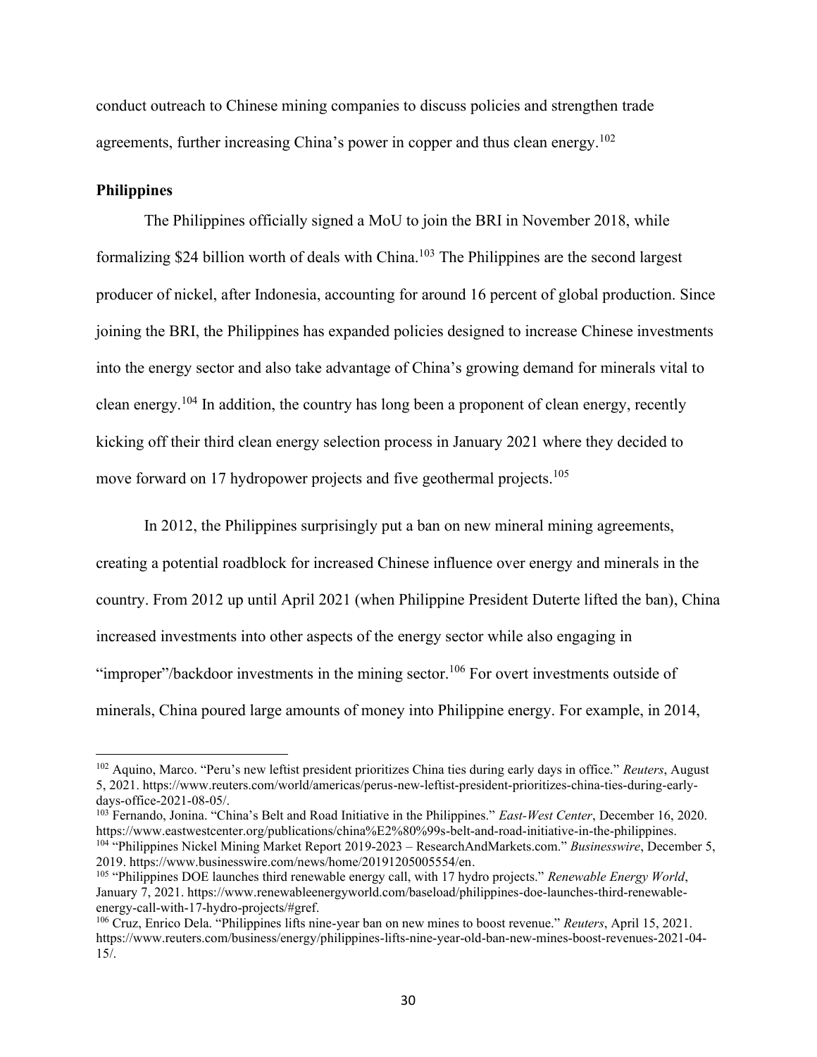conduct outreach to Chinese mining companies to discuss policies and strengthen trade agreements, further increasing China's power in copper and thus clean energy.[102]

### Philippines

The Philippines officially signed a MoU to join the BRI in November 2018, while formalizing $24 billion worth of deals with China.[103] The Philippines are the second largest producer of nickel, after Indonesia, accounting for around 16 percent of global production. Since joining the BRI, the Philippines has expanded policies designed to increase Chinese investments into the energy sector and also take advantage of China's growing demand for minerals vital to clean energy.[104] In addition, the country has long been a proponent of clean energy, recently kicking off their third clean energy selection process in January 2021 where they decided to move forward on 17 hydropower projects and five geothermal projects.[105]

In 2012, the Philippines surprisingly put a ban on new mineral mining agreements, creating a potential roadblock for increased Chinese influence over energy and minerals in the country. From 2012 up until April 2021 (when Philippine President Duterte lifted the ban), China increased investments into other aspects of the energy sector while also engaging in "improper"/backdoor investments in the mining sector.[106] For overt investments outside of minerals, China poured large amounts of money into Philippine energy. For example, in 2014,

---

[102] Aquino, Marco. "Peru's new leftist president prioritizes China ties during early days in office." *Reuters*, August 5, 2021. https://www.reuters.com/world/americas/perus-new-leftist-president-prioritizes-china-ties-during-early-days-office-2021-08-05/.

[103] Fernando, Jonina. "China's Belt and Road Initiative in the Philippines." *East-West Center*, December 16, 2020. https://www.eastwestcenter.org/publications/china%E2%80%99s-belt-and-road-initiative-in-the-philippines.

[104] "Philippines Nickel Mining Market Report 2019-2023 – ResearchAndMarkets.com." *Businesswire*, December 5, 2019. https://www.businesswire.com/news/home/20191205005554/en.

[105] "Philippines DOE launches third renewable energy call, with 17 hydro projects." *Renewable Energy World*, January 7, 2021. https://www.renewableenergyworld.com/baseload/philippines-doe-launches-third-renewable-energy-call-with-17-hydro-projects/#gref.

[106] Cruz, Enrico Dela. "Philippines lifts nine-year ban on new mines to boost revenue." *Reuters*, April 15, 2021. https://www.reuters.com/business/energy/philippines-lifts-nine-year-old-ban-new-mines-boost-revenues-2021-04-15/.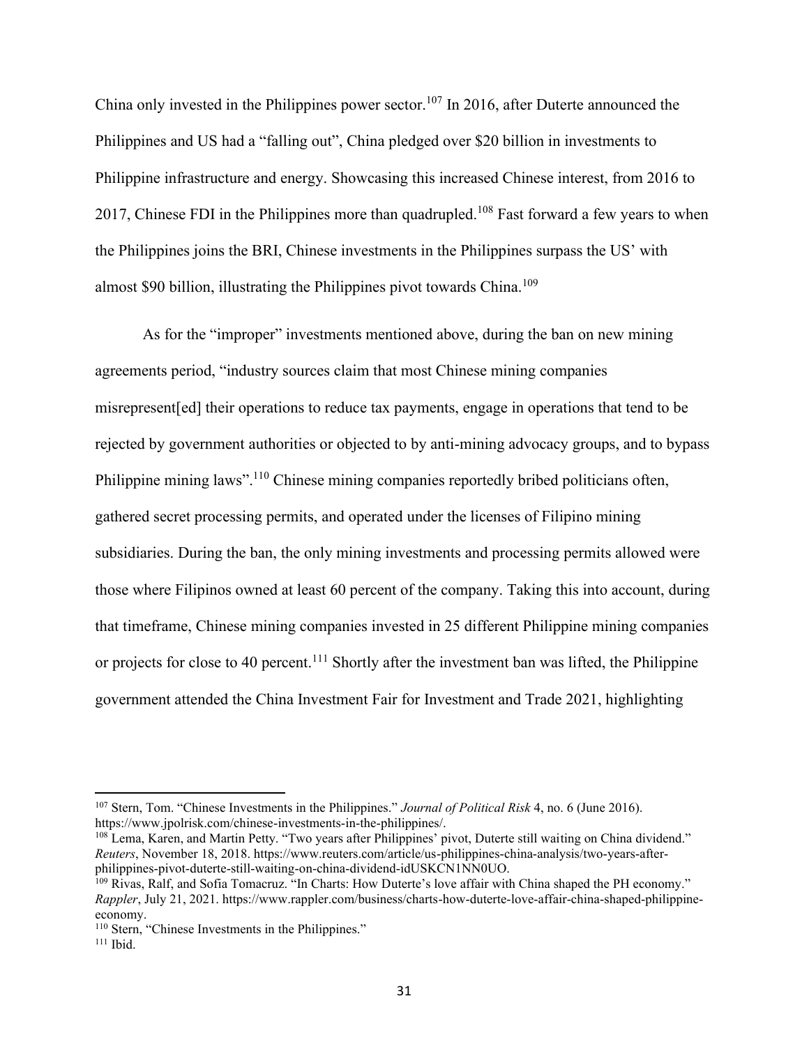China only invested in the Philippines power sector.[107] In 2016, after Duterte announced the Philippines and US had a "falling out", China pledged over $20 billion in investments to Philippine infrastructure and energy. Showcasing this increased Chinese interest, from 2016 to 2017, Chinese FDI in the Philippines more than quadrupled.[108] Fast forward a few years to when the Philippines joins the BRI, Chinese investments in the Philippines surpass the US' with almost $90 billion, illustrating the Philippines pivot towards China.[109]

As for the "improper" investments mentioned above, during the ban on new mining agreements period, "industry sources claim that most Chinese mining companies misrepresent[ed] their operations to reduce tax payments, engage in operations that tend to be rejected by government authorities or objected to by anti-mining advocacy groups, and to bypass Philippine mining laws".[110] Chinese mining companies reportedly bribed politicians often, gathered secret processing permits, and operated under the licenses of Filipino mining subsidiaries. During the ban, the only mining investments and processing permits allowed were those where Filipinos owned at least 60 percent of the company. Taking this into account, during that timeframe, Chinese mining companies invested in 25 different Philippine mining companies or projects for close to 40 percent.[111] Shortly after the investment ban was lifted, the Philippine government attended the China Investment Fair for Investment and Trade 2021, highlighting

---

[107] Stern, Tom. "Chinese Investments in the Philippines." *Journal of Political Risk* 4, no. 6 (June 2016). https://www.jpolrisk.com/chinese-investments-in-the-philippines/.

[108] Lema, Karen, and Martin Petty. "Two years after Philippines' pivot, Duterte still waiting on China dividend." *Reuters*, November 18, 2018. https://www.reuters.com/article/us-philippines-china-analysis/two-years-after-philippines-pivot-duterte-still-waiting-on-china-dividend-idUSKCN1NN0UO.

[109] Rivas, Ralf, and Sofia Tomacruz. "In Charts: How Duterte's love affair with China shaped the PH economy." *Rappler*, July 21, 2021. https://www.rappler.com/business/charts-how-duterte-love-affair-china-shaped-philippine-economy.

[110] Stern, "Chinese Investments in the Philippines."

[111] Ibid.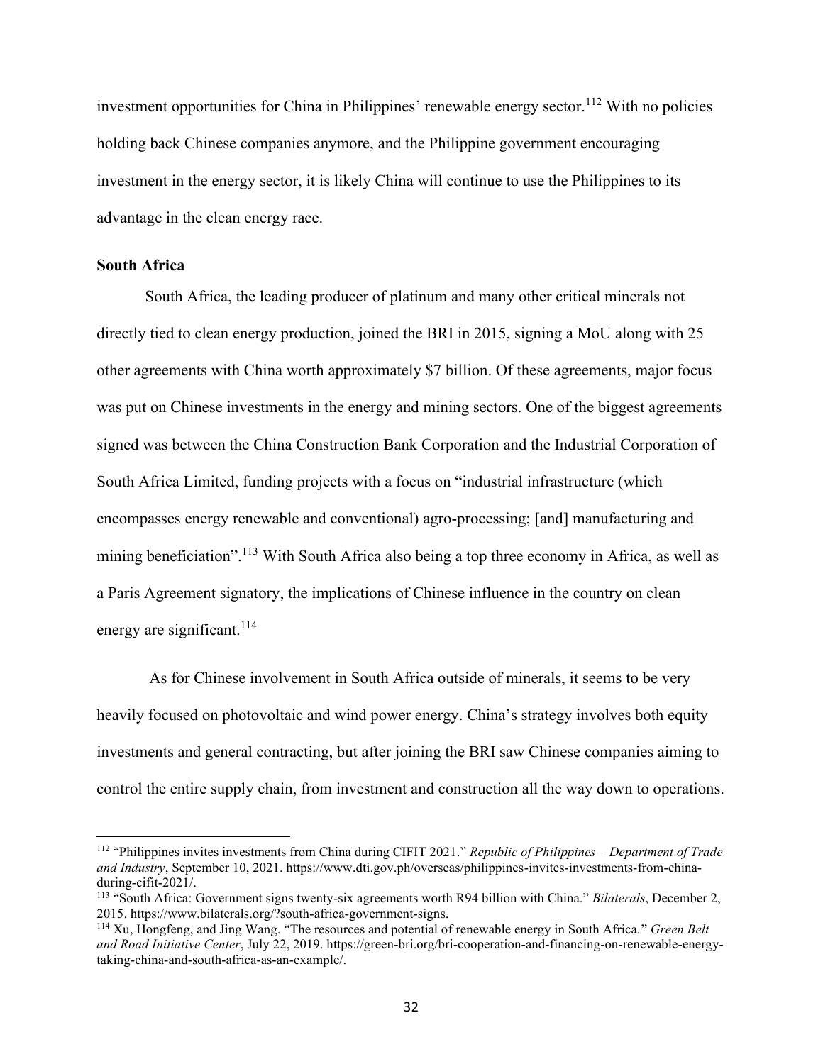investment opportunities for China in Philippines' renewable energy sector.[112] With no policies holding back Chinese companies anymore, and the Philippine government encouraging investment in the energy sector, it is likely China will continue to use the Philippines to its advantage in the clean energy race.

**South Africa**

South Africa, the leading producer of platinum and many other critical minerals not directly tied to clean energy production, joined the BRI in 2015, signing a MoU along with 25 other agreements with China worth approximately $7 billion. Of these agreements, major focus was put on Chinese investments in the energy and mining sectors. One of the biggest agreements signed was between the China Construction Bank Corporation and the Industrial Corporation of South Africa Limited, funding projects with a focus on "industrial infrastructure (which encompasses energy renewable and conventional) agro-processing; [and] manufacturing and mining beneficiation".[113] With South Africa also being a top three economy in Africa, as well as a Paris Agreement signatory, the implications of Chinese influence in the country on clean energy are significant.[114]

As for Chinese involvement in South Africa outside of minerals, it seems to be very heavily focused on photovoltaic and wind power energy. China's strategy involves both equity investments and general contracting, but after joining the BRI saw Chinese companies aiming to control the entire supply chain, from investment and construction all the way down to operations.

---

[112] "Philippines invites investments from China during CIFIT 2021." *Republic of Philippines – Department of Trade and Industry*, September 10, 2021. https://www.dti.gov.ph/overseas/philippines-invites-investments-from-china-during-cifit-2021/.

[113] "South Africa: Government signs twenty-six agreements worth R94 billion with China." *Bilaterals*, December 2, 2015. https://www.bilaterals.org/?south-africa-government-signs.

[114] Xu, Hongfeng, and Jing Wang. "The resources and potential of renewable energy in South Africa." *Green Belt and Road Initiative Center*, July 22, 2019. https://green-bri.org/bri-cooperation-and-financing-on-renewable-energy-taking-china-and-south-africa-as-an-example/.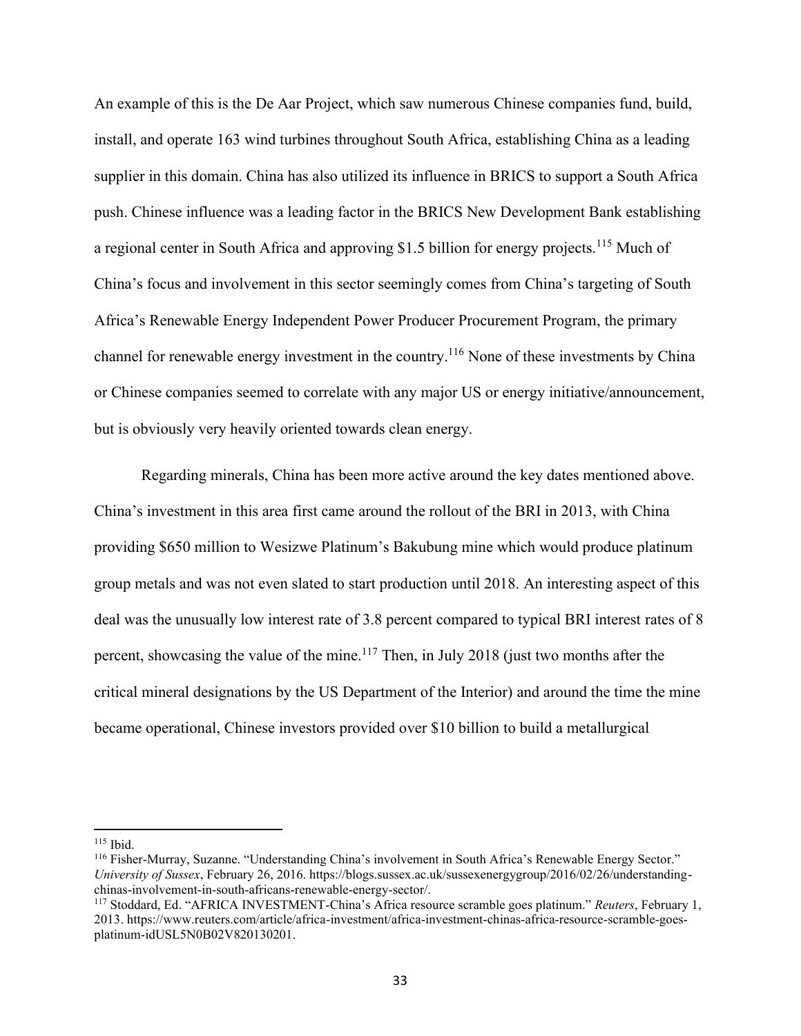An example of this is the De Aar Project, which saw numerous Chinese companies fund, build, install, and operate 163 wind turbines throughout South Africa, establishing China as a leading supplier in this domain. China has also utilized its influence in BRICS to support a South Africa push. Chinese influence was a leading factor in the BRICS New Development Bank establishing a regional center in South Africa and approving $1.5 billion for energy projects.[115] Much of China's focus and involvement in this sector seemingly comes from China's targeting of South Africa's Renewable Energy Independent Power Producer Procurement Program, the primary channel for renewable energy investment in the country.[116] None of these investments by China or Chinese companies seemed to correlate with any major US or energy initiative/announcement, but is obviously very heavily oriented towards clean energy.

Regarding minerals, China has been more active around the key dates mentioned above. China's investment in this area first came around the rollout of the BRI in 2013, with China providing $650 million to Wesizwe Platinum's Bakubung mine which would produce platinum group metals and was not even slated to start production until 2018. An interesting aspect of this deal was the unusually low interest rate of 3.8 percent compared to typical BRI interest rates of 8 percent, showcasing the value of the mine.[117] Then, in July 2018 (just two months after the critical mineral designations by the US Department of the Interior) and around the time the mine became operational, Chinese investors provided over $10 billion to build a metallurgical

---

[115] Ibid.

[116] Fisher-Murray, Suzanne. "Understanding China's involvement in South Africa's Renewable Energy Sector." *University of Sussex*, February 26, 2016. https://blogs.sussex.ac.uk/sussexenergygroup/2016/02/26/understanding-chinas-involvement-in-south-africans-renewable-energy-sector/.

[117] Stoddard, Ed. "AFRICA INVESTMENT-China's Africa resource scramble goes platinum." *Reuters*, February 1, 2013. https://www.reuters.com/article/africa-investment/africa-investment-chinas-africa-resource-scramble-goes-platinum-idUSL5N0B02V820130201.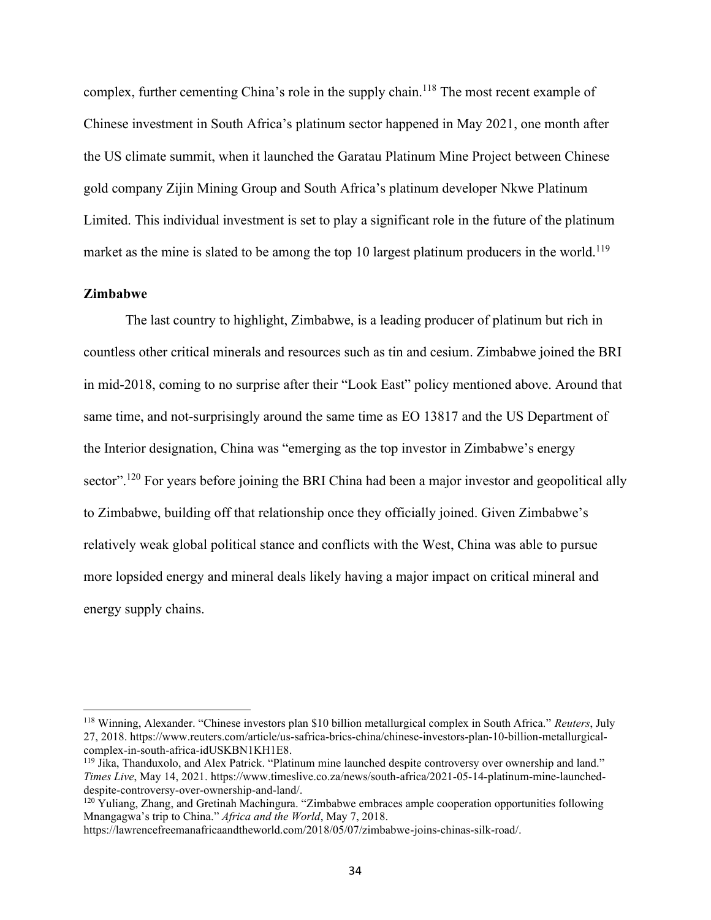complex, further cementing China's role in the supply chain.[118] The most recent example of Chinese investment in South Africa's platinum sector happened in May 2021, one month after the US climate summit, when it launched the Garatau Platinum Mine Project between Chinese gold company Zijin Mining Group and South Africa's platinum developer Nkwe Platinum Limited. This individual investment is set to play a significant role in the future of the platinum market as the mine is slated to be among the top 10 largest platinum producers in the world.[119]

**Zimbabwe**

The last country to highlight, Zimbabwe, is a leading producer of platinum but rich in countless other critical minerals and resources such as tin and cesium. Zimbabwe joined the BRI in mid-2018, coming to no surprise after their "Look East" policy mentioned above. Around that same time, and not-surprisingly around the same time as EO 13817 and the US Department of the Interior designation, China was "emerging as the top investor in Zimbabwe's energy sector".[120] For years before joining the BRI China had been a major investor and geopolitical ally to Zimbabwe, building off that relationship once they officially joined. Given Zimbabwe's relatively weak global political stance and conflicts with the West, China was able to pursue more lopsided energy and mineral deals likely having a major impact on critical mineral and energy supply chains.

---

[118] Winning, Alexander. "Chinese investors plan $10 billion metallurgical complex in South Africa." *Reuters*, July 27, 2018. https://www.reuters.com/article/us-safrica-brics-china/chinese-investors-plan-10-billion-metallurgical-complex-in-south-africa-idUSKBN1KH1E8.

[119] Jika, Thanduxolo, and Alex Patrick. "Platinum mine launched despite controversy over ownership and land." *Times Live*, May 14, 2021. https://www.timeslive.co.za/news/south-africa/2021-05-14-platinum-mine-launched-despite-controversy-over-ownership-and-land/.

[120] Yuliang, Zhang, and Gretinah Machingura. "Zimbabwe embraces ample cooperation opportunities following Mnangagwa's trip to China." *Africa and the World*, May 7, 2018. https://lawrencefreemanafricaandtheworld.com/2018/05/07/zimbabwe-joins-chinas-silk-road/.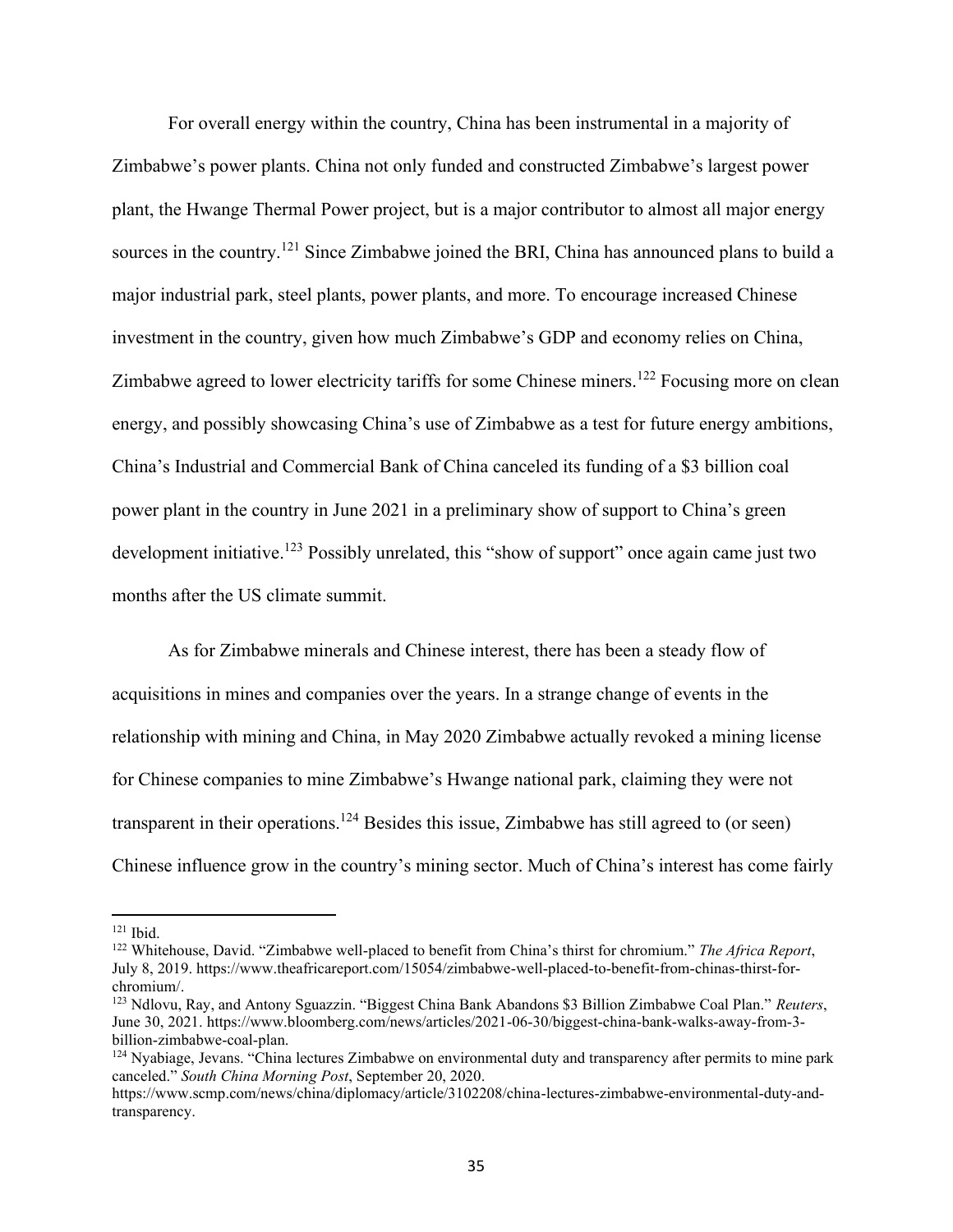For overall energy within the country, China has been instrumental in a majority of Zimbabwe's power plants. China not only funded and constructed Zimbabwe's largest power plant, the Hwange Thermal Power project, but is a major contributor to almost all major energy sources in the country.[121] Since Zimbabwe joined the BRI, China has announced plans to build a major industrial park, steel plants, power plants, and more. To encourage increased Chinese investment in the country, given how much Zimbabwe's GDP and economy relies on China, Zimbabwe agreed to lower electricity tariffs for some Chinese miners.[122] Focusing more on clean energy, and possibly showcasing China's use of Zimbabwe as a test for future energy ambitions, China's Industrial and Commercial Bank of China canceled its funding of a $3 billion coal power plant in the country in June 2021 in a preliminary show of support to China's green development initiative.[123] Possibly unrelated, this "show of support" once again came just two months after the US climate summit.

As for Zimbabwe minerals and Chinese interest, there has been a steady flow of acquisitions in mines and companies over the years. In a strange change of events in the relationship with mining and China, in May 2020 Zimbabwe actually revoked a mining license for Chinese companies to mine Zimbabwe's Hwange national park, claiming they were not transparent in their operations.[124] Besides this issue, Zimbabwe has still agreed to (or seen) Chinese influence grow in the country's mining sector. Much of China's interest has come fairly

---

[121] Ibid.

[122] Whitehouse, David. "Zimbabwe well-placed to benefit from China's thirst for chromium." *The Africa Report*, July 8, 2019. https://www.theafricareport.com/15054/zimbabwe-well-placed-to-benefit-from-chinas-thirst-for-chromium/.

[123] Ndlovu, Ray, and Antony Sguazzin. "Biggest China Bank Abandons $3 Billion Zimbabwe Coal Plan." *Reuters*, June 30, 2021. https://www.bloomberg.com/news/articles/2021-06-30/biggest-china-bank-walks-away-from-3-billion-zimbabwe-coal-plan.

[124] Nyabiage, Jevans. "China lectures Zimbabwe on environmental duty and transparency after permits to mine park canceled." *South China Morning Post*, September 20, 2020. https://www.scmp.com/news/china/diplomacy/article/3102208/china-lectures-zimbabwe-environmental-duty-and-transparency.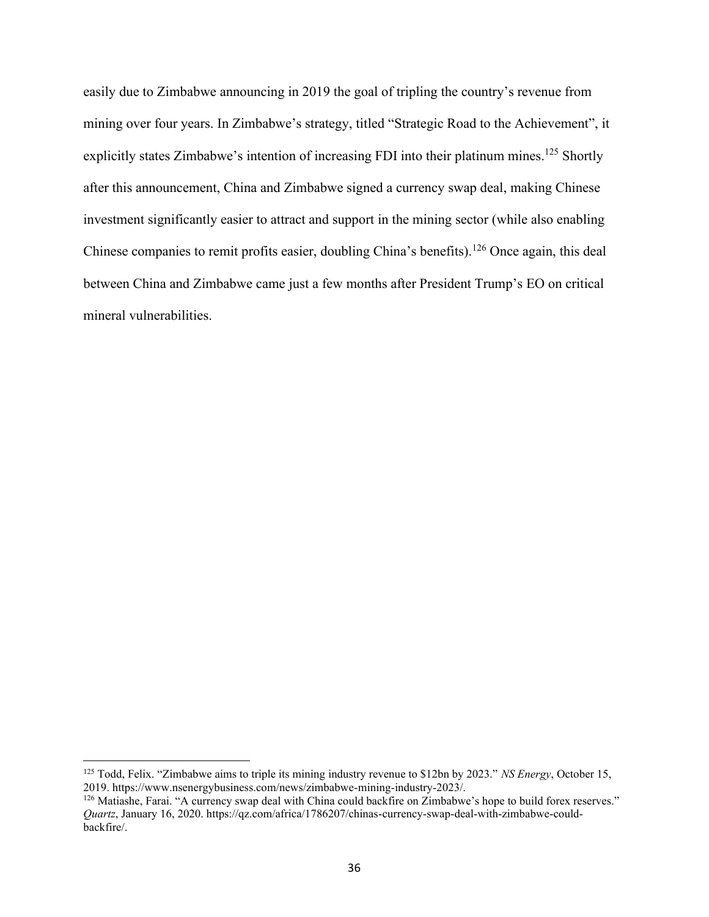easily due to Zimbabwe announcing in 2019 the goal of tripling the country's revenue from mining over four years. In Zimbabwe's strategy, titled "Strategic Road to the Achievement", it explicitly states Zimbabwe's intention of increasing FDI into their platinum mines.[125] Shortly after this announcement, China and Zimbabwe signed a currency swap deal, making Chinese investment significantly easier to attract and support in the mining sector (while also enabling Chinese companies to remit profits easier, doubling China's benefits).[126] Once again, this deal between China and Zimbabwe came just a few months after President Trump's EO on critical mineral vulnerabilities.

---

[125] Todd, Felix. "Zimbabwe aims to triple its mining industry revenue to $12bn by 2023." *NS Energy*, October 15, 2019. https://www.nsenergybusiness.com/news/zimbabwe-mining-industry-2023/.

[126] Matiashe, Farai. "A currency swap deal with China could backfire on Zimbabwe's hope to build forex reserves." *Quartz*, January 16, 2020. https://qz.com/africa/1786207/chinas-currency-swap-deal-with-zimbabwe-could-backfire/.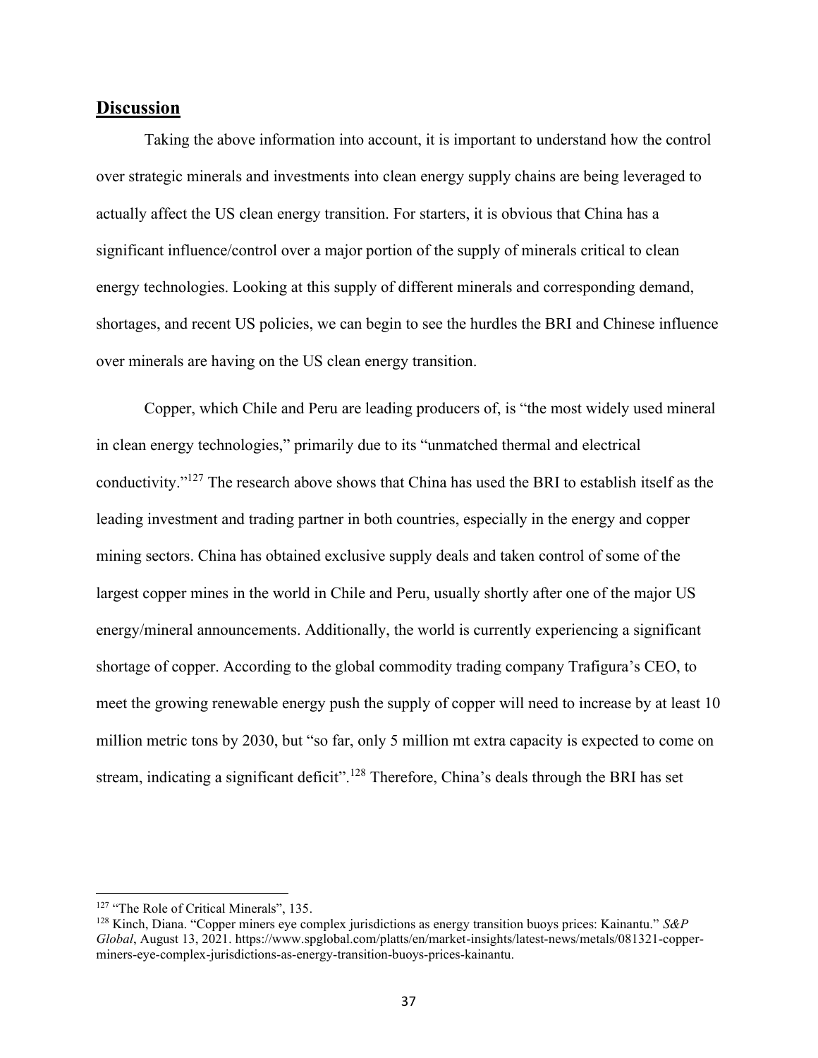## Discussion

Taking the above information into account, it is important to understand how the control over strategic minerals and investments into clean energy supply chains are being leveraged to actually affect the US clean energy transition. For starters, it is obvious that China has a significant influence/control over a major portion of the supply of minerals critical to clean energy technologies. Looking at this supply of different minerals and corresponding demand, shortages, and recent US policies, we can begin to see the hurdles the BRI and Chinese influence over minerals are having on the US clean energy transition.

Copper, which Chile and Peru are leading producers of, is "the most widely used mineral in clean energy technologies," primarily due to its "unmatched thermal and electrical conductivity."[127] The research above shows that China has used the BRI to establish itself as the leading investment and trading partner in both countries, especially in the energy and copper mining sectors. China has obtained exclusive supply deals and taken control of some of the largest copper mines in the world in Chile and Peru, usually shortly after one of the major US energy/mineral announcements. Additionally, the world is currently experiencing a significant shortage of copper. According to the global commodity trading company Trafigura's CEO, to meet the growing renewable energy push the supply of copper will need to increase by at least 10 million metric tons by 2030, but "so far, only 5 million mt extra capacity is expected to come on stream, indicating a significant deficit".[128] Therefore, China's deals through the BRI has set

---

[127] "The Role of Critical Minerals", 135.

[128] Kinch, Diana. "Copper miners eye complex jurisdictions as energy transition buoys prices: Kainantu." *S&P Global*, August 13, 2021. https://www.spglobal.com/platts/en/market-insights/latest-news/metals/081321-copper-miners-eye-complex-jurisdictions-as-energy-transition-buoys-prices-kainantu.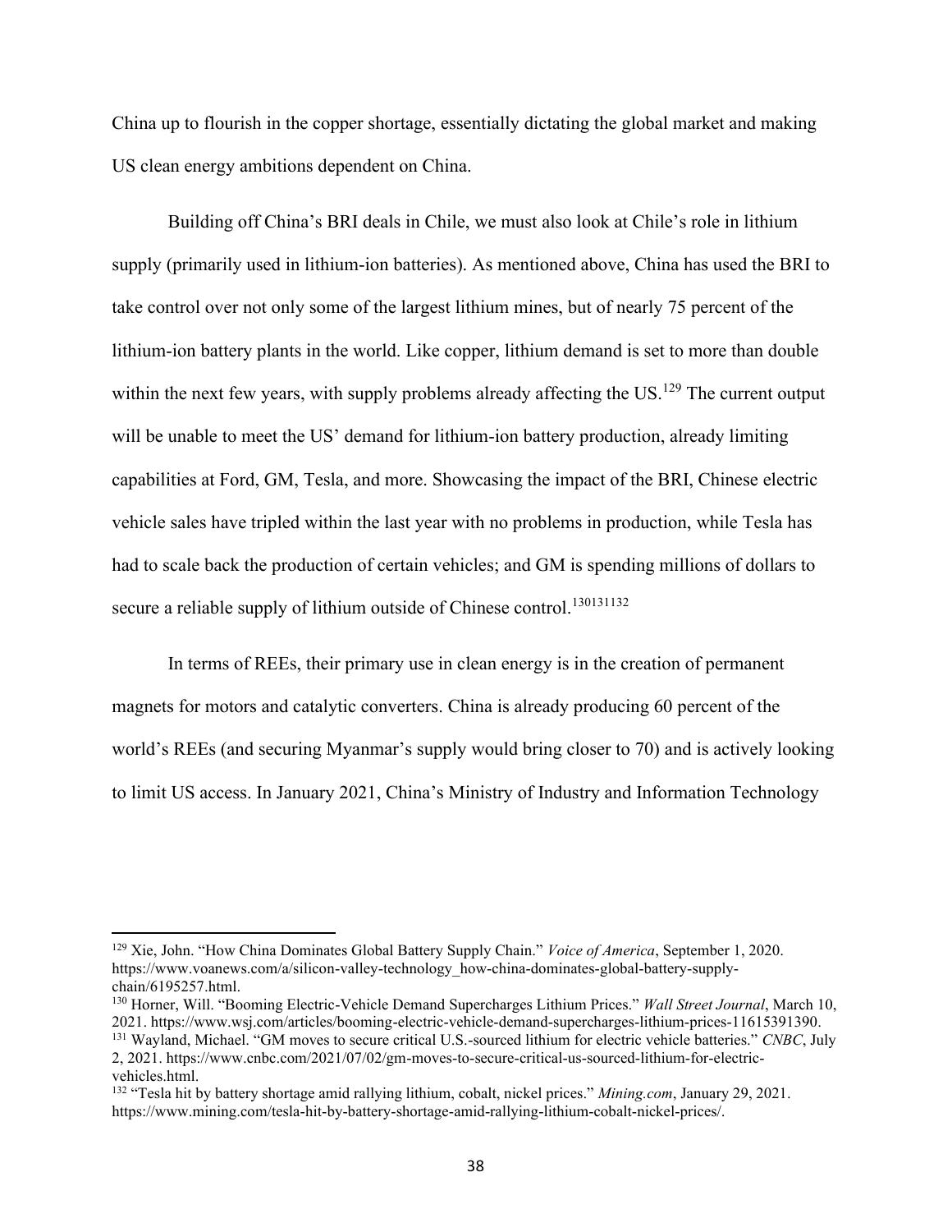China up to flourish in the copper shortage, essentially dictating the global market and making US clean energy ambitions dependent on China.

Building off China's BRI deals in Chile, we must also look at Chile's role in lithium supply (primarily used in lithium-ion batteries). As mentioned above, China has used the BRI to take control over not only some of the largest lithium mines, but of nearly 75 percent of the lithium-ion battery plants in the world. Like copper, lithium demand is set to more than double within the next few years, with supply problems already affecting the US.[129] The current output will be unable to meet the US' demand for lithium-ion battery production, already limiting capabilities at Ford, GM, Tesla, and more. Showcasing the impact of the BRI, Chinese electric vehicle sales have tripled within the last year with no problems in production, while Tesla has had to scale back the production of certain vehicles; and GM is spending millions of dollars to secure a reliable supply of lithium outside of Chinese control.[130][131][132]

In terms of REEs, their primary use in clean energy is in the creation of permanent magnets for motors and catalytic converters. China is already producing 60 percent of the world's REEs (and securing Myanmar's supply would bring closer to 70) and is actively looking to limit US access. In January 2021, China's Ministry of Industry and Information Technology

---

[129] Xie, John. "How China Dominates Global Battery Supply Chain." *Voice of America*, September 1, 2020. https://www.voanews.com/a/silicon-valley-technology_how-china-dominates-global-battery-supply-chain/6195257.html.

[130] Horner, Will. "Booming Electric-Vehicle Demand Supercharges Lithium Prices." *Wall Street Journal*, March 10, 2021. https://www.wsj.com/articles/booming-electric-vehicle-demand-supercharges-lithium-prices-11615391390.

[131] Wayland, Michael. "GM moves to secure critical U.S.-sourced lithium for electric vehicle batteries." *CNBC*, July 2, 2021. https://www.cnbc.com/2021/07/02/gm-moves-to-secure-critical-us-sourced-lithium-for-electric-vehicles.html.

[132] "Tesla hit by battery shortage amid rallying lithium, cobalt, nickel prices." *Mining.com*, January 29, 2021. https://www.mining.com/tesla-hit-by-battery-shortage-amid-rallying-lithium-cobalt-nickel-prices/.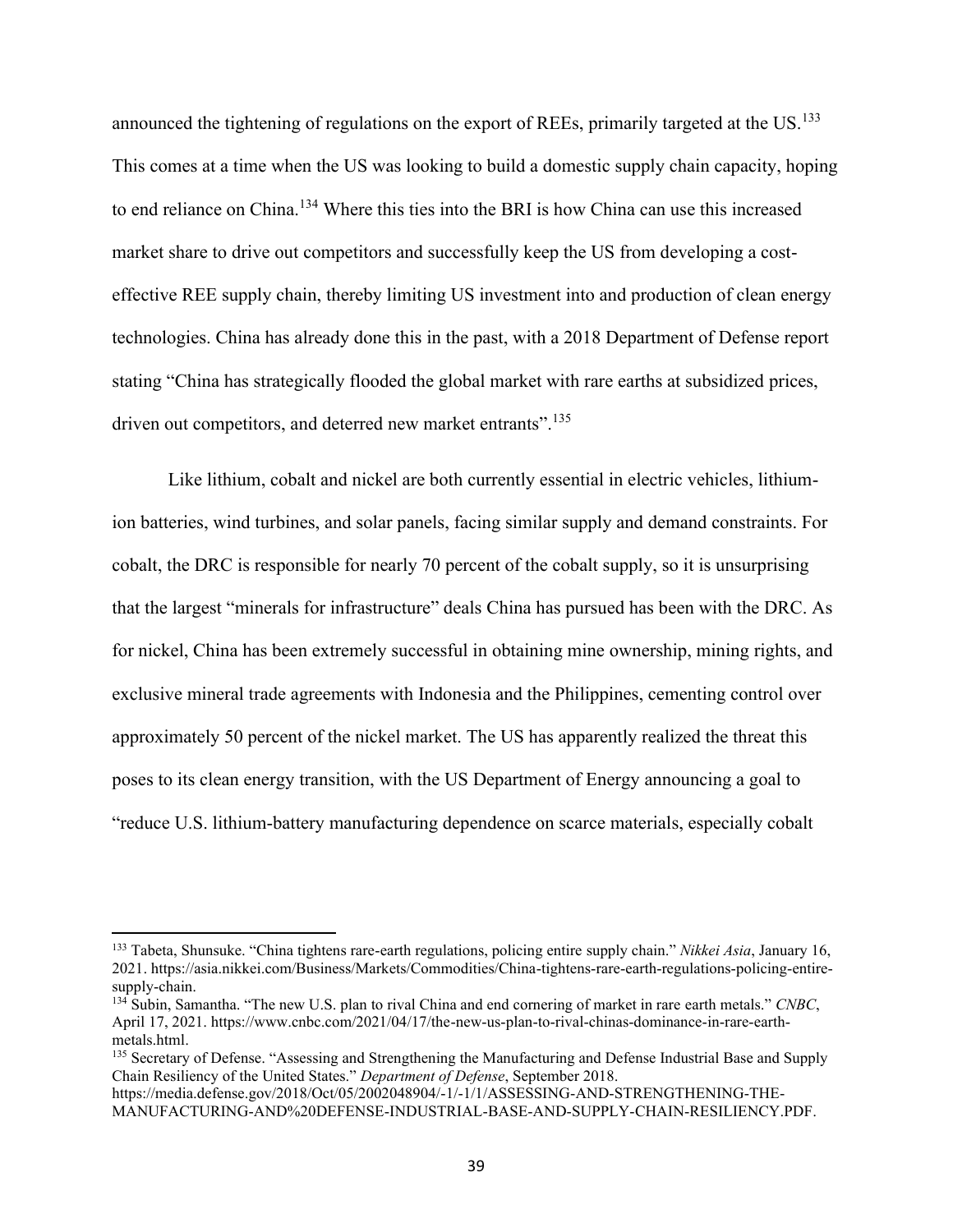announced the tightening of regulations on the export of REEs, primarily targeted at the US.[133] This comes at a time when the US was looking to build a domestic supply chain capacity, hoping to end reliance on China.[134] Where this ties into the BRI is how China can use this increased market share to drive out competitors and successfully keep the US from developing a cost-effective REE supply chain, thereby limiting US investment into and production of clean energy technologies. China has already done this in the past, with a 2018 Department of Defense report stating "China has strategically flooded the global market with rare earths at subsidized prices, driven out competitors, and deterred new market entrants".[135]

Like lithium, cobalt and nickel are both currently essential in electric vehicles, lithium-ion batteries, wind turbines, and solar panels, facing similar supply and demand constraints. For cobalt, the DRC is responsible for nearly 70 percent of the cobalt supply, so it is unsurprising that the largest "minerals for infrastructure" deals China has pursued has been with the DRC. As for nickel, China has been extremely successful in obtaining mine ownership, mining rights, and exclusive mineral trade agreements with Indonesia and the Philippines, cementing control over approximately 50 percent of the nickel market. The US has apparently realized the threat this poses to its clean energy transition, with the US Department of Energy announcing a goal to "reduce U.S. lithium-battery manufacturing dependence on scarce materials, especially cobalt

---

[133] Tabeta, Shunsuke. "China tightens rare-earth regulations, policing entire supply chain." *Nikkei Asia*, January 16, 2021. https://asia.nikkei.com/Business/Markets/Commodities/China-tightens-rare-earth-regulations-policing-entire-supply-chain.

[134] Subin, Samantha. "The new U.S. plan to rival China and end cornering of market in rare earth metals." *CNBC*, April 17, 2021. https://www.cnbc.com/2021/04/17/the-new-us-plan-to-rival-chinas-dominance-in-rare-earth-metals.html.

[135] Secretary of Defense. "Assessing and Strengthening the Manufacturing and Defense Industrial Base and Supply Chain Resiliency of the United States." *Department of Defense*, September 2018. https://media.defense.gov/2018/Oct/05/2002048904/-1/-1/1/ASSESSING-AND-STRENGTHENING-THE-MANUFACTURING-AND%20DEFENSE-INDUSTRIAL-BASE-AND-SUPPLY-CHAIN-RESILIENCY.PDF.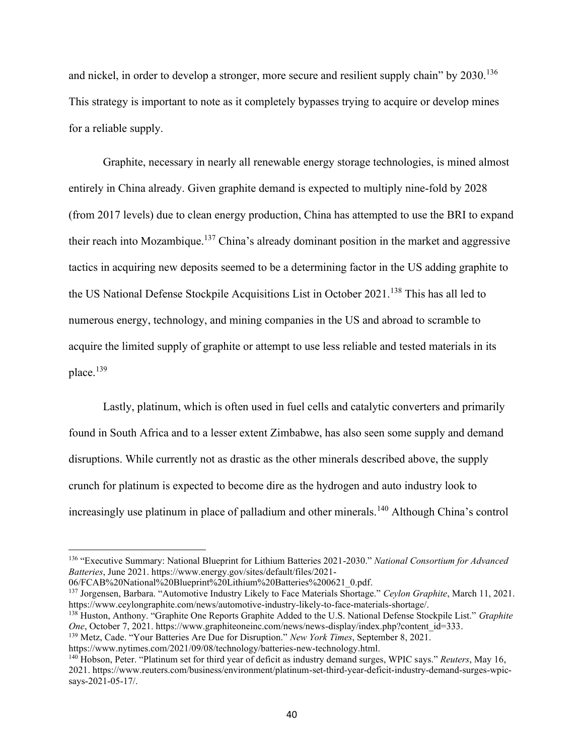and nickel, in order to develop a stronger, more secure and resilient supply chain" by 2030.[136] This strategy is important to note as it completely bypasses trying to acquire or develop mines for a reliable supply.

Graphite, necessary in nearly all renewable energy storage technologies, is mined almost entirely in China already. Given graphite demand is expected to multiply nine-fold by 2028 (from 2017 levels) due to clean energy production, China has attempted to use the BRI to expand their reach into Mozambique.[137] China's already dominant position in the market and aggressive tactics in acquiring new deposits seemed to be a determining factor in the US adding graphite to the US National Defense Stockpile Acquisitions List in October 2021.[138] This has all led to numerous energy, technology, and mining companies in the US and abroad to scramble to acquire the limited supply of graphite or attempt to use less reliable and tested materials in its place.[139]

Lastly, platinum, which is often used in fuel cells and catalytic converters and primarily found in South Africa and to a lesser extent Zimbabwe, has also seen some supply and demand disruptions. While currently not as drastic as the other minerals described above, the supply crunch for platinum is expected to become dire as the hydrogen and auto industry look to increasingly use platinum in place of palladium and other minerals.[140] Although China's control

---

[136] "Executive Summary: National Blueprint for Lithium Batteries 2021-2030." *National Consortium for Advanced Batteries*, June 2021. https://www.energy.gov/sites/default/files/2021-06/FCAB%20National%20Blueprint%20Lithium%20Batteries%200621_0.pdf.

[137] Jorgensen, Barbara. "Automotive Industry Likely to Face Materials Shortage." *Ceylon Graphite*, March 11, 2021. https://www.ceylongraphite.com/news/automotive-industry-likely-to-face-materials-shortage/.

[138] Huston, Anthony. "Graphite One Reports Graphite Added to the U.S. National Defense Stockpile List." *Graphite One*, October 7, 2021. https://www.graphiteoneinc.com/news/news-display/index.php?content_id=333.

[139] Metz, Cade. "Your Batteries Are Due for Disruption." *New York Times*, September 8, 2021. https://www.nytimes.com/2021/09/08/technology/batteries-new-technology.html.

[140] Hobson, Peter. "Platinum set for third year of deficit as industry demand surges, WPIC says." *Reuters*, May 16, 2021. https://www.reuters.com/business/environment/platinum-set-third-year-deficit-industry-demand-surges-wpic-says-2021-05-17/.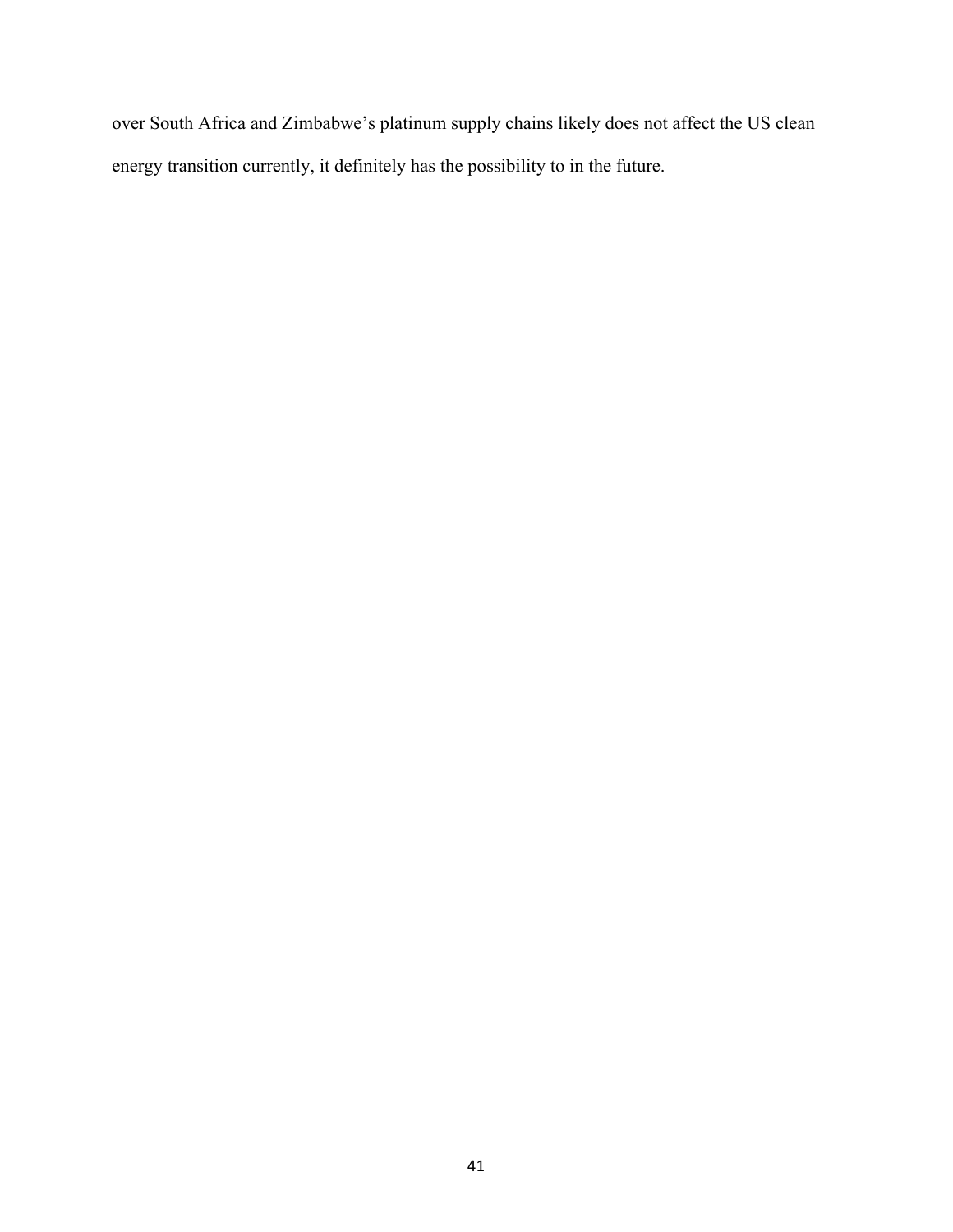over South Africa and Zimbabwe's platinum supply chains likely does not affect the US clean energy transition currently, it definitely has the possibility to in the future.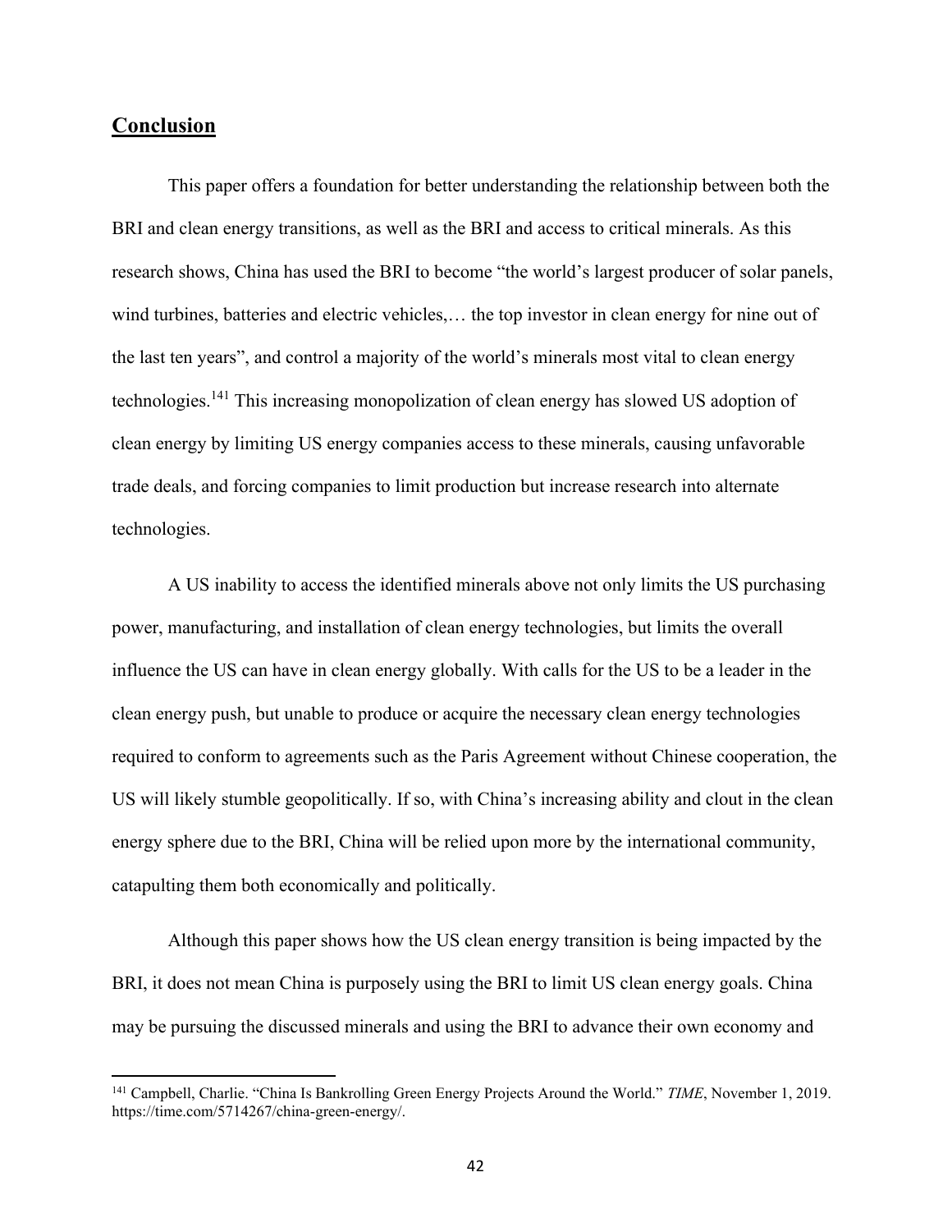## Conclusion

This paper offers a foundation for better understanding the relationship between both the BRI and clean energy transitions, as well as the BRI and access to critical minerals. As this research shows, China has used the BRI to become "the world's largest producer of solar panels, wind turbines, batteries and electric vehicles,… the top investor in clean energy for nine out of the last ten years", and control a majority of the world's minerals most vital to clean energy technologies.[141] This increasing monopolization of clean energy has slowed US adoption of clean energy by limiting US energy companies access to these minerals, causing unfavorable trade deals, and forcing companies to limit production but increase research into alternate technologies.

A US inability to access the identified minerals above not only limits the US purchasing power, manufacturing, and installation of clean energy technologies, but limits the overall influence the US can have in clean energy globally. With calls for the US to be a leader in the clean energy push, but unable to produce or acquire the necessary clean energy technologies required to conform to agreements such as the Paris Agreement without Chinese cooperation, the US will likely stumble geopolitically. If so, with China's increasing ability and clout in the clean energy sphere due to the BRI, China will be relied upon more by the international community, catapulting them both economically and politically.

Although this paper shows how the US clean energy transition is being impacted by the BRI, it does not mean China is purposely using the BRI to limit US clean energy goals. China may be pursuing the discussed minerals and using the BRI to advance their own economy and

[141] Campbell, Charlie. "China Is Bankrolling Green Energy Projects Around the World." *TIME*, November 1, 2019. https://time.com/5714267/china-green-energy/.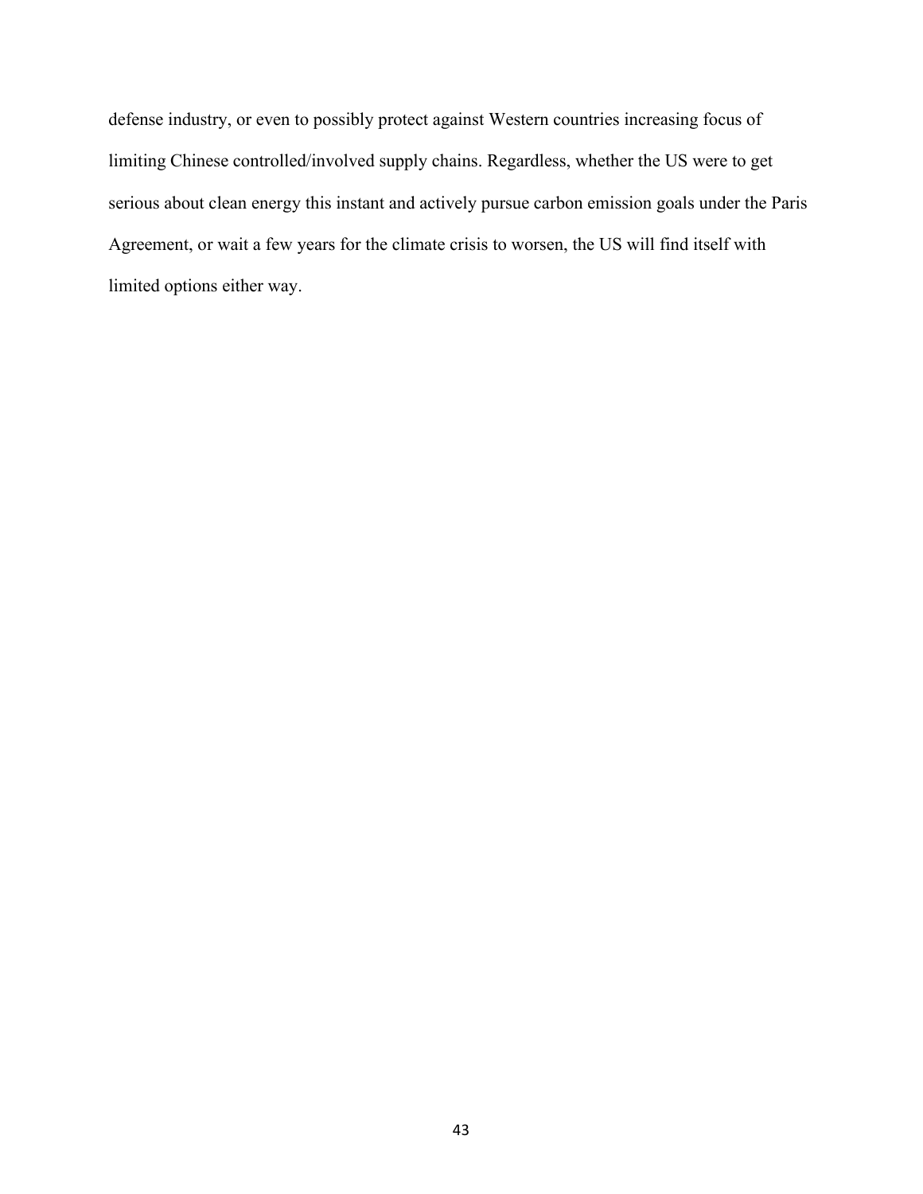defense industry, or even to possibly protect against Western countries increasing focus of limiting Chinese controlled/involved supply chains. Regardless, whether the US were to get serious about clean energy this instant and actively pursue carbon emission goals under the Paris Agreement, or wait a few years for the climate crisis to worsen, the US will find itself with limited options either way.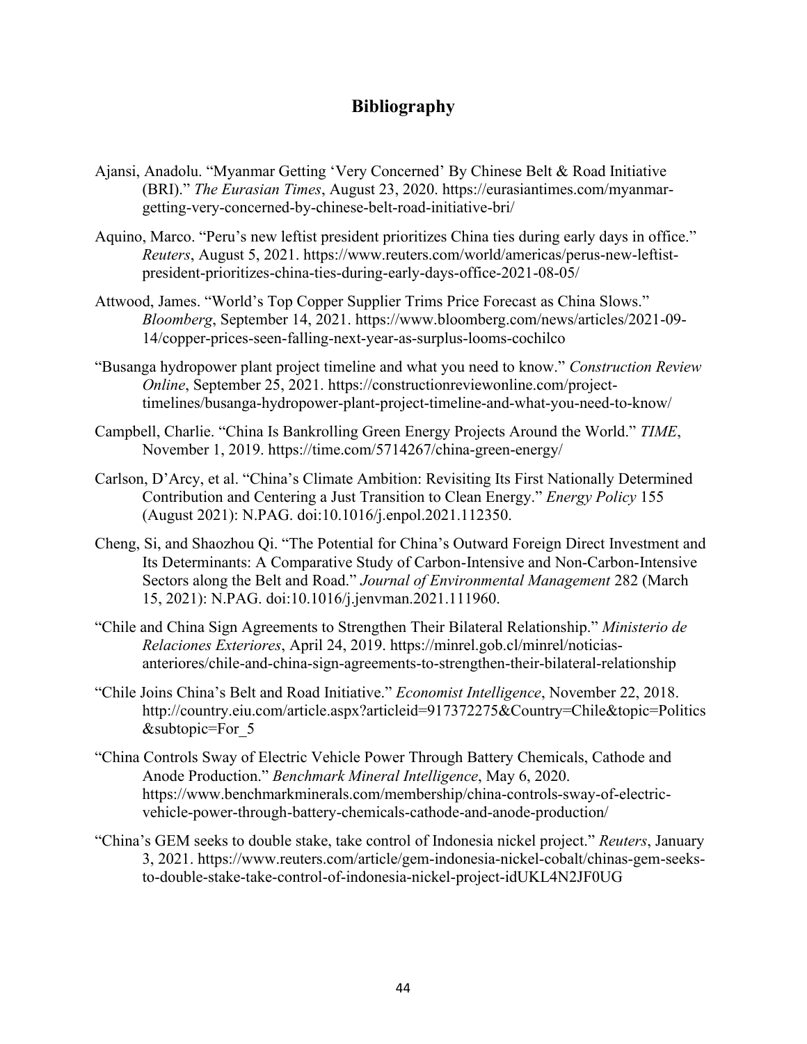# Bibliography

Ajansi, Anadolu. "Myanmar Getting 'Very Concerned' By Chinese Belt & Road Initiative (BRI)." *The Eurasian Times*, August 23, 2020. https://eurasiantimes.com/myanmar-getting-very-concerned-by-chinese-belt-road-initiative-bri/

Aquino, Marco. "Peru's new leftist president prioritizes China ties during early days in office." *Reuters*, August 5, 2021. https://www.reuters.com/world/americas/perus-new-leftist-president-prioritizes-china-ties-during-early-days-office-2021-08-05/

Attwood, James. "World's Top Copper Supplier Trims Price Forecast as China Slows." *Bloomberg*, September 14, 2021. https://www.bloomberg.com/news/articles/2021-09-14/copper-prices-seen-falling-next-year-as-surplus-looms-cochilco

"Busanga hydropower plant project timeline and what you need to know." *Construction Review Online*, September 25, 2021. https://constructionreviewonline.com/project-timelines/busanga-hydropower-plant-project-timeline-and-what-you-need-to-know/

Campbell, Charlie. "China Is Bankrolling Green Energy Projects Around the World." *TIME*, November 1, 2019. https://time.com/5714267/china-green-energy/

Carlson, D'Arcy, et al. "China's Climate Ambition: Revisiting Its First Nationally Determined Contribution and Centering a Just Transition to Clean Energy." *Energy Policy* 155 (August 2021): N.PAG. doi:10.1016/j.enpol.2021.112350.

Cheng, Si, and Shaozhou Qi. "The Potential for China's Outward Foreign Direct Investment and Its Determinants: A Comparative Study of Carbon-Intensive and Non-Carbon-Intensive Sectors along the Belt and Road." *Journal of Environmental Management* 282 (March 15, 2021): N.PAG. doi:10.1016/j.jenvman.2021.111960.

"Chile and China Sign Agreements to Strengthen Their Bilateral Relationship." *Ministerio de Relaciones Exteriores*, April 24, 2019. https://minrel.gob.cl/minrel/noticias-anteriores/chile-and-china-sign-agreements-to-strengthen-their-bilateral-relationship

"Chile Joins China's Belt and Road Initiative." *Economist Intelligence*, November 22, 2018. http://country.eiu.com/article.aspx?articleid=917372275&Country=Chile&topic=Politics&subtopic=For_5

"China Controls Sway of Electric Vehicle Power Through Battery Chemicals, Cathode and Anode Production." *Benchmark Mineral Intelligence*, May 6, 2020. https://www.benchmarkminerals.com/membership/china-controls-sway-of-electric-vehicle-power-through-battery-chemicals-cathode-and-anode-production/

"China's GEM seeks to double stake, take control of Indonesia nickel project." *Reuters*, January 3, 2021. https://www.reuters.com/article/gem-indonesia-nickel-cobalt/chinas-gem-seeks-to-double-stake-take-control-of-indonesia-nickel-project-idUKL4N2JF0UG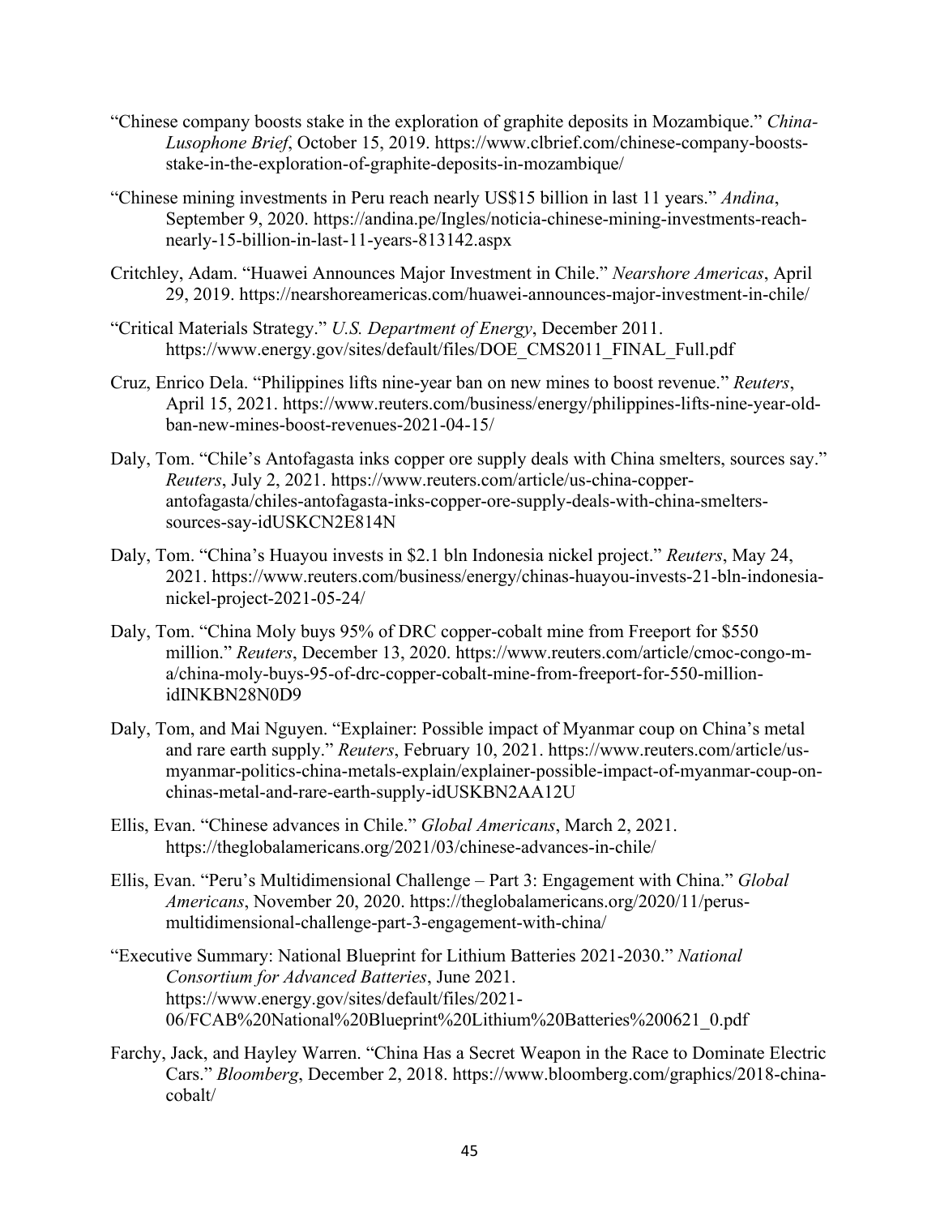"Chinese company boosts stake in the exploration of graphite deposits in Mozambique." *China-Lusophone Brief*, October 15, 2019. https://www.clbrief.com/chinese-company-boosts-stake-in-the-exploration-of-graphite-deposits-in-mozambique/

"Chinese mining investments in Peru reach nearly US$15 billion in last 11 years." *Andina*, September 9, 2020. https://andina.pe/Ingles/noticia-chinese-mining-investments-reach-nearly-15-billion-in-last-11-years-813142.aspx

Critchley, Adam. "Huawei Announces Major Investment in Chile." *Nearshore Americas*, April 29, 2019. https://nearshoreamericas.com/huawei-announces-major-investment-in-chile/

"Critical Materials Strategy." *U.S. Department of Energy*, December 2011. https://www.energy.gov/sites/default/files/DOE_CMS2011_FINAL_Full.pdf

Cruz, Enrico Dela. "Philippines lifts nine-year ban on new mines to boost revenue." *Reuters*, April 15, 2021. https://www.reuters.com/business/energy/philippines-lifts-nine-year-old-ban-new-mines-boost-revenues-2021-04-15/

Daly, Tom. "Chile's Antofagasta inks copper ore supply deals with China smelters, sources say." *Reuters*, July 2, 2021. https://www.reuters.com/article/us-china-copper-antofagasta/chiles-antofagasta-inks-copper-ore-supply-deals-with-china-smelters-sources-say-idUSKCN2E814N

Daly, Tom. "China's Huayou invests in $2.1 bln Indonesia nickel project." *Reuters*, May 24, 2021. https://www.reuters.com/business/energy/chinas-huayou-invests-21-bln-indonesia-nickel-project-2021-05-24/

Daly, Tom. "China Moly buys 95% of DRC copper-cobalt mine from Freeport for $550 million." *Reuters*, December 13, 2020. https://www.reuters.com/article/cmoc-congo-m-a/china-moly-buys-95-of-drc-copper-cobalt-mine-from-freeport-for-550-million-idINKBN28N0D9

Daly, Tom, and Mai Nguyen. "Explainer: Possible impact of Myanmar coup on China's metal and rare earth supply." *Reuters*, February 10, 2021. https://www.reuters.com/article/us-myanmar-politics-china-metals-explain/explainer-possible-impact-of-myanmar-coup-on-chinas-metal-and-rare-earth-supply-idUSKBN2AA12U

Ellis, Evan. "Chinese advances in Chile." *Global Americans*, March 2, 2021. https://theglobalamericans.org/2021/03/chinese-advances-in-chile/

Ellis, Evan. "Peru's Multidimensional Challenge – Part 3: Engagement with China." *Global Americans*, November 20, 2020. https://theglobalamericans.org/2020/11/perus-multidimensional-challenge-part-3-engagement-with-china/

"Executive Summary: National Blueprint for Lithium Batteries 2021-2030." *National Consortium for Advanced Batteries*, June 2021. https://www.energy.gov/sites/default/files/2021-06/FCAB%20National%20Blueprint%20Lithium%20Batteries%200621_0.pdf

Farchy, Jack, and Hayley Warren. "China Has a Secret Weapon in the Race to Dominate Electric Cars." *Bloomberg*, December 2, 2018. https://www.bloomberg.com/graphics/2018-china-cobalt/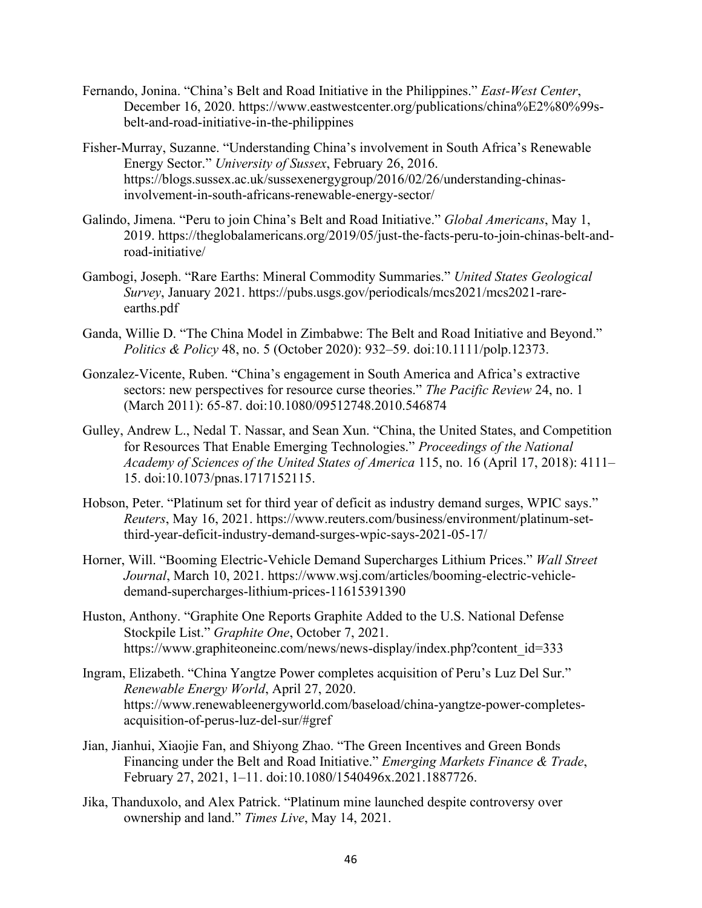Fernando, Jonina. "China's Belt and Road Initiative in the Philippines." *East-West Center*, December 16, 2020. https://www.eastwestcenter.org/publications/china%E2%80%99s-belt-and-road-initiative-in-the-philippines

Fisher-Murray, Suzanne. "Understanding China's involvement in South Africa's Renewable Energy Sector." *University of Sussex*, February 26, 2016. https://blogs.sussex.ac.uk/sussexenergygroup/2016/02/26/understanding-chinas-involvement-in-south-africans-renewable-energy-sector/

Galindo, Jimena. "Peru to join China's Belt and Road Initiative." *Global Americans*, May 1, 2019. https://theglobalamericans.org/2019/05/just-the-facts-peru-to-join-chinas-belt-and-road-initiative/

Gambogi, Joseph. "Rare Earths: Mineral Commodity Summaries." *United States Geological Survey*, January 2021. https://pubs.usgs.gov/periodicals/mcs2021/mcs2021-rare-earths.pdf

Ganda, Willie D. "The China Model in Zimbabwe: The Belt and Road Initiative and Beyond." *Politics & Policy* 48, no. 5 (October 2020): 932–59. doi:10.1111/polp.12373.

Gonzalez-Vicente, Ruben. "China's engagement in South America and Africa's extractive sectors: new perspectives for resource curse theories." *The Pacific Review* 24, no. 1 (March 2011): 65-87. doi:10.1080/09512748.2010.546874

Gulley, Andrew L., Nedal T. Nassar, and Sean Xun. "China, the United States, and Competition for Resources That Enable Emerging Technologies." *Proceedings of the National Academy of Sciences of the United States of America* 115, no. 16 (April 17, 2018): 4111–15. doi:10.1073/pnas.1717152115.

Hobson, Peter. "Platinum set for third year of deficit as industry demand surges, WPIC says." *Reuters*, May 16, 2021. https://www.reuters.com/business/environment/platinum-set-third-year-deficit-industry-demand-surges-wpic-says-2021-05-17/

Horner, Will. "Booming Electric-Vehicle Demand Supercharges Lithium Prices." *Wall Street Journal*, March 10, 2021. https://www.wsj.com/articles/booming-electric-vehicle-demand-supercharges-lithium-prices-11615391390

Huston, Anthony. "Graphite One Reports Graphite Added to the U.S. National Defense Stockpile List." *Graphite One*, October 7, 2021. https://www.graphiteoneinc.com/news/news-display/index.php?content_id=333

Ingram, Elizabeth. "China Yangtze Power completes acquisition of Peru's Luz Del Sur." *Renewable Energy World*, April 27, 2020. https://www.renewableenergyworld.com/baseload/china-yangtze-power-completes-acquisition-of-perus-luz-del-sur/#gref

Jian, Jianhui, Xiaojie Fan, and Shiyong Zhao. "The Green Incentives and Green Bonds Financing under the Belt and Road Initiative." *Emerging Markets Finance & Trade*, February 27, 2021, 1–11. doi:10.1080/1540496x.2021.1887726.

Jika, Thanduxolo, and Alex Patrick. "Platinum mine launched despite controversy over ownership and land." *Times Live*, May 14, 2021.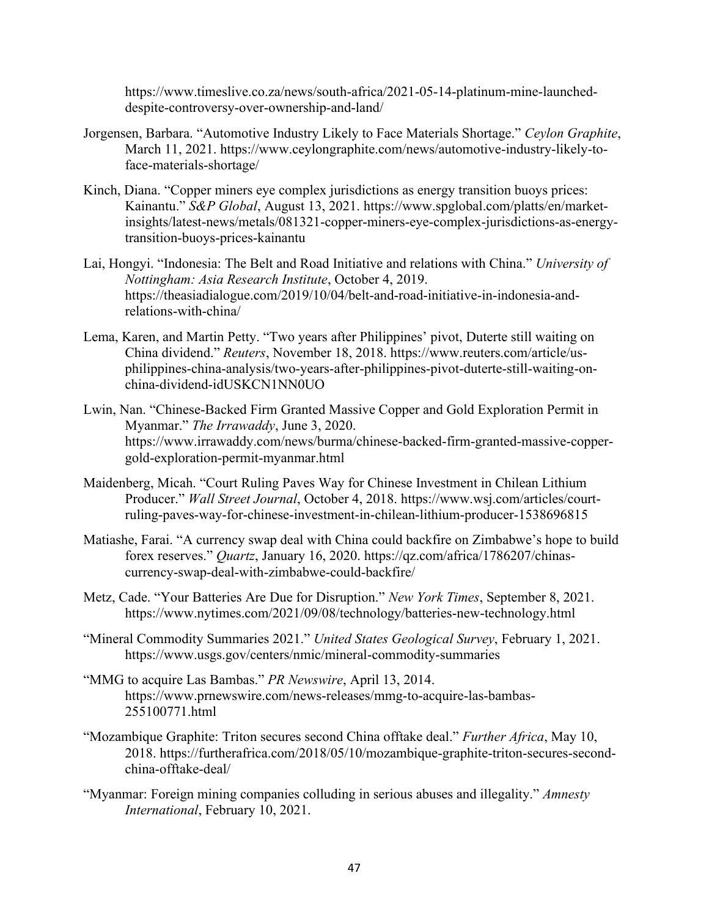https://www.timeslive.co.za/news/south-africa/2021-05-14-platinum-mine-launched-despite-controversy-over-ownership-and-land/

Jorgensen, Barbara. "Automotive Industry Likely to Face Materials Shortage." *Ceylon Graphite*, March 11, 2021. https://www.ceylongraphite.com/news/automotive-industry-likely-to-face-materials-shortage/

Kinch, Diana. "Copper miners eye complex jurisdictions as energy transition buoys prices: Kainantu." *S&P Global*, August 13, 2021. https://www.spglobal.com/platts/en/market-insights/latest-news/metals/081321-copper-miners-eye-complex-jurisdictions-as-energy-transition-buoys-prices-kainantu

Lai, Hongyi. "Indonesia: The Belt and Road Initiative and relations with China." *University of Nottingham: Asia Research Institute*, October 4, 2019. https://theasiadialogue.com/2019/10/04/belt-and-road-initiative-in-indonesia-and-relations-with-china/

Lema, Karen, and Martin Petty. "Two years after Philippines' pivot, Duterte still waiting on China dividend." *Reuters*, November 18, 2018. https://www.reuters.com/article/us-philippines-china-analysis/two-years-after-philippines-pivot-duterte-still-waiting-on-china-dividend-idUSKCN1NN0UO

Lwin, Nan. "Chinese-Backed Firm Granted Massive Copper and Gold Exploration Permit in Myanmar." *The Irrawaddy*, June 3, 2020. https://www.irrawaddy.com/news/burma/chinese-backed-firm-granted-massive-copper-gold-exploration-permit-myanmar.html

Maidenberg, Micah. "Court Ruling Paves Way for Chinese Investment in Chilean Lithium Producer." *Wall Street Journal*, October 4, 2018. https://www.wsj.com/articles/court-ruling-paves-way-for-chinese-investment-in-chilean-lithium-producer-1538696815

Matiashe, Farai. "A currency swap deal with China could backfire on Zimbabwe's hope to build forex reserves." *Quartz*, January 16, 2020. https://qz.com/africa/1786207/chinas-currency-swap-deal-with-zimbabwe-could-backfire/

Metz, Cade. "Your Batteries Are Due for Disruption." *New York Times*, September 8, 2021. https://www.nytimes.com/2021/09/08/technology/batteries-new-technology.html

"Mineral Commodity Summaries 2021." *United States Geological Survey*, February 1, 2021. https://www.usgs.gov/centers/nmic/mineral-commodity-summaries

"MMG to acquire Las Bambas." *PR Newswire*, April 13, 2014. https://www.prnewswire.com/news-releases/mmg-to-acquire-las-bambas-255100771.html

"Mozambique Graphite: Triton secures second China offtake deal." *Further Africa*, May 10, 2018. https://furtherafrica.com/2018/05/10/mozambique-graphite-triton-secures-second-china-offtake-deal/

"Myanmar: Foreign mining companies colluding in serious abuses and illegality." *Amnesty International*, February 10, 2021.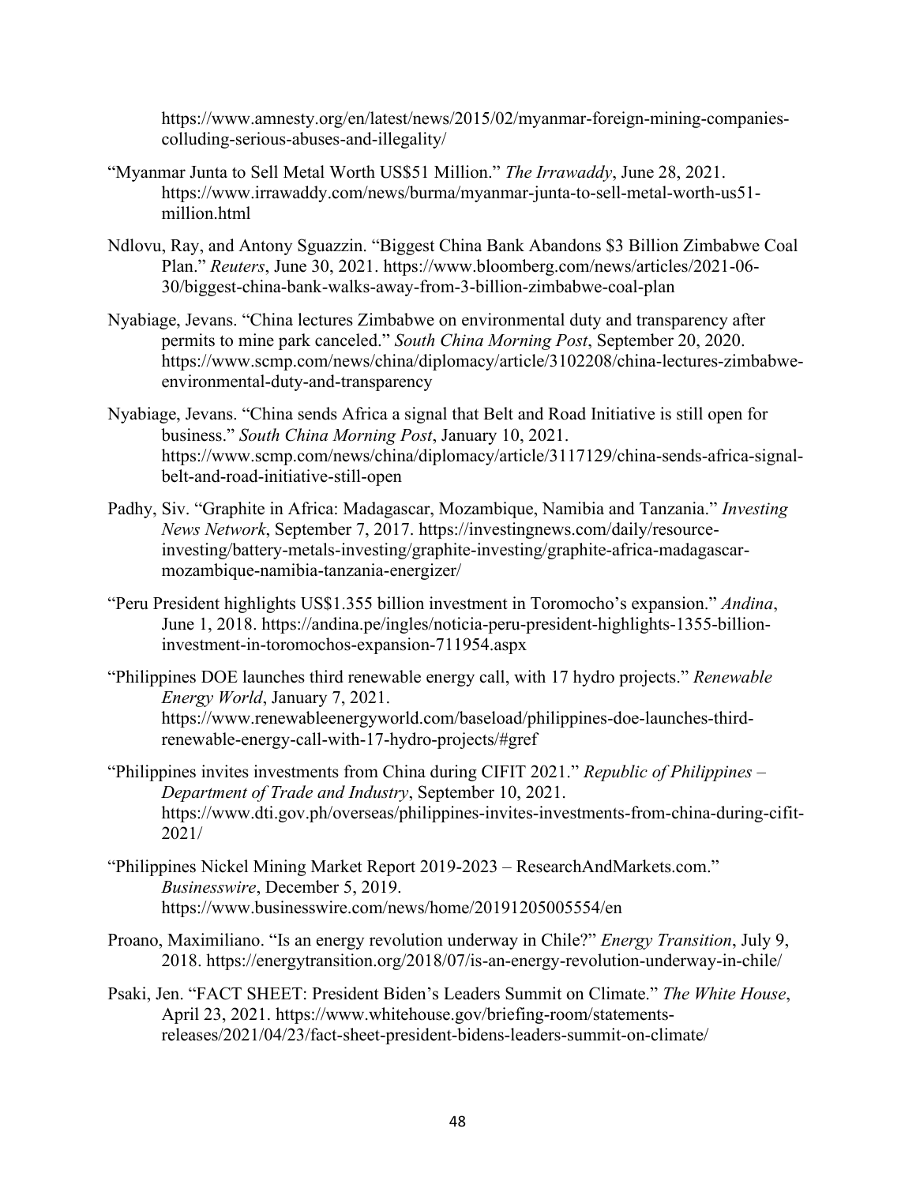https://www.amnesty.org/en/latest/news/2015/02/myanmar-foreign-mining-companies-colluding-serious-abuses-and-illegality/

"Myanmar Junta to Sell Metal Worth US$51 Million." *The Irrawaddy*, June 28, 2021. https://www.irrawaddy.com/news/burma/myanmar-junta-to-sell-metal-worth-us51-million.html

Ndlovu, Ray, and Antony Sguazzin. "Biggest China Bank Abandons $3 Billion Zimbabwe Coal Plan." *Reuters*, June 30, 2021. https://www.bloomberg.com/news/articles/2021-06-30/biggest-china-bank-walks-away-from-3-billion-zimbabwe-coal-plan

Nyabiage, Jevans. "China lectures Zimbabwe on environmental duty and transparency after permits to mine park canceled." *South China Morning Post*, September 20, 2020. https://www.scmp.com/news/china/diplomacy/article/3102208/china-lectures-zimbabwe-environmental-duty-and-transparency

Nyabiage, Jevans. "China sends Africa a signal that Belt and Road Initiative is still open for business." *South China Morning Post*, January 10, 2021. https://www.scmp.com/news/china/diplomacy/article/3117129/china-sends-africa-signal-belt-and-road-initiative-still-open

Padhy, Siv. "Graphite in Africa: Madagascar, Mozambique, Namibia and Tanzania." *Investing News Network*, September 7, 2017. https://investingnews.com/daily/resource-investing/battery-metals-investing/graphite-investing/graphite-africa-madagascar-mozambique-namibia-tanzania-energizer/

"Peru President highlights US$1.355 billion investment in Toromocho's expansion." *Andina*, June 1, 2018. https://andina.pe/ingles/noticia-peru-president-highlights-1355-billion-investment-in-toromochos-expansion-711954.aspx

"Philippines DOE launches third renewable energy call, with 17 hydro projects." *Renewable Energy World*, January 7, 2021. https://www.renewableenergyworld.com/baseload/philippines-doe-launches-third-renewable-energy-call-with-17-hydro-projects/#gref

"Philippines invites investments from China during CIFIT 2021." *Republic of Philippines – Department of Trade and Industry*, September 10, 2021. https://www.dti.gov.ph/overseas/philippines-invites-investments-from-china-during-cifit-2021/

"Philippines Nickel Mining Market Report 2019-2023 – ResearchAndMarkets.com." *Businesswire*, December 5, 2019. https://www.businesswire.com/news/home/20191205005554/en

Proano, Maximiliano. "Is an energy revolution underway in Chile?" *Energy Transition*, July 9, 2018. https://energytransition.org/2018/07/is-an-energy-revolution-underway-in-chile/

Psaki, Jen. "FACT SHEET: President Biden's Leaders Summit on Climate." *The White House*, April 23, 2021. https://www.whitehouse.gov/briefing-room/statements-releases/2021/04/23/fact-sheet-president-bidens-leaders-summit-on-climate/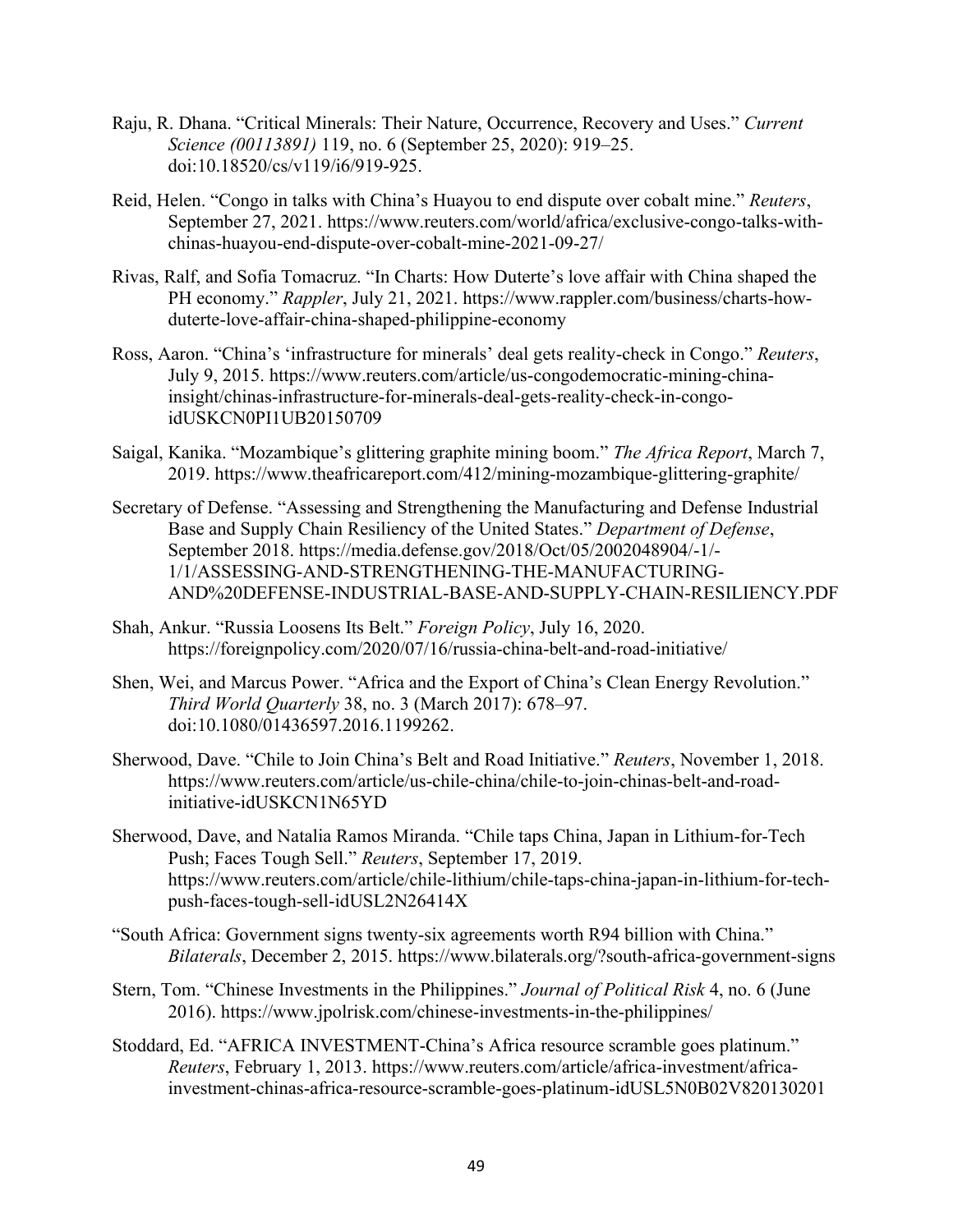Raju, R. Dhana. "Critical Minerals: Their Nature, Occurrence, Recovery and Uses." *Current Science (00113891)* 119, no. 6 (September 25, 2020): 919–25. doi:10.18520/cs/v119/i6/919-925.

Reid, Helen. "Congo in talks with China's Huayou to end dispute over cobalt mine." *Reuters*, September 27, 2021. https://www.reuters.com/world/africa/exclusive-congo-talks-with-chinas-huayou-end-dispute-over-cobalt-mine-2021-09-27/

Rivas, Ralf, and Sofia Tomacruz. "In Charts: How Duterte's love affair with China shaped the PH economy." *Rappler*, July 21, 2021. https://www.rappler.com/business/charts-how-duterte-love-affair-china-shaped-philippine-economy

Ross, Aaron. "China's 'infrastructure for minerals' deal gets reality-check in Congo." *Reuters*, July 9, 2015. https://www.reuters.com/article/us-congodemocratic-mining-china-insight/chinas-infrastructure-for-minerals-deal-gets-reality-check-in-congo-idUSKCN0PI1UB20150709

Saigal, Kanika. "Mozambique's glittering graphite mining boom." *The Africa Report*, March 7, 2019. https://www.theafricareport.com/412/mining-mozambique-glittering-graphite/

Secretary of Defense. "Assessing and Strengthening the Manufacturing and Defense Industrial Base and Supply Chain Resiliency of the United States." *Department of Defense*, September 2018. https://media.defense.gov/2018/Oct/05/2002048904/-1/-1/1/ASSESSING-AND-STRENGTHENING-THE-MANUFACTURING-AND%20DEFENSE-INDUSTRIAL-BASE-AND-SUPPLY-CHAIN-RESILIENCY.PDF

Shah, Ankur. "Russia Loosens Its Belt." *Foreign Policy*, July 16, 2020. https://foreignpolicy.com/2020/07/16/russia-china-belt-and-road-initiative/

Shen, Wei, and Marcus Power. "Africa and the Export of China's Clean Energy Revolution." *Third World Quarterly* 38, no. 3 (March 2017): 678–97. doi:10.1080/01436597.2016.1199262.

Sherwood, Dave. "Chile to Join China's Belt and Road Initiative." *Reuters*, November 1, 2018. https://www.reuters.com/article/us-chile-china/chile-to-join-chinas-belt-and-road-initiative-idUSKCN1N65YD

Sherwood, Dave, and Natalia Ramos Miranda. "Chile taps China, Japan in Lithium-for-Tech Push; Faces Tough Sell." *Reuters*, September 17, 2019. https://www.reuters.com/article/chile-lithium/chile-taps-china-japan-in-lithium-for-tech-push-faces-tough-sell-idUSL2N26414X

"South Africa: Government signs twenty-six agreements worth R94 billion with China." *Bilaterals*, December 2, 2015. https://www.bilaterals.org/?south-africa-government-signs

Stern, Tom. "Chinese Investments in the Philippines." *Journal of Political Risk* 4, no. 6 (June 2016). https://www.jpolrisk.com/chinese-investments-in-the-philippines/

Stoddard, Ed. "AFRICA INVESTMENT-China's Africa resource scramble goes platinum." *Reuters*, February 1, 2013. https://www.reuters.com/article/africa-investment/africa-investment-chinas-africa-resource-scramble-goes-platinum-idUSL5N0B02V820130201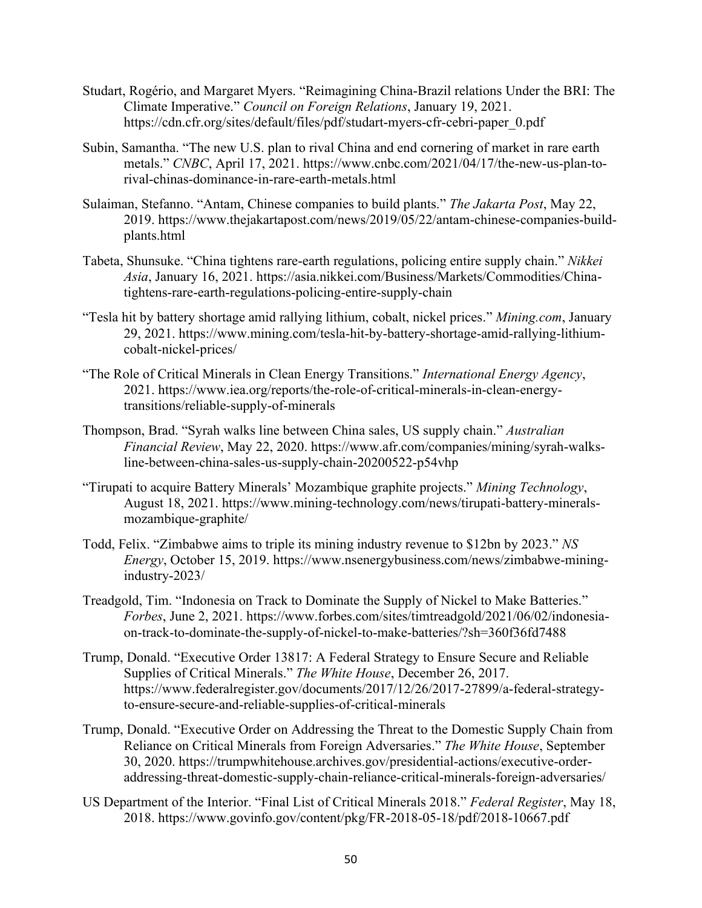Studart, Rogério, and Margaret Myers. "Reimagining China-Brazil relations Under the BRI: The Climate Imperative." *Council on Foreign Relations*, January 19, 2021. https://cdn.cfr.org/sites/default/files/pdf/studart-myers-cfr-cebri-paper_0.pdf

Subin, Samantha. "The new U.S. plan to rival China and end cornering of market in rare earth metals." *CNBC*, April 17, 2021. https://www.cnbc.com/2021/04/17/the-new-us-plan-to-rival-chinas-dominance-in-rare-earth-metals.html

Sulaiman, Stefanno. "Antam, Chinese companies to build plants." *The Jakarta Post*, May 22, 2019. https://www.thejakartapost.com/news/2019/05/22/antam-chinese-companies-build-plants.html

Tabeta, Shunsuke. "China tightens rare-earth regulations, policing entire supply chain." *Nikkei Asia*, January 16, 2021. https://asia.nikkei.com/Business/Markets/Commodities/China-tightens-rare-earth-regulations-policing-entire-supply-chain

"Tesla hit by battery shortage amid rallying lithium, cobalt, nickel prices." *Mining.com*, January 29, 2021. https://www.mining.com/tesla-hit-by-battery-shortage-amid-rallying-lithium-cobalt-nickel-prices/

"The Role of Critical Minerals in Clean Energy Transitions." *International Energy Agency*, 2021. https://www.iea.org/reports/the-role-of-critical-minerals-in-clean-energy-transitions/reliable-supply-of-minerals

Thompson, Brad. "Syrah walks line between China sales, US supply chain." *Australian Financial Review*, May 22, 2020. https://www.afr.com/companies/mining/syrah-walks-line-between-china-sales-us-supply-chain-20200522-p54vhp

"Tirupati to acquire Battery Minerals' Mozambique graphite projects." *Mining Technology*, August 18, 2021. https://www.mining-technology.com/news/tirupati-battery-minerals-mozambique-graphite/

Todd, Felix. "Zimbabwe aims to triple its mining industry revenue to $12bn by 2023." *NS Energy*, October 15, 2019. https://www.nsenergybusiness.com/news/zimbabwe-mining-industry-2023/

Treadgold, Tim. "Indonesia on Track to Dominate the Supply of Nickel to Make Batteries." *Forbes*, June 2, 2021. https://www.forbes.com/sites/timtreadgold/2021/06/02/indonesia-on-track-to-dominate-the-supply-of-nickel-to-make-batteries/?sh=360f36fd7488

Trump, Donald. "Executive Order 13817: A Federal Strategy to Ensure Secure and Reliable Supplies of Critical Minerals." *The White House*, December 26, 2017. https://www.federalregister.gov/documents/2017/12/26/2017-27899/a-federal-strategy-to-ensure-secure-and-reliable-supplies-of-critical-minerals

Trump, Donald. "Executive Order on Addressing the Threat to the Domestic Supply Chain from Reliance on Critical Minerals from Foreign Adversaries." *The White House*, September 30, 2020. https://trumpwhitehouse.archives.gov/presidential-actions/executive-order-addressing-threat-domestic-supply-chain-reliance-critical-minerals-foreign-adversaries/

US Department of the Interior. "Final List of Critical Minerals 2018." *Federal Register*, May 18, 2018. https://www.govinfo.gov/content/pkg/FR-2018-05-18/pdf/2018-10667.pdf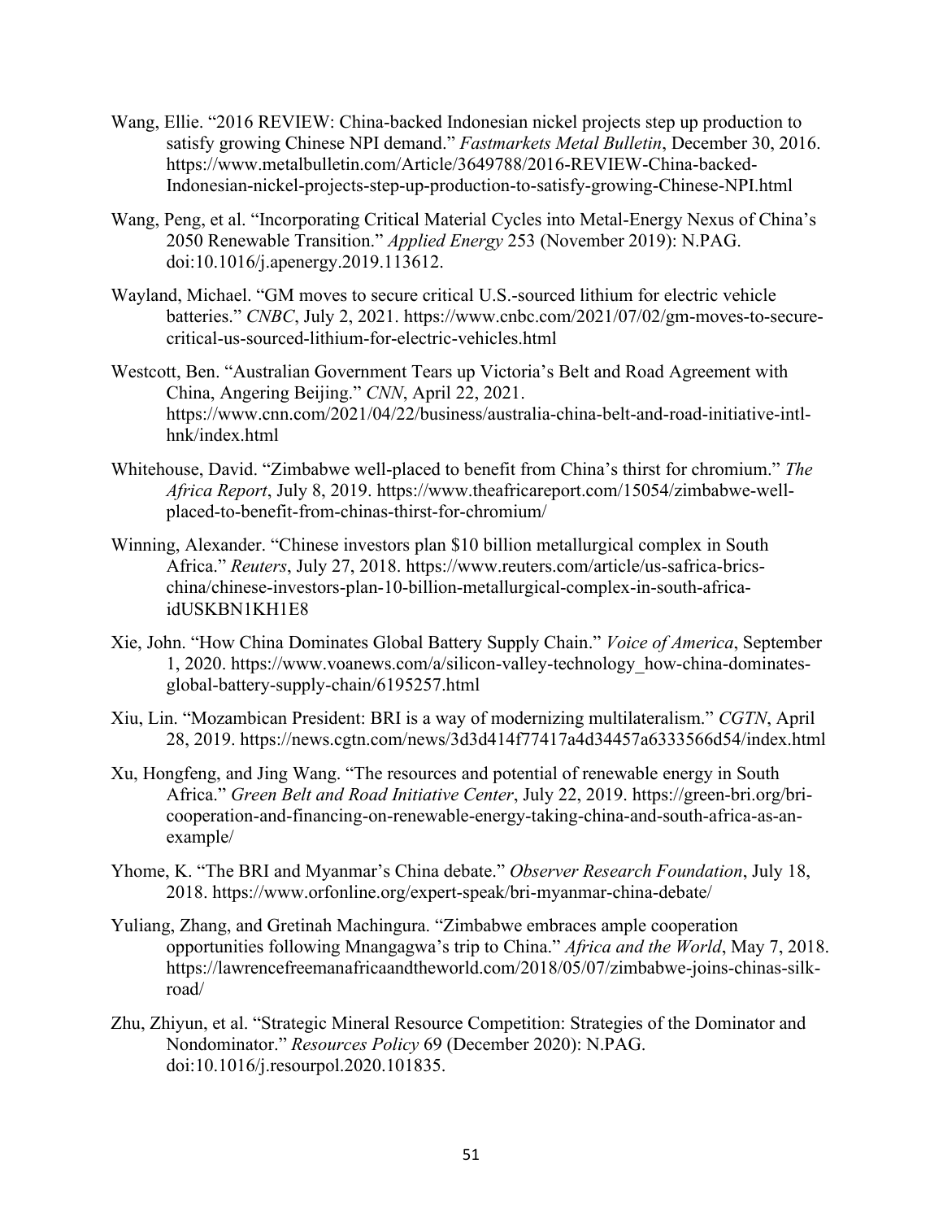Wang, Ellie. "2016 REVIEW: China-backed Indonesian nickel projects step up production to satisfy growing Chinese NPI demand." *Fastmarkets Metal Bulletin*, December 30, 2016. https://www.metalbulletin.com/Article/3649788/2016-REVIEW-China-backed-Indonesian-nickel-projects-step-up-production-to-satisfy-growing-Chinese-NPI.html

Wang, Peng, et al. "Incorporating Critical Material Cycles into Metal-Energy Nexus of China's 2050 Renewable Transition." *Applied Energy* 253 (November 2019): N.PAG. doi:10.1016/j.apenergy.2019.113612.

Wayland, Michael. "GM moves to secure critical U.S.-sourced lithium for electric vehicle batteries." *CNBC*, July 2, 2021. https://www.cnbc.com/2021/07/02/gm-moves-to-secure-critical-us-sourced-lithium-for-electric-vehicles.html

Westcott, Ben. "Australian Government Tears up Victoria's Belt and Road Agreement with China, Angering Beijing." *CNN*, April 22, 2021. https://www.cnn.com/2021/04/22/business/australia-china-belt-and-road-initiative-intl-hnk/index.html

Whitehouse, David. "Zimbabwe well-placed to benefit from China's thirst for chromium." *The Africa Report*, July 8, 2019. https://www.theafricareport.com/15054/zimbabwe-well-placed-to-benefit-from-chinas-thirst-for-chromium/

Winning, Alexander. "Chinese investors plan $10 billion metallurgical complex in South Africa." *Reuters*, July 27, 2018. https://www.reuters.com/article/us-safrica-brics-china/chinese-investors-plan-10-billion-metallurgical-complex-in-south-africa-idUSKBN1KH1E8

Xie, John. "How China Dominates Global Battery Supply Chain." *Voice of America*, September 1, 2020. https://www.voanews.com/a/silicon-valley-technology_how-china-dominates-global-battery-supply-chain/6195257.html

Xiu, Lin. "Mozambican President: BRI is a way of modernizing multilateralism." *CGTN*, April 28, 2019. https://news.cgtn.com/news/3d3d414f77417a4d34457a6333566d54/index.html

Xu, Hongfeng, and Jing Wang. "The resources and potential of renewable energy in South Africa." *Green Belt and Road Initiative Center*, July 22, 2019. https://green-bri.org/bri-cooperation-and-financing-on-renewable-energy-taking-china-and-south-africa-as-an-example/

Yhome, K. "The BRI and Myanmar's China debate." *Observer Research Foundation*, July 18, 2018. https://www.orfonline.org/expert-speak/bri-myanmar-china-debate/

Yuliang, Zhang, and Gretinah Machingura. "Zimbabwe embraces ample cooperation opportunities following Mnangagwa's trip to China." *Africa and the World*, May 7, 2018. https://lawrencefreemanafricaandtheworld.com/2018/05/07/zimbabwe-joins-chinas-silk-road/

Zhu, Zhiyun, et al. "Strategic Mineral Resource Competition: Strategies of the Dominator and Nondominator." *Resources Policy* 69 (December 2020): N.PAG. doi:10.1016/j.resourpol.2020.101835.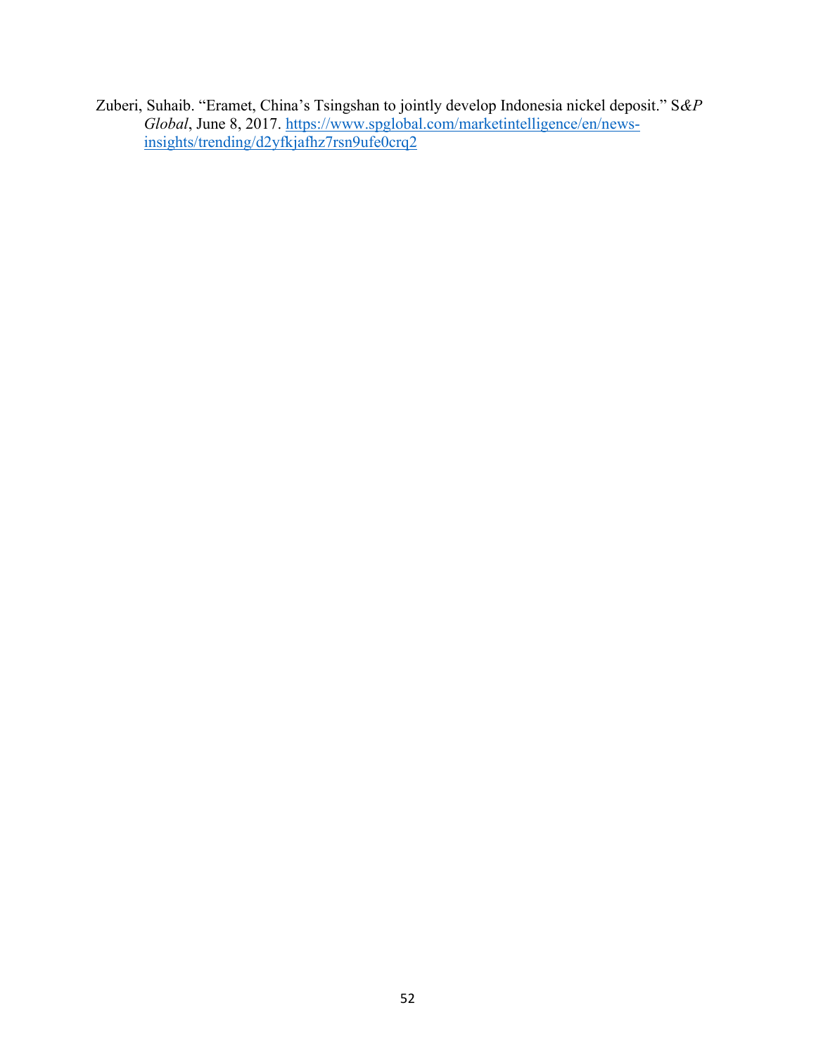Zuberi, Suhaib. "Eramet, China's Tsingshan to jointly develop Indonesia nickel deposit." S*&P Global*, June 8, 2017. https://www.spglobal.com/marketintelligence/en/news-insights/trending/d2yfkjafhz7rsn9ufe0crq2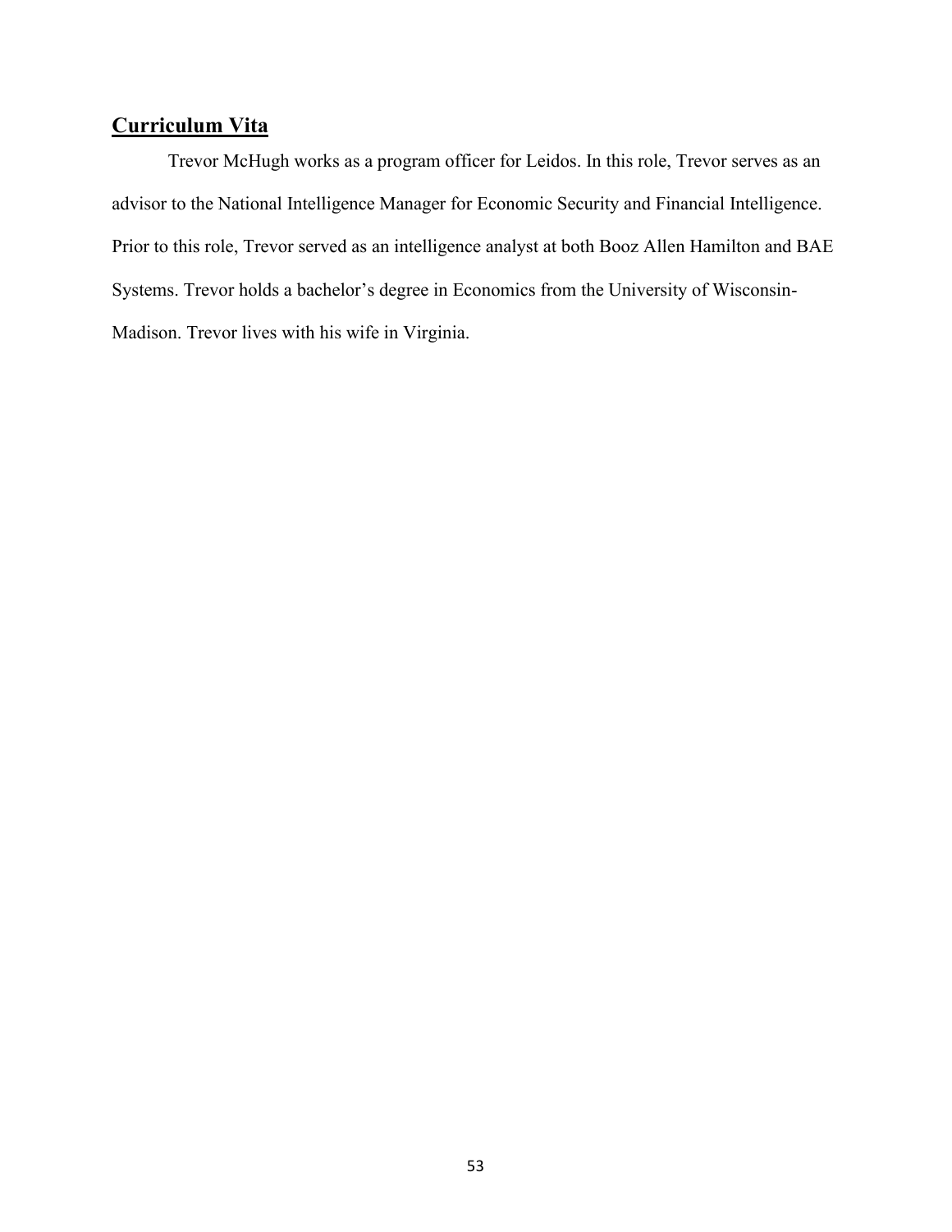## **Curriculum Vita**

Trevor McHugh works as a program officer for Leidos. In this role, Trevor serves as an advisor to the National Intelligence Manager for Economic Security and Financial Intelligence. Prior to this role, Trevor served as an intelligence analyst at both Booz Allen Hamilton and BAE Systems. Trevor holds a bachelor's degree in Economics from the University of Wisconsin-Madison. Trevor lives with his wife in Virginia.